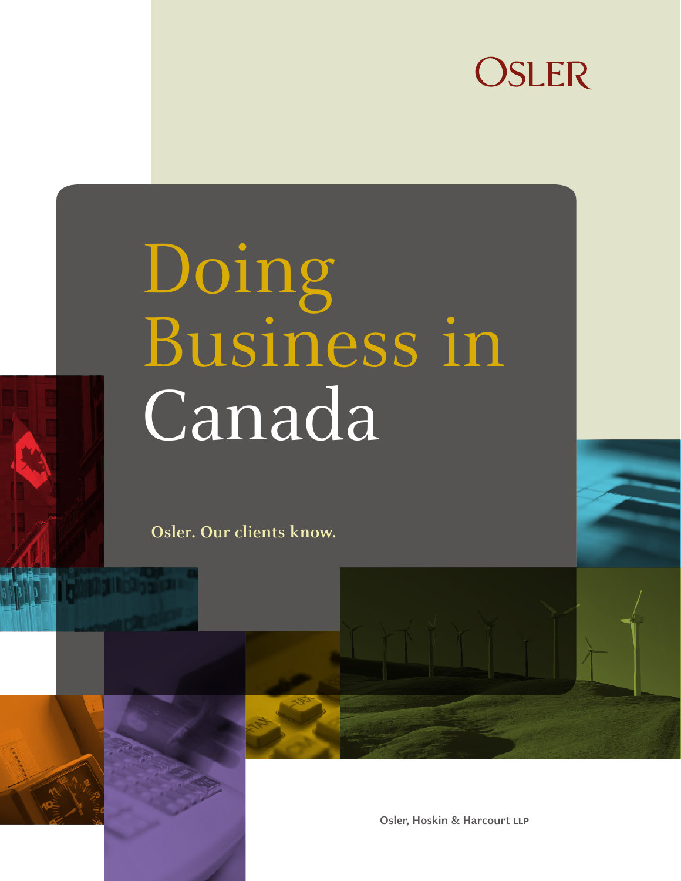OSLER

# Doing Business in Canada

**Osler. Our clients know.**

Osler, Hoskin & Harcourt LLP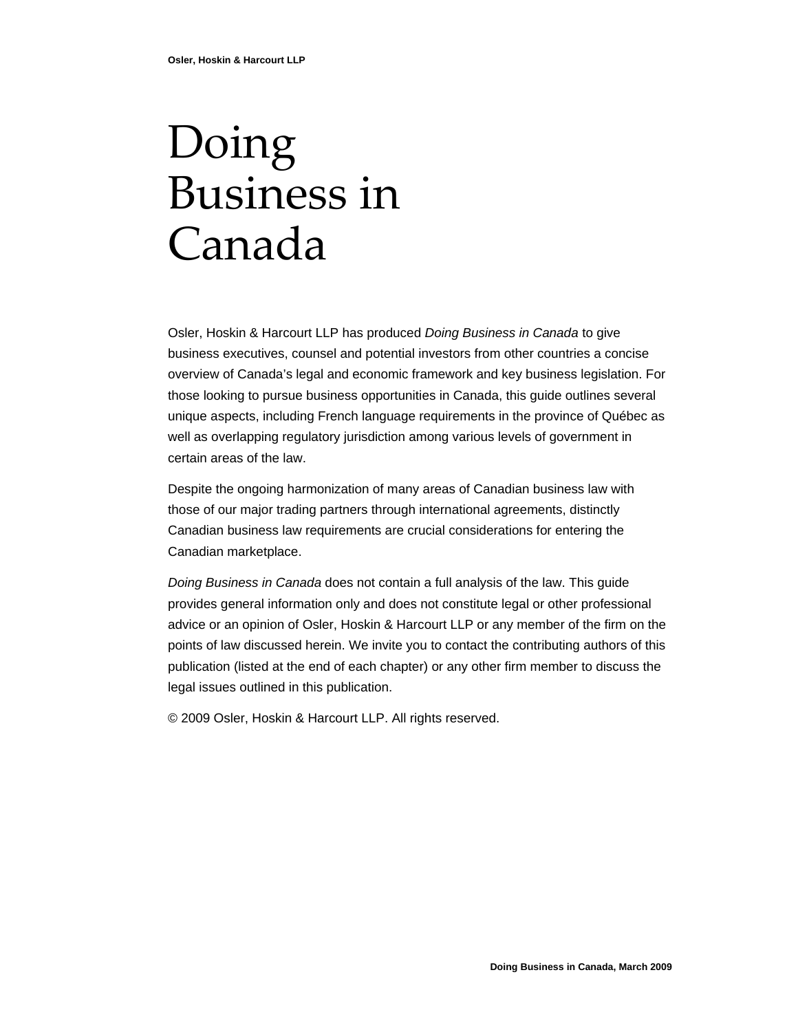# Doing Business in Canada

Osler, Hoskin & Harcourt LLP has produced *Doing Business in Canada* to give business executives, counsel and potential investors from other countries a concise overview of Canada's legal and economic framework and key business legislation. For those looking to pursue business opportunities in Canada, this guide outlines several unique aspects, including French language requirements in the province of Québec as well as overlapping regulatory jurisdiction among various levels of government in certain areas of the law.

Despite the ongoing harmonization of many areas of Canadian business law with those of our major trading partners through international agreements, distinctly Canadian business law requirements are crucial considerations for entering the Canadian marketplace.

*Doing Business in Canada* does not contain a full analysis of the law. This guide provides general information only and does not constitute legal or other professional advice or an opinion of Osler, Hoskin & Harcourt LLP or any member of the firm on the points of law discussed herein. We invite you to contact the contributing authors of this publication (listed at the end of each chapter) or any other firm member to discuss the legal issues outlined in this publication.

© 2009 Osler, Hoskin & Harcourt LLP. All rights reserved.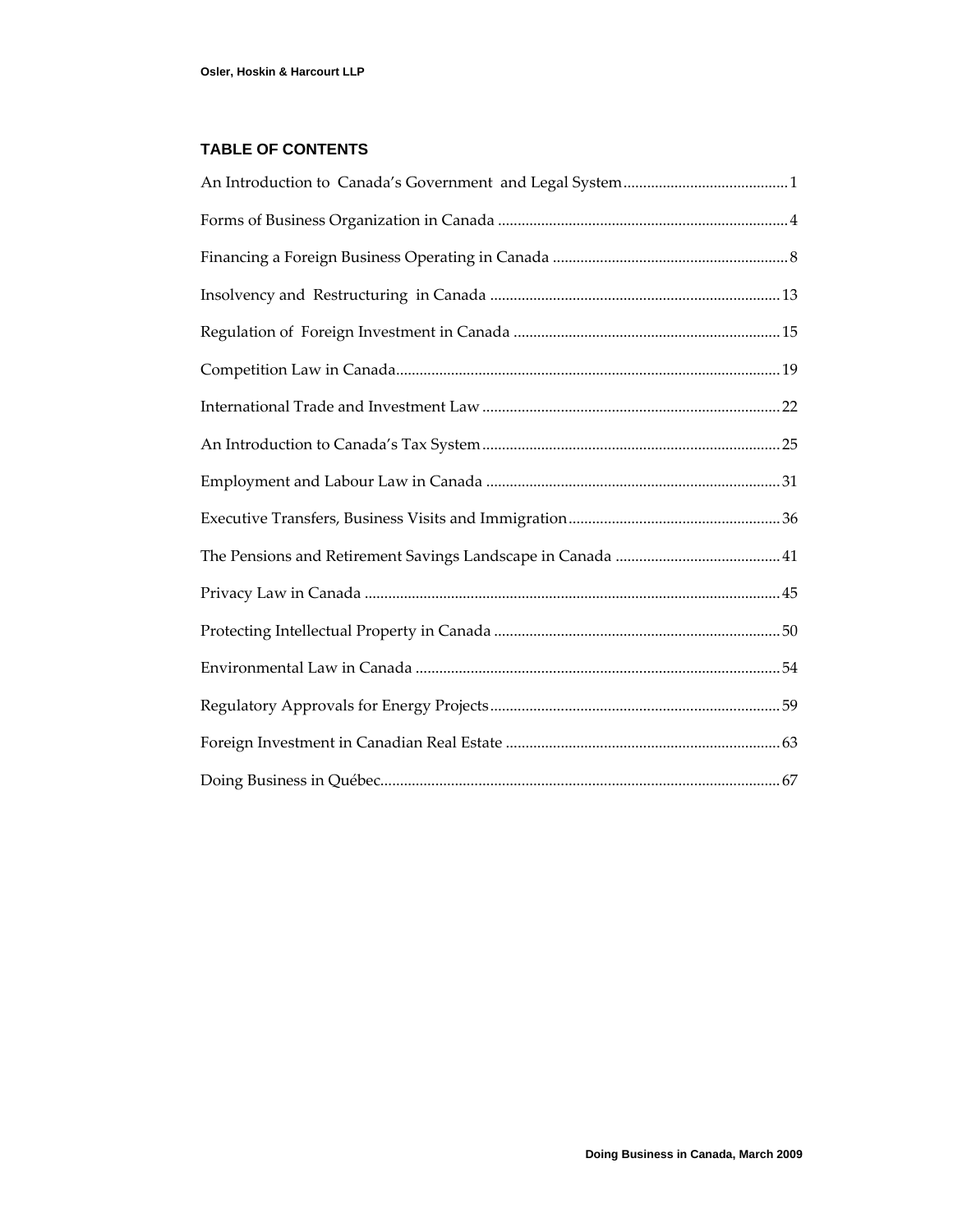## TABLE OF CONTENTS

An Introduction to Canada's Government and Legal System .......... 1

Forms of Business Organization in Canada .......... 4

Financing a Foreign Business Operating in Canada .......... 8

Insolvency and Restructuring in Canada .......... 13

Regulation of Foreign Investment in Canada .......... 15

Competition Law in Canada .......... 19

International Trade and Investment Law .......... 22

An Introduction to Canada's Tax System .......... 25

Employment and Labour Law in Canada .......... 31

Executive Transfers, Business Visits and Immigration .......... 36

The Pensions and Retirement Savings Landscape in Canada .......... 41

Privacy Law in Canada .......... 45

Protecting Intellectual Property in Canada .......... 50

Environmental Law in Canada .......... 54

Regulatory Approvals for Energy Projects .......... 59

Foreign Investment in Canadian Real Estate .......... 63

Doing Business in Québec .......... 67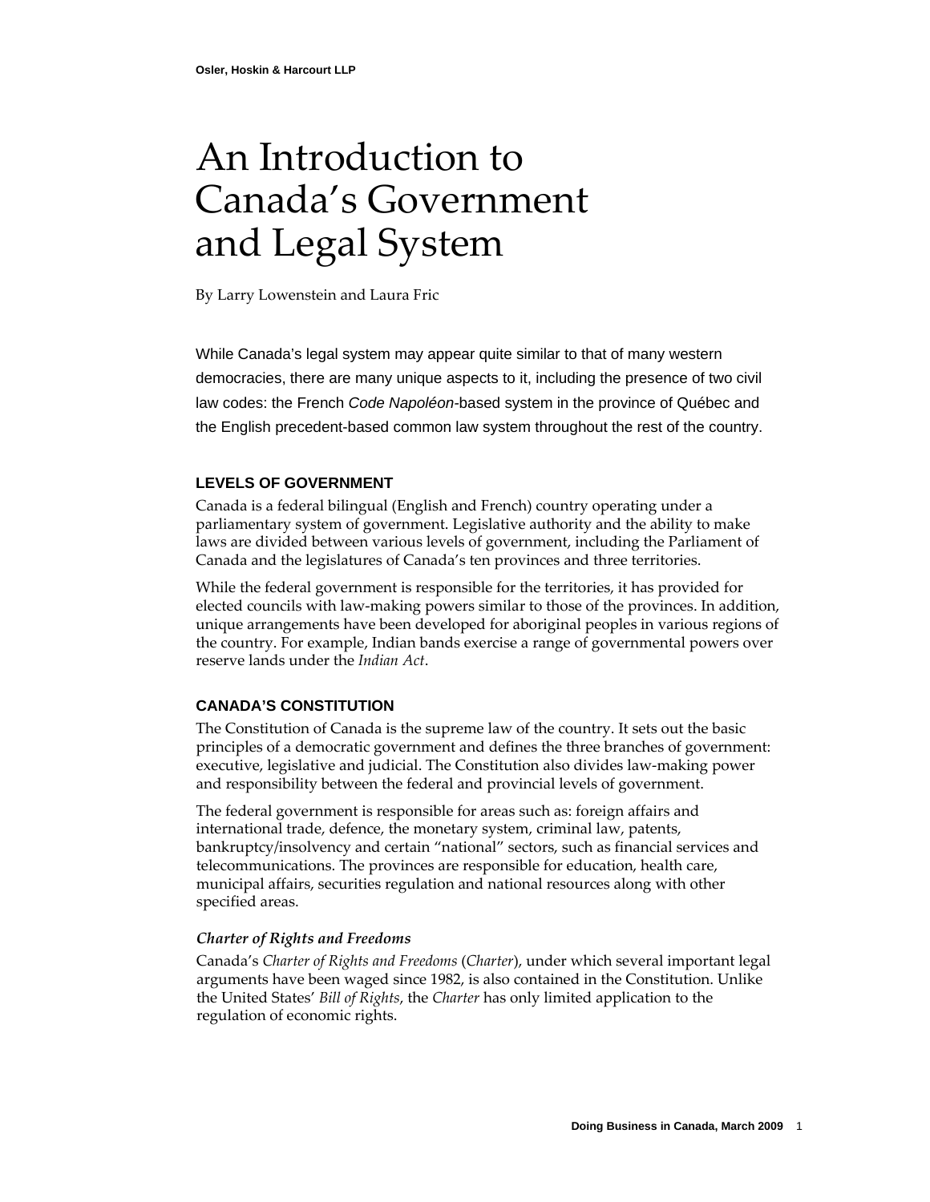# An Introduction to Canada's Government and Legal System

By Larry Lowenstein and Laura Fric

While Canada's legal system may appear quite similar to that of many western democracies, there are many unique aspects to it, including the presence of two civil law codes: the French *Code Napoléon*-based system in the province of Québec and the English precedent-based common law system throughout the rest of the country.

## LEVELS OF GOVERNMENT

Canada is a federal bilingual (English and French) country operating under a parliamentary system of government. Legislative authority and the ability to make laws are divided between various levels of government, including the Parliament of Canada and the legislatures of Canada's ten provinces and three territories.

While the federal government is responsible for the territories, it has provided for elected councils with law-making powers similar to those of the provinces. In addition, unique arrangements have been developed for aboriginal peoples in various regions of the country. For example, Indian bands exercise a range of governmental powers over reserve lands under the *Indian Act*.

## CANADA'S CONSTITUTION

The Constitution of Canada is the supreme law of the country. It sets out the basic principles of a democratic government and defines the three branches of government: executive, legislative and judicial. The Constitution also divides law-making power and responsibility between the federal and provincial levels of government.

The federal government is responsible for areas such as: foreign affairs and international trade, defence, the monetary system, criminal law, patents, bankruptcy/insolvency and certain "national" sectors, such as financial services and telecommunications. The provinces are responsible for education, health care, municipal affairs, securities regulation and national resources along with other specified areas.

### *Charter of Rights and Freedoms*

Canada's *Charter of Rights and Freedoms* (*Charter*), under which several important legal arguments have been waged since 1982, is also contained in the Constitution. Unlike the United States' *Bill of Rights*, the *Charter* has only limited application to the regulation of economic rights.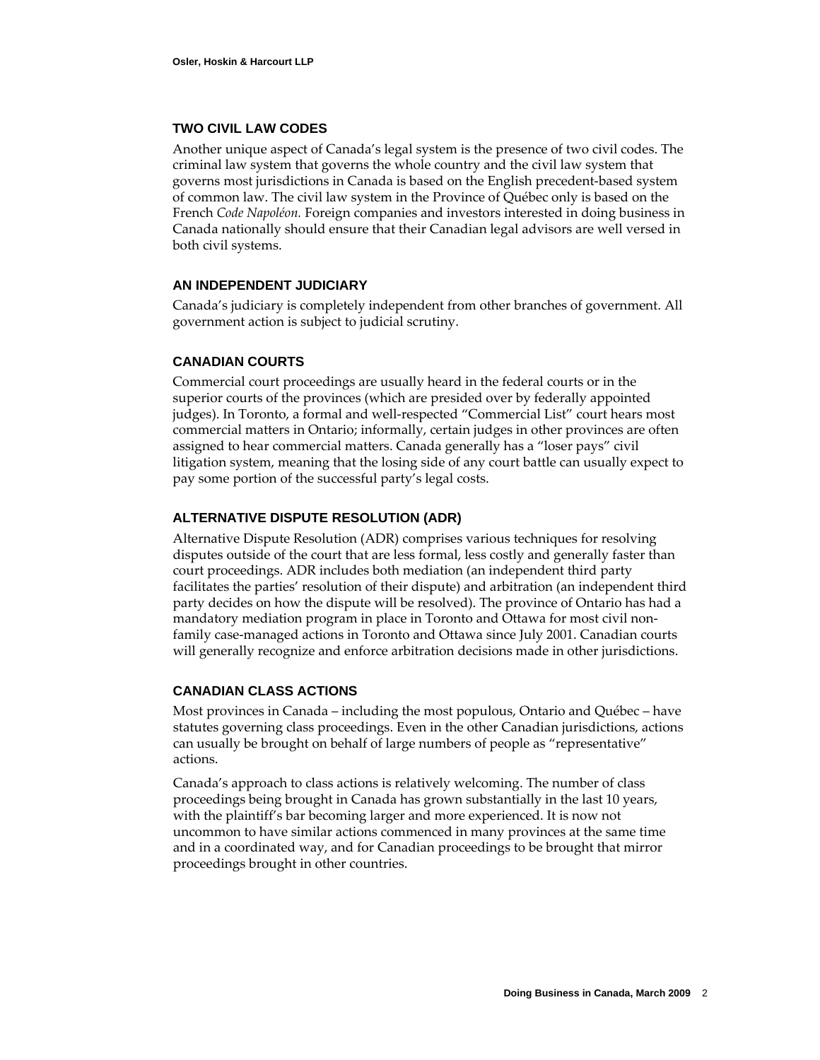## TWO CIVIL LAW CODES

Another unique aspect of Canada's legal system is the presence of two civil codes. The criminal law system that governs the whole country and the civil law system that governs most jurisdictions in Canada is based on the English precedent-based system of common law. The civil law system in the Province of Québec only is based on the French *Code Napoléon.* Foreign companies and investors interested in doing business in Canada nationally should ensure that their Canadian legal advisors are well versed in both civil systems.

## AN INDEPENDENT JUDICIARY

Canada's judiciary is completely independent from other branches of government. All government action is subject to judicial scrutiny.

## CANADIAN COURTS

Commercial court proceedings are usually heard in the federal courts or in the superior courts of the provinces (which are presided over by federally appointed judges). In Toronto, a formal and well-respected "Commercial List" court hears most commercial matters in Ontario; informally, certain judges in other provinces are often assigned to hear commercial matters. Canada generally has a "loser pays" civil litigation system, meaning that the losing side of any court battle can usually expect to pay some portion of the successful party's legal costs.

## ALTERNATIVE DISPUTE RESOLUTION (ADR)

Alternative Dispute Resolution (ADR) comprises various techniques for resolving disputes outside of the court that are less formal, less costly and generally faster than court proceedings. ADR includes both mediation (an independent third party facilitates the parties' resolution of their dispute) and arbitration (an independent third party decides on how the dispute will be resolved). The province of Ontario has had a mandatory mediation program in place in Toronto and Ottawa for most civil non-family case-managed actions in Toronto and Ottawa since July 2001. Canadian courts will generally recognize and enforce arbitration decisions made in other jurisdictions.

## CANADIAN CLASS ACTIONS

Most provinces in Canada – including the most populous, Ontario and Québec – have statutes governing class proceedings. Even in the other Canadian jurisdictions, actions can usually be brought on behalf of large numbers of people as "representative" actions.

Canada's approach to class actions is relatively welcoming. The number of class proceedings being brought in Canada has grown substantially in the last 10 years, with the plaintiff's bar becoming larger and more experienced. It is now not uncommon to have similar actions commenced in many provinces at the same time and in a coordinated way, and for Canadian proceedings to be brought that mirror proceedings brought in other countries.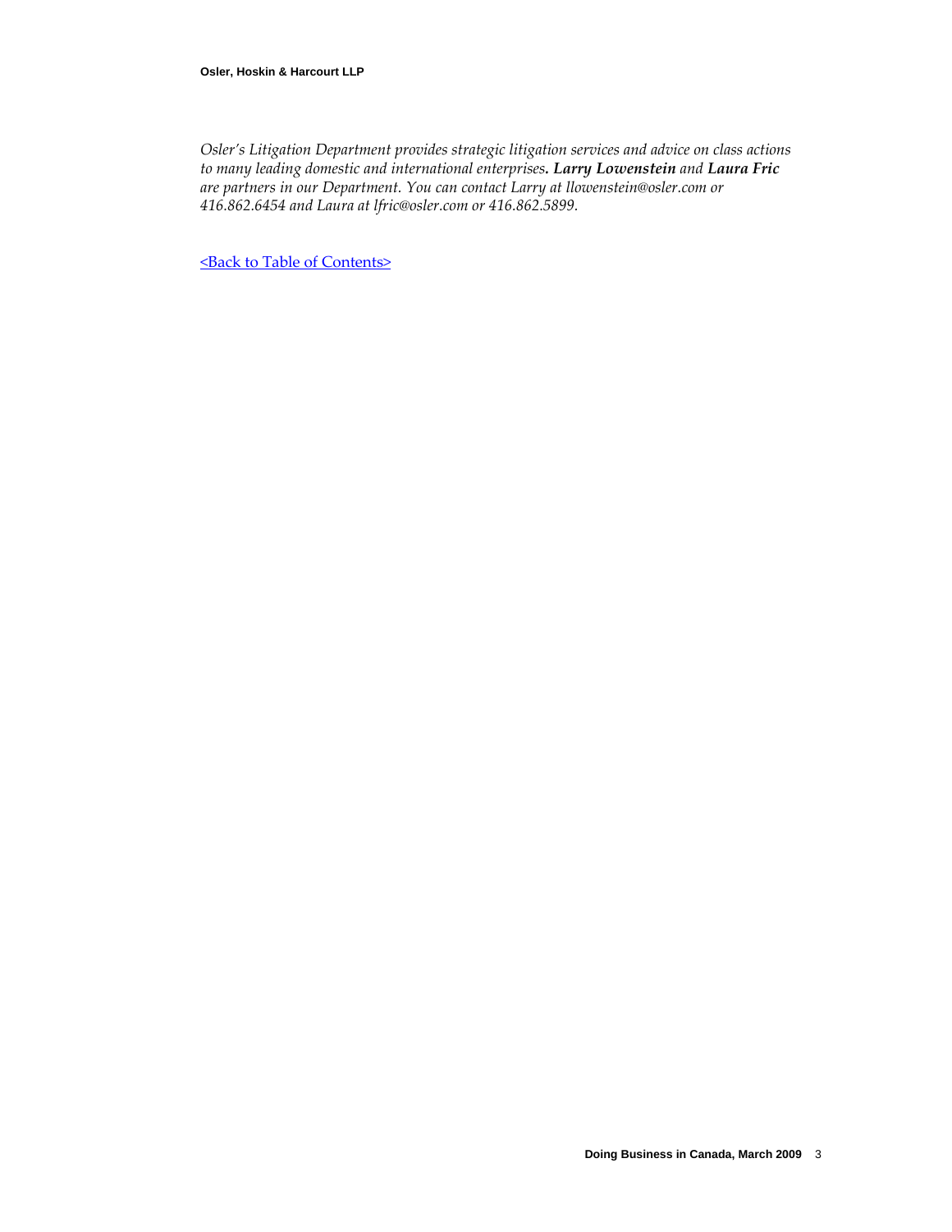*Osler's Litigation Department provides strategic litigation services and advice on class actions to many leading domestic and international enterprises.* ***Larry Lowenstein*** *and* ***Laura Fric*** *are partners in our Department. You can contact Larry at llowenstein@osler.com or 416.862.6454 and Laura at lfric@osler.com or 416.862.5899.*

<Back to Table of Contents>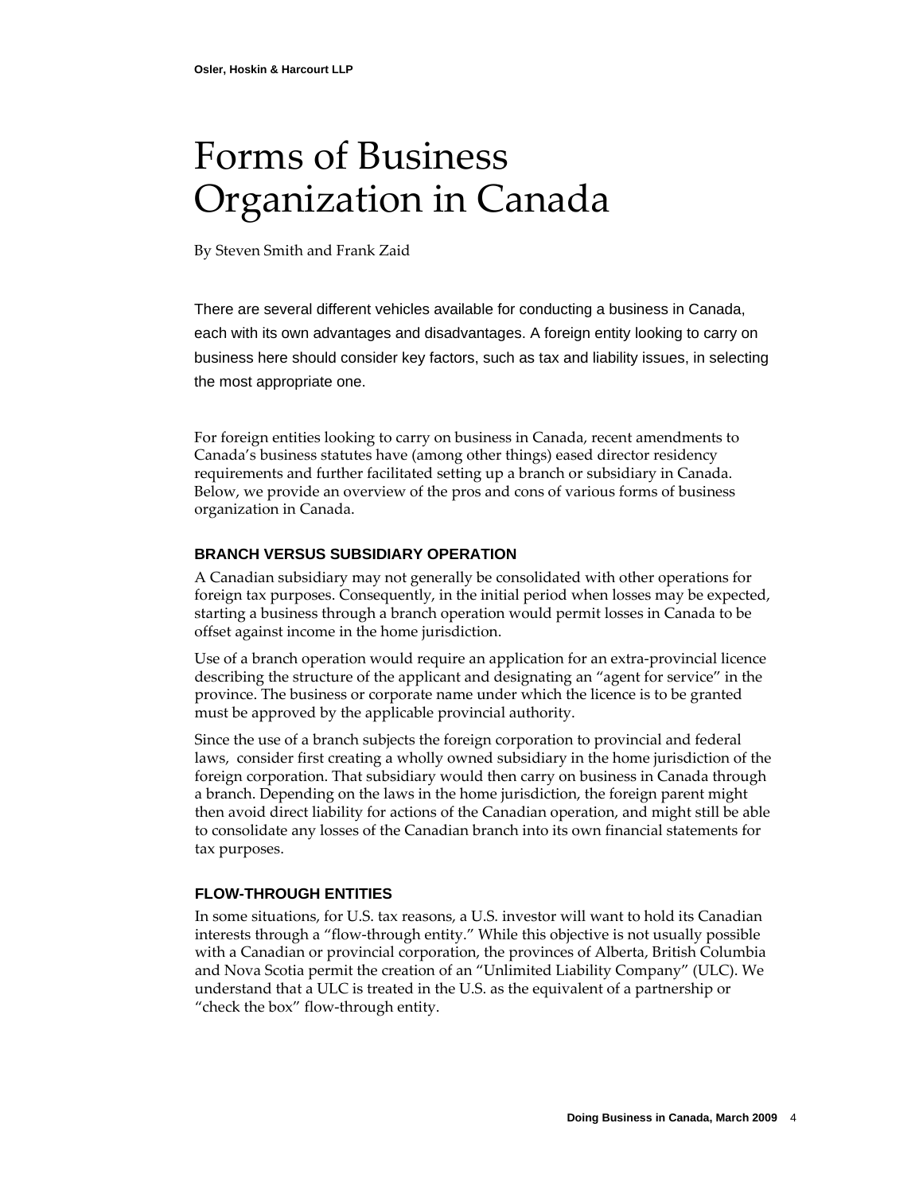# Forms of Business Organization in Canada

By Steven Smith and Frank Zaid

There are several different vehicles available for conducting a business in Canada, each with its own advantages and disadvantages. A foreign entity looking to carry on business here should consider key factors, such as tax and liability issues, in selecting the most appropriate one.

For foreign entities looking to carry on business in Canada, recent amendments to Canada's business statutes have (among other things) eased director residency requirements and further facilitated setting up a branch or subsidiary in Canada. Below, we provide an overview of the pros and cons of various forms of business organization in Canada.

## BRANCH VERSUS SUBSIDIARY OPERATION

A Canadian subsidiary may not generally be consolidated with other operations for foreign tax purposes. Consequently, in the initial period when losses may be expected, starting a business through a branch operation would permit losses in Canada to be offset against income in the home jurisdiction.

Use of a branch operation would require an application for an extra-provincial licence describing the structure of the applicant and designating an "agent for service" in the province. The business or corporate name under which the licence is to be granted must be approved by the applicable provincial authority.

Since the use of a branch subjects the foreign corporation to provincial and federal laws, consider first creating a wholly owned subsidiary in the home jurisdiction of the foreign corporation. That subsidiary would then carry on business in Canada through a branch. Depending on the laws in the home jurisdiction, the foreign parent might then avoid direct liability for actions of the Canadian operation, and might still be able to consolidate any losses of the Canadian branch into its own financial statements for tax purposes.

## FLOW-THROUGH ENTITIES

In some situations, for U.S. tax reasons, a U.S. investor will want to hold its Canadian interests through a "flow-through entity." While this objective is not usually possible with a Canadian or provincial corporation, the provinces of Alberta, British Columbia and Nova Scotia permit the creation of an "Unlimited Liability Company" (ULC). We understand that a ULC is treated in the U.S. as the equivalent of a partnership or "check the box" flow-through entity.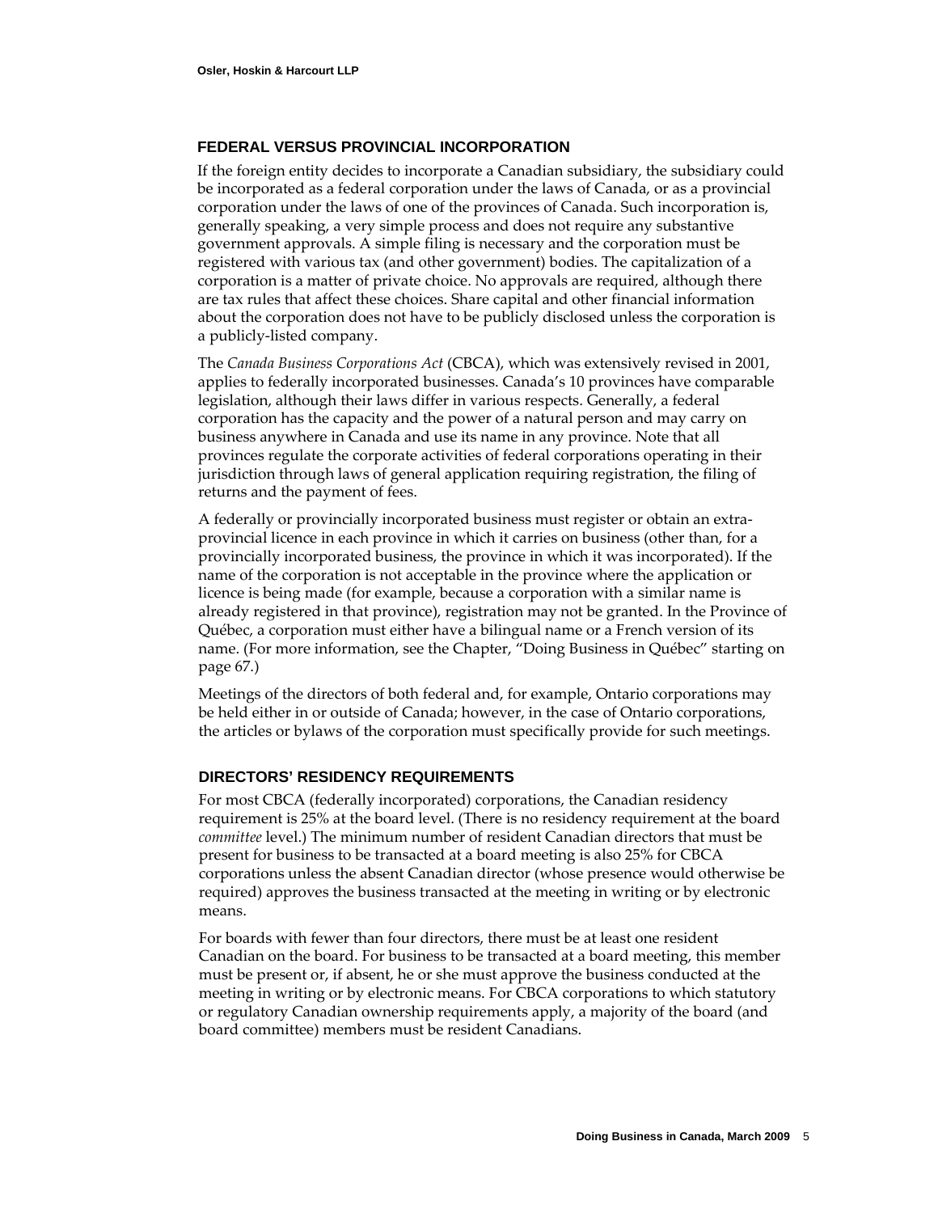## FEDERAL VERSUS PROVINCIAL INCORPORATION

If the foreign entity decides to incorporate a Canadian subsidiary, the subsidiary could be incorporated as a federal corporation under the laws of Canada, or as a provincial corporation under the laws of one of the provinces of Canada. Such incorporation is, generally speaking, a very simple process and does not require any substantive government approvals. A simple filing is necessary and the corporation must be registered with various tax (and other government) bodies. The capitalization of a corporation is a matter of private choice. No approvals are required, although there are tax rules that affect these choices. Share capital and other financial information about the corporation does not have to be publicly disclosed unless the corporation is a publicly-listed company.

The *Canada Business Corporations Act* (CBCA), which was extensively revised in 2001, applies to federally incorporated businesses. Canada's 10 provinces have comparable legislation, although their laws differ in various respects. Generally, a federal corporation has the capacity and the power of a natural person and may carry on business anywhere in Canada and use its name in any province. Note that all provinces regulate the corporate activities of federal corporations operating in their jurisdiction through laws of general application requiring registration, the filing of returns and the payment of fees.

A federally or provincially incorporated business must register or obtain an extra-provincial licence in each province in which it carries on business (other than, for a provincially incorporated business, the province in which it was incorporated). If the name of the corporation is not acceptable in the province where the application or licence is being made (for example, because a corporation with a similar name is already registered in that province), registration may not be granted. In the Province of Québec, a corporation must either have a bilingual name or a French version of its name. (For more information, see the Chapter, "Doing Business in Québec" starting on page 67.)

Meetings of the directors of both federal and, for example, Ontario corporations may be held either in or outside of Canada; however, in the case of Ontario corporations, the articles or bylaws of the corporation must specifically provide for such meetings.

## DIRECTORS' RESIDENCY REQUIREMENTS

For most CBCA (federally incorporated) corporations, the Canadian residency requirement is 25% at the board level. (There is no residency requirement at the board *committee* level.) The minimum number of resident Canadian directors that must be present for business to be transacted at a board meeting is also 25% for CBCA corporations unless the absent Canadian director (whose presence would otherwise be required) approves the business transacted at the meeting in writing or by electronic means.

For boards with fewer than four directors, there must be at least one resident Canadian on the board. For business to be transacted at a board meeting, this member must be present or, if absent, he or she must approve the business conducted at the meeting in writing or by electronic means. For CBCA corporations to which statutory or regulatory Canadian ownership requirements apply, a majority of the board (and board committee) members must be resident Canadians.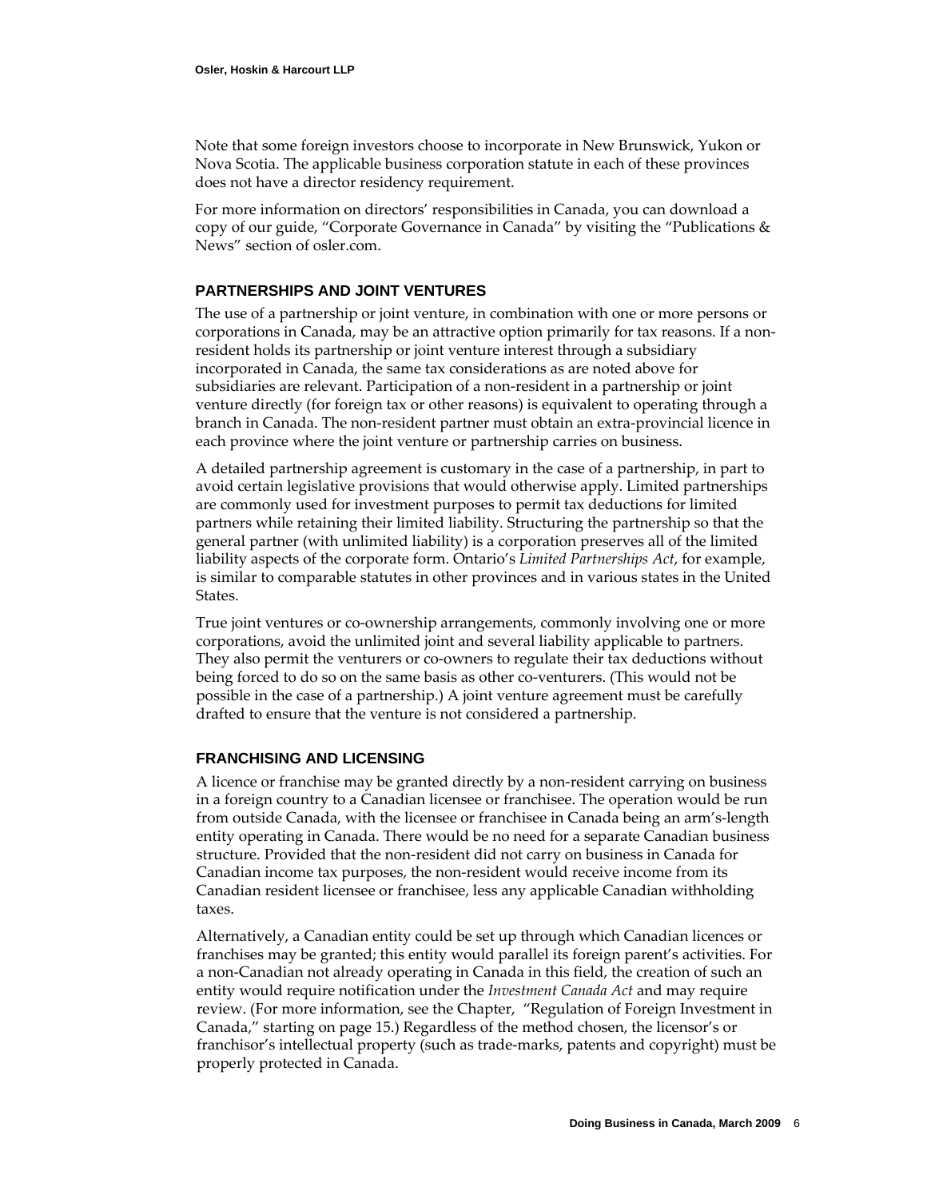Note that some foreign investors choose to incorporate in New Brunswick, Yukon or Nova Scotia. The applicable business corporation statute in each of these provinces does not have a director residency requirement.

For more information on directors' responsibilities in Canada, you can download a copy of our guide, "Corporate Governance in Canada" by visiting the "Publications & News" section of osler.com.

## PARTNERSHIPS AND JOINT VENTURES

The use of a partnership or joint venture, in combination with one or more persons or corporations in Canada, may be an attractive option primarily for tax reasons. If a non-resident holds its partnership or joint venture interest through a subsidiary incorporated in Canada, the same tax considerations as are noted above for subsidiaries are relevant. Participation of a non-resident in a partnership or joint venture directly (for foreign tax or other reasons) is equivalent to operating through a branch in Canada. The non-resident partner must obtain an extra-provincial licence in each province where the joint venture or partnership carries on business.

A detailed partnership agreement is customary in the case of a partnership, in part to avoid certain legislative provisions that would otherwise apply. Limited partnerships are commonly used for investment purposes to permit tax deductions for limited partners while retaining their limited liability. Structuring the partnership so that the general partner (with unlimited liability) is a corporation preserves all of the limited liability aspects of the corporate form. Ontario's *Limited Partnerships Act*, for example, is similar to comparable statutes in other provinces and in various states in the United States.

True joint ventures or co-ownership arrangements, commonly involving one or more corporations, avoid the unlimited joint and several liability applicable to partners. They also permit the venturers or co-owners to regulate their tax deductions without being forced to do so on the same basis as other co-venturers. (This would not be possible in the case of a partnership.) A joint venture agreement must be carefully drafted to ensure that the venture is not considered a partnership.

## FRANCHISING AND LICENSING

A licence or franchise may be granted directly by a non-resident carrying on business in a foreign country to a Canadian licensee or franchisee. The operation would be run from outside Canada, with the licensee or franchisee in Canada being an arm's-length entity operating in Canada. There would be no need for a separate Canadian business structure. Provided that the non-resident did not carry on business in Canada for Canadian income tax purposes, the non-resident would receive income from its Canadian resident licensee or franchisee, less any applicable Canadian withholding taxes.

Alternatively, a Canadian entity could be set up through which Canadian licences or franchises may be granted; this entity would parallel its foreign parent's activities. For a non-Canadian not already operating in Canada in this field, the creation of such an entity would require notification under the *Investment Canada Act* and may require review. (For more information, see the Chapter, "Regulation of Foreign Investment in Canada," starting on page 15.) Regardless of the method chosen, the licensor's or franchisor's intellectual property (such as trade-marks, patents and copyright) must be properly protected in Canada.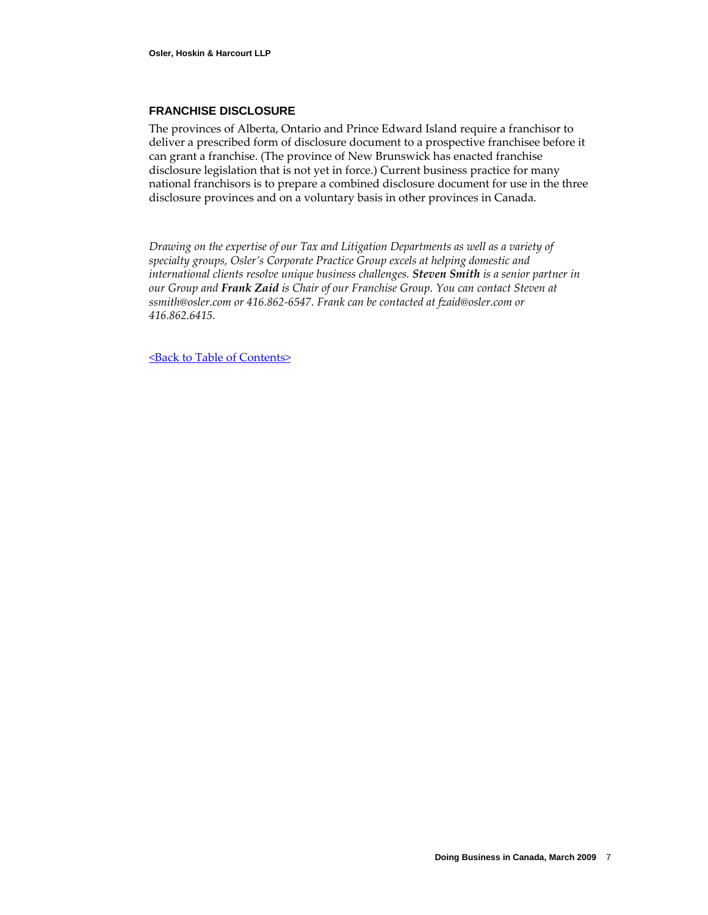## FRANCHISE DISCLOSURE

The provinces of Alberta, Ontario and Prince Edward Island require a franchisor to deliver a prescribed form of disclosure document to a prospective franchisee before it can grant a franchise. (The province of New Brunswick has enacted franchise disclosure legislation that is not yet in force.) Current business practice for many national franchisors is to prepare a combined disclosure document for use in the three disclosure provinces and on a voluntary basis in other provinces in Canada.

*Drawing on the expertise of our Tax and Litigation Departments as well as a variety of specialty groups, Osler's Corporate Practice Group excels at helping domestic and international clients resolve unique business challenges.* ***Steven Smith*** *is a senior partner in our Group and* ***Frank Zaid*** *is Chair of our Franchise Group. You can contact Steven at ssmith@osler.com or 416.862-6547. Frank can be contacted at fzaid@osler.com or 416.862.6415.*

<Back to Table of Contents>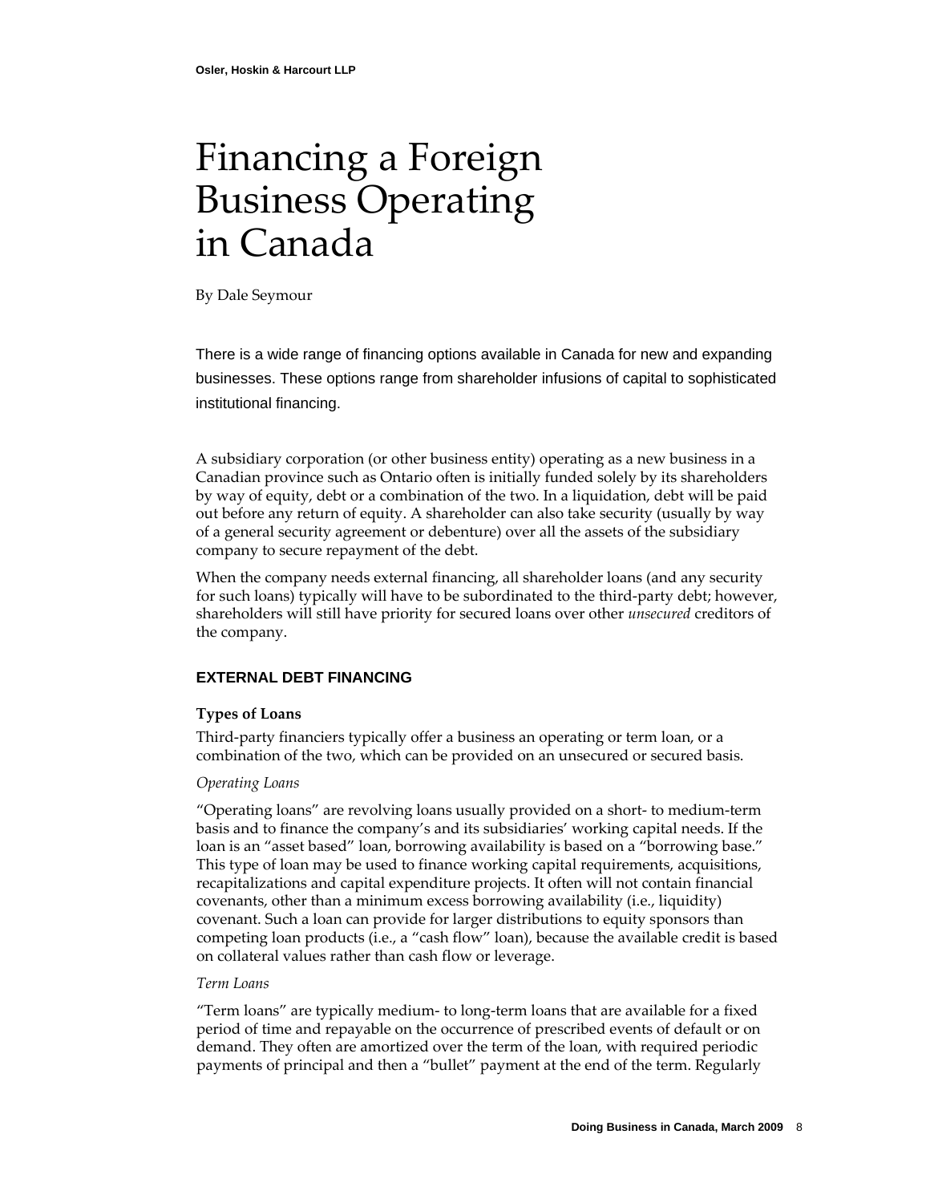# Financing a Foreign Business Operating in Canada

By Dale Seymour

There is a wide range of financing options available in Canada for new and expanding businesses. These options range from shareholder infusions of capital to sophisticated institutional financing.

A subsidiary corporation (or other business entity) operating as a new business in a Canadian province such as Ontario often is initially funded solely by its shareholders by way of equity, debt or a combination of the two. In a liquidation, debt will be paid out before any return of equity. A shareholder can also take security (usually by way of a general security agreement or debenture) over all the assets of the subsidiary company to secure repayment of the debt.

When the company needs external financing, all shareholder loans (and any security for such loans) typically will have to be subordinated to the third-party debt; however, shareholders will still have priority for secured loans over other *unsecured* creditors of the company.

## EXTERNAL DEBT FINANCING

### Types of Loans

Third-party financiers typically offer a business an operating or term loan, or a combination of the two, which can be provided on an unsecured or secured basis.

*Operating Loans*

"Operating loans" are revolving loans usually provided on a short- to medium-term basis and to finance the company's and its subsidiaries' working capital needs. If the loan is an "asset based" loan, borrowing availability is based on a "borrowing base." This type of loan may be used to finance working capital requirements, acquisitions, recapitalizations and capital expenditure projects. It often will not contain financial covenants, other than a minimum excess borrowing availability (i.e., liquidity) covenant. Such a loan can provide for larger distributions to equity sponsors than competing loan products (i.e., a "cash flow" loan), because the available credit is based on collateral values rather than cash flow or leverage.

*Term Loans*

"Term loans" are typically medium- to long-term loans that are available for a fixed period of time and repayable on the occurrence of prescribed events of default or on demand. They often are amortized over the term of the loan, with required periodic payments of principal and then a "bullet" payment at the end of the term. Regularly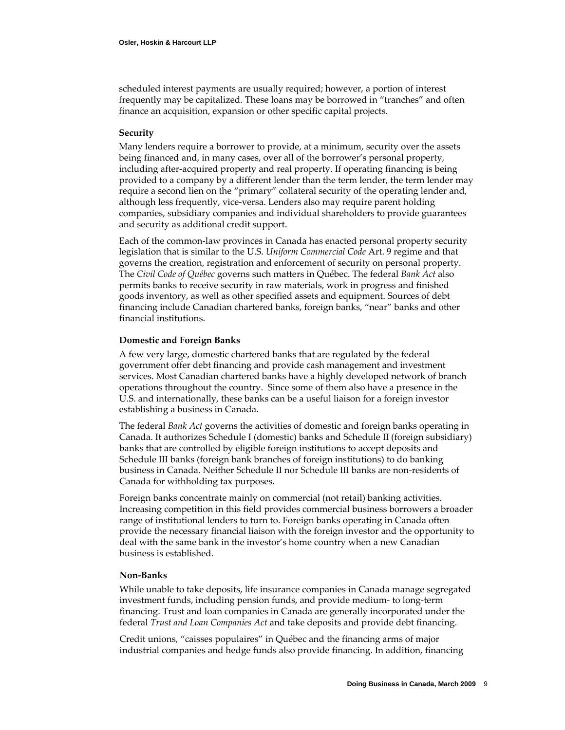scheduled interest payments are usually required; however, a portion of interest frequently may be capitalized. These loans may be borrowed in "tranches" and often finance an acquisition, expansion or other specific capital projects.

### Security

Many lenders require a borrower to provide, at a minimum, security over the assets being financed and, in many cases, over all of the borrower's personal property, including after-acquired property and real property. If operating financing is being provided to a company by a different lender than the term lender, the term lender may require a second lien on the "primary" collateral security of the operating lender and, although less frequently, vice-versa. Lenders also may require parent holding companies, subsidiary companies and individual shareholders to provide guarantees and security as additional credit support.

Each of the common-law provinces in Canada has enacted personal property security legislation that is similar to the U.S. *Uniform Commercial Code* Art. 9 regime and that governs the creation, registration and enforcement of security on personal property. The *Civil Code of Québec* governs such matters in Québec. The federal *Bank Act* also permits banks to receive security in raw materials, work in progress and finished goods inventory, as well as other specified assets and equipment. Sources of debt financing include Canadian chartered banks, foreign banks, "near" banks and other financial institutions.

### Domestic and Foreign Banks

A few very large, domestic chartered banks that are regulated by the federal government offer debt financing and provide cash management and investment services. Most Canadian chartered banks have a highly developed network of branch operations throughout the country. Since some of them also have a presence in the U.S. and internationally, these banks can be a useful liaison for a foreign investor establishing a business in Canada.

The federal *Bank Act* governs the activities of domestic and foreign banks operating in Canada. It authorizes Schedule I (domestic) banks and Schedule II (foreign subsidiary) banks that are controlled by eligible foreign institutions to accept deposits and Schedule III banks (foreign bank branches of foreign institutions) to do banking business in Canada. Neither Schedule II nor Schedule III banks are non-residents of Canada for withholding tax purposes.

Foreign banks concentrate mainly on commercial (not retail) banking activities. Increasing competition in this field provides commercial business borrowers a broader range of institutional lenders to turn to. Foreign banks operating in Canada often provide the necessary financial liaison with the foreign investor and the opportunity to deal with the same bank in the investor's home country when a new Canadian business is established.

### Non-Banks

While unable to take deposits, life insurance companies in Canada manage segregated investment funds, including pension funds, and provide medium- to long-term financing. Trust and loan companies in Canada are generally incorporated under the federal *Trust and Loan Companies Act* and take deposits and provide debt financing.

Credit unions, "caisses populaires" in Québec and the financing arms of major industrial companies and hedge funds also provide financing. In addition, financing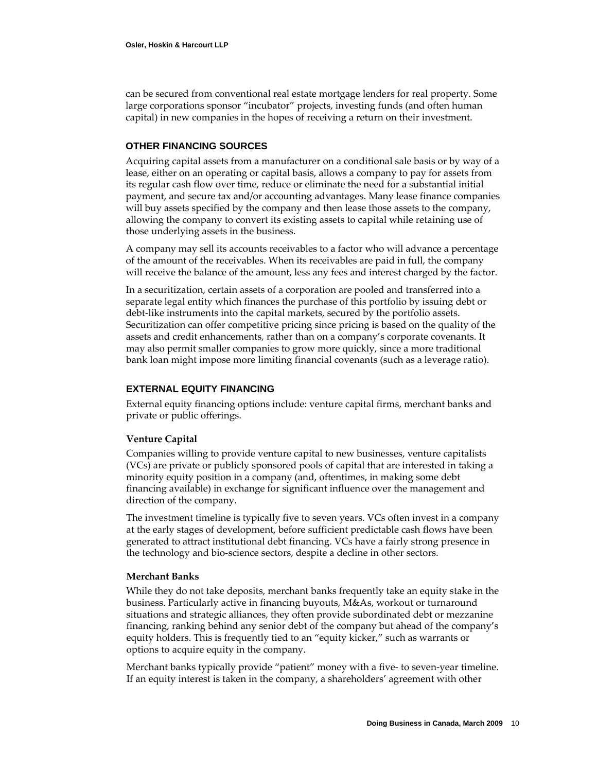can be secured from conventional real estate mortgage lenders for real property. Some large corporations sponsor "incubator" projects, investing funds (and often human capital) in new companies in the hopes of receiving a return on their investment.

### OTHER FINANCING SOURCES

Acquiring capital assets from a manufacturer on a conditional sale basis or by way of a lease, either on an operating or capital basis, allows a company to pay for assets from its regular cash flow over time, reduce or eliminate the need for a substantial initial payment, and secure tax and/or accounting advantages. Many lease finance companies will buy assets specified by the company and then lease those assets to the company, allowing the company to convert its existing assets to capital while retaining use of those underlying assets in the business.

A company may sell its accounts receivables to a factor who will advance a percentage of the amount of the receivables. When its receivables are paid in full, the company will receive the balance of the amount, less any fees and interest charged by the factor.

In a securitization, certain assets of a corporation are pooled and transferred into a separate legal entity which finances the purchase of this portfolio by issuing debt or debt-like instruments into the capital markets, secured by the portfolio assets. Securitization can offer competitive pricing since pricing is based on the quality of the assets and credit enhancements, rather than on a company's corporate covenants. It may also permit smaller companies to grow more quickly, since a more traditional bank loan might impose more limiting financial covenants (such as a leverage ratio).

### EXTERNAL EQUITY FINANCING

External equity financing options include: venture capital firms, merchant banks and private or public offerings.

#### Venture Capital

Companies willing to provide venture capital to new businesses, venture capitalists (VCs) are private or publicly sponsored pools of capital that are interested in taking a minority equity position in a company (and, oftentimes, in making some debt financing available) in exchange for significant influence over the management and direction of the company.

The investment timeline is typically five to seven years. VCs often invest in a company at the early stages of development, before sufficient predictable cash flows have been generated to attract institutional debt financing. VCs have a fairly strong presence in the technology and bio-science sectors, despite a decline in other sectors.

#### Merchant Banks

While they do not take deposits, merchant banks frequently take an equity stake in the business. Particularly active in financing buyouts, M&As, workout or turnaround situations and strategic alliances, they often provide subordinated debt or mezzanine financing, ranking behind any senior debt of the company but ahead of the company's equity holders. This is frequently tied to an "equity kicker," such as warrants or options to acquire equity in the company.

Merchant banks typically provide "patient" money with a five- to seven-year timeline. If an equity interest is taken in the company, a shareholders' agreement with other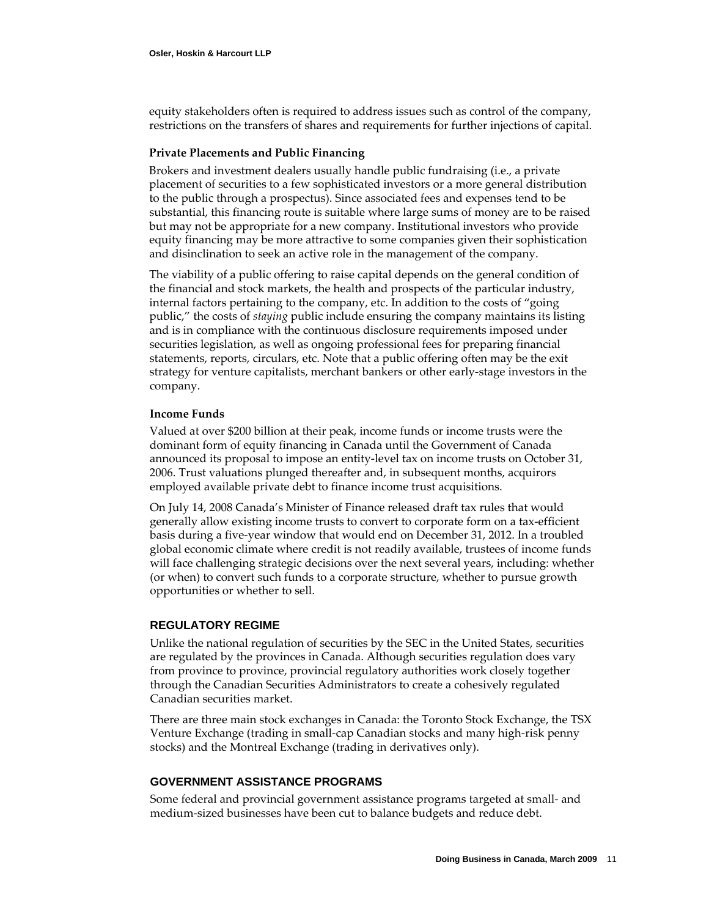equity stakeholders often is required to address issues such as control of the company, restrictions on the transfers of shares and requirements for further injections of capital.

### Private Placements and Public Financing

Brokers and investment dealers usually handle public fundraising (i.e., a private placement of securities to a few sophisticated investors or a more general distribution to the public through a prospectus). Since associated fees and expenses tend to be substantial, this financing route is suitable where large sums of money are to be raised but may not be appropriate for a new company. Institutional investors who provide equity financing may be more attractive to some companies given their sophistication and disinclination to seek an active role in the management of the company.

The viability of a public offering to raise capital depends on the general condition of the financial and stock markets, the health and prospects of the particular industry, internal factors pertaining to the company, etc. In addition to the costs of "going public," the costs of *staying* public include ensuring the company maintains its listing and is in compliance with the continuous disclosure requirements imposed under securities legislation, as well as ongoing professional fees for preparing financial statements, reports, circulars, etc. Note that a public offering often may be the exit strategy for venture capitalists, merchant bankers or other early-stage investors in the company.

### Income Funds

Valued at over $200 billion at their peak, income funds or income trusts were the dominant form of equity financing in Canada until the Government of Canada announced its proposal to impose an entity-level tax on income trusts on October 31, 2006. Trust valuations plunged thereafter and, in subsequent months, acquirors employed available private debt to finance income trust acquisitions.

On July 14, 2008 Canada's Minister of Finance released draft tax rules that would generally allow existing income trusts to convert to corporate form on a tax-efficient basis during a five-year window that would end on December 31, 2012. In a troubled global economic climate where credit is not readily available, trustees of income funds will face challenging strategic decisions over the next several years, including: whether (or when) to convert such funds to a corporate structure, whether to pursue growth opportunities or whether to sell.

## REGULATORY REGIME

Unlike the national regulation of securities by the SEC in the United States, securities are regulated by the provinces in Canada. Although securities regulation does vary from province to province, provincial regulatory authorities work closely together through the Canadian Securities Administrators to create a cohesively regulated Canadian securities market.

There are three main stock exchanges in Canada: the Toronto Stock Exchange, the TSX Venture Exchange (trading in small-cap Canadian stocks and many high-risk penny stocks) and the Montreal Exchange (trading in derivatives only).

## GOVERNMENT ASSISTANCE PROGRAMS

Some federal and provincial government assistance programs targeted at small- and medium-sized businesses have been cut to balance budgets and reduce debt.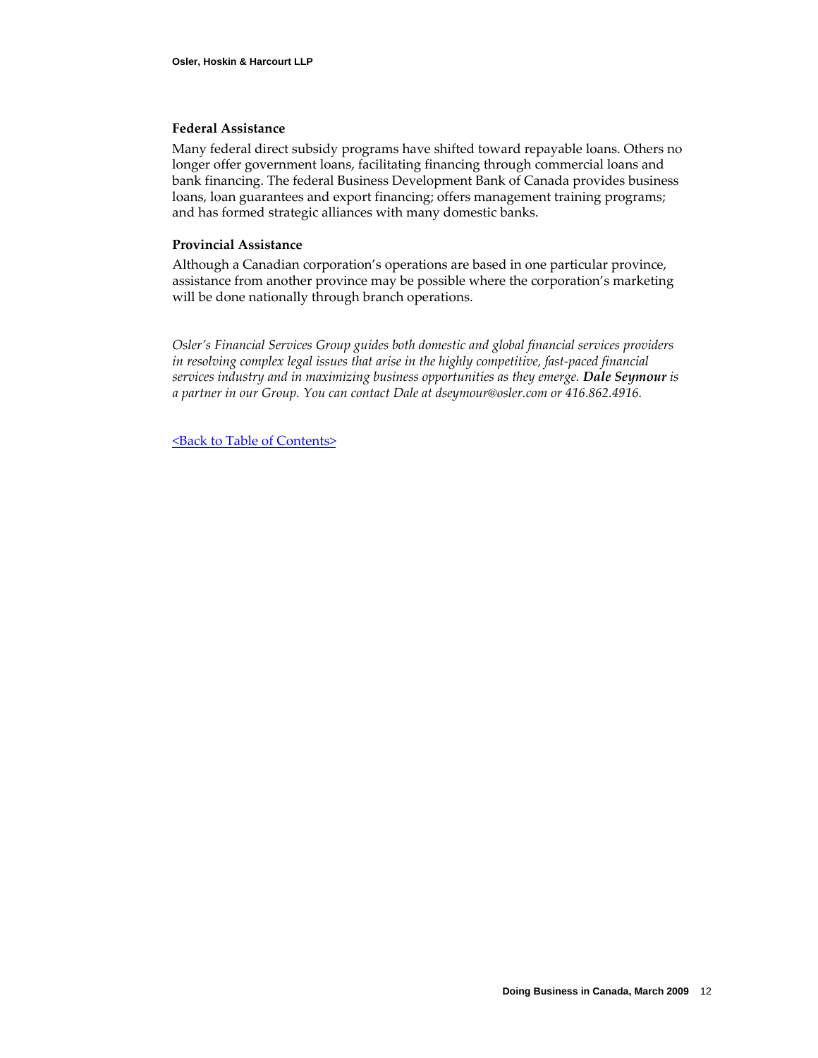### Federal Assistance

Many federal direct subsidy programs have shifted toward repayable loans. Others no longer offer government loans, facilitating financing through commercial loans and bank financing. The federal Business Development Bank of Canada provides business loans, loan guarantees and export financing; offers management training programs; and has formed strategic alliances with many domestic banks.

### Provincial Assistance

Although a Canadian corporation's operations are based in one particular province, assistance from another province may be possible where the corporation's marketing will be done nationally through branch operations.

*Osler's Financial Services Group guides both domestic and global financial services providers in resolving complex legal issues that arise in the highly competitive, fast-paced financial services industry and in maximizing business opportunities as they emerge.* ***Dale Seymour*** *is a partner in our Group. You can contact Dale at dseymour@osler.com or 416.862.4916.*

<Back to Table of Contents>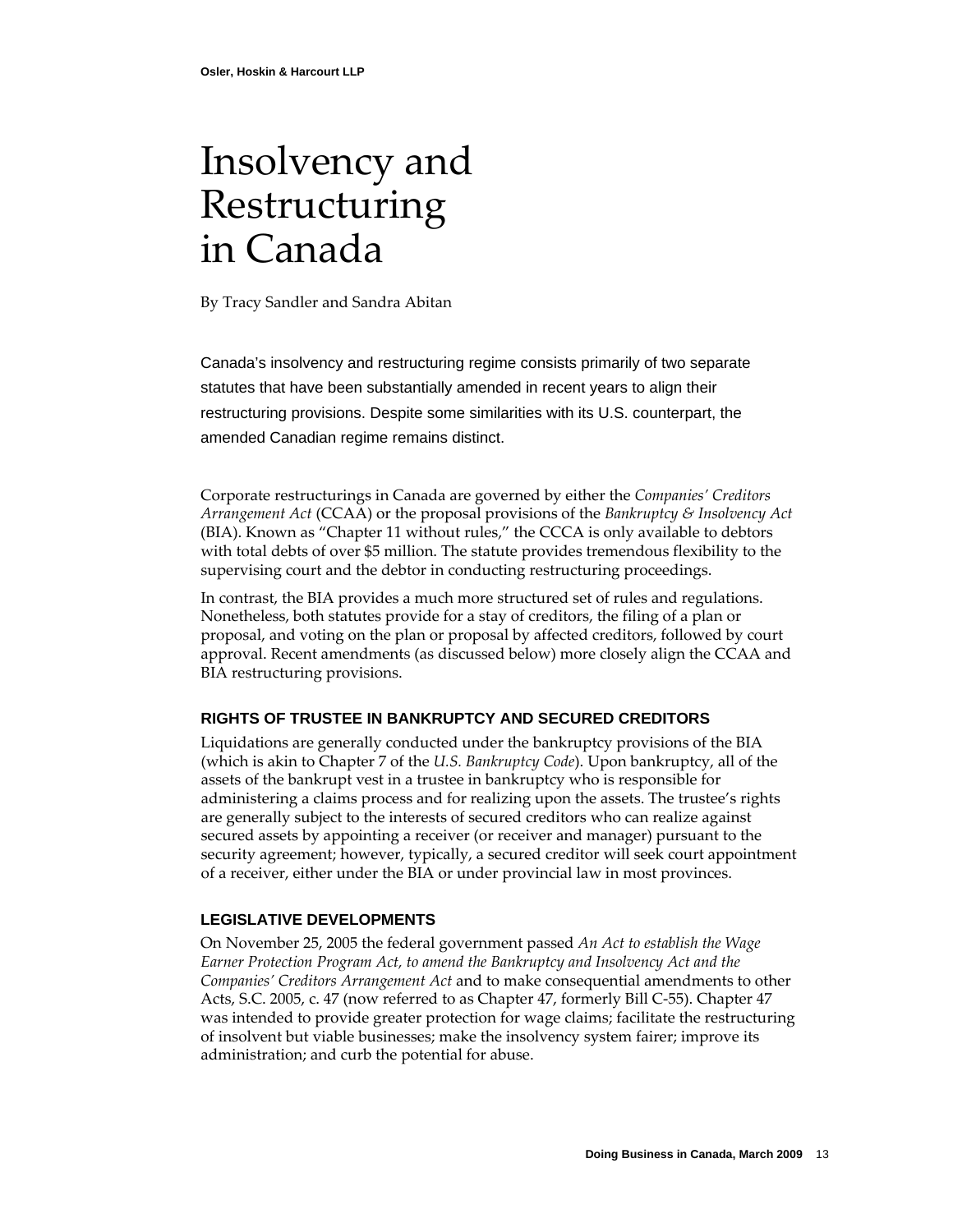# Insolvency and Restructuring in Canada

By Tracy Sandler and Sandra Abitan

Canada's insolvency and restructuring regime consists primarily of two separate statutes that have been substantially amended in recent years to align their restructuring provisions. Despite some similarities with its U.S. counterpart, the amended Canadian regime remains distinct.

Corporate restructurings in Canada are governed by either the *Companies' Creditors Arrangement Act* (CCAA) or the proposal provisions of the *Bankruptcy & Insolvency Act* (BIA). Known as "Chapter 11 without rules," the CCCA is only available to debtors with total debts of over $5 million. The statute provides tremendous flexibility to the supervising court and the debtor in conducting restructuring proceedings.

In contrast, the BIA provides a much more structured set of rules and regulations. Nonetheless, both statutes provide for a stay of creditors, the filing of a plan or proposal, and voting on the plan or proposal by affected creditors, followed by court approval. Recent amendments (as discussed below) more closely align the CCAA and BIA restructuring provisions.

## RIGHTS OF TRUSTEE IN BANKRUPTCY AND SECURED CREDITORS

Liquidations are generally conducted under the bankruptcy provisions of the BIA (which is akin to Chapter 7 of the *U.S. Bankruptcy Code*). Upon bankruptcy, all of the assets of the bankrupt vest in a trustee in bankruptcy who is responsible for administering a claims process and for realizing upon the assets. The trustee's rights are generally subject to the interests of secured creditors who can realize against secured assets by appointing a receiver (or receiver and manager) pursuant to the security agreement; however, typically, a secured creditor will seek court appointment of a receiver, either under the BIA or under provincial law in most provinces.

## LEGISLATIVE DEVELOPMENTS

On November 25, 2005 the federal government passed *An Act to establish the Wage Earner Protection Program Act, to amend the Bankruptcy and Insolvency Act and the Companies' Creditors Arrangement Act* and to make consequential amendments to other Acts, S.C. 2005, c. 47 (now referred to as Chapter 47, formerly Bill C-55). Chapter 47 was intended to provide greater protection for wage claims; facilitate the restructuring of insolvent but viable businesses; make the insolvency system fairer; improve its administration; and curb the potential for abuse.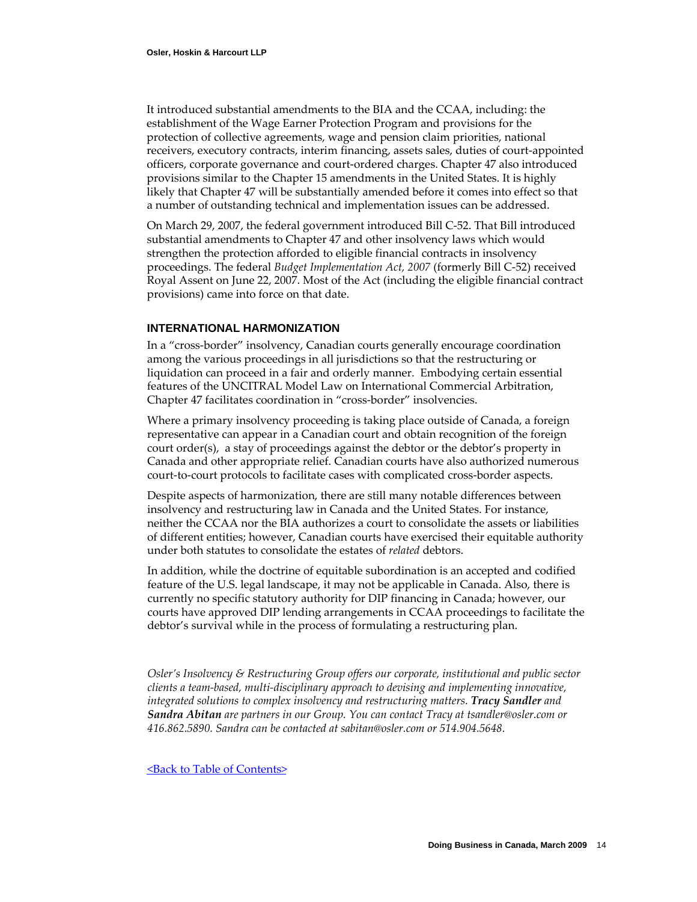It introduced substantial amendments to the BIA and the CCAA, including: the establishment of the Wage Earner Protection Program and provisions for the protection of collective agreements, wage and pension claim priorities, national receivers, executory contracts, interim financing, assets sales, duties of court-appointed officers, corporate governance and court-ordered charges. Chapter 47 also introduced provisions similar to the Chapter 15 amendments in the United States. It is highly likely that Chapter 47 will be substantially amended before it comes into effect so that a number of outstanding technical and implementation issues can be addressed.

On March 29, 2007, the federal government introduced Bill C-52. That Bill introduced substantial amendments to Chapter 47 and other insolvency laws which would strengthen the protection afforded to eligible financial contracts in insolvency proceedings. The federal *Budget Implementation Act, 2007* (formerly Bill C-52) received Royal Assent on June 22, 2007. Most of the Act (including the eligible financial contract provisions) came into force on that date.

### INTERNATIONAL HARMONIZATION

In a "cross-border" insolvency, Canadian courts generally encourage coordination among the various proceedings in all jurisdictions so that the restructuring or liquidation can proceed in a fair and orderly manner. Embodying certain essential features of the UNCITRAL Model Law on International Commercial Arbitration, Chapter 47 facilitates coordination in "cross-border" insolvencies.

Where a primary insolvency proceeding is taking place outside of Canada, a foreign representative can appear in a Canadian court and obtain recognition of the foreign court order(s), a stay of proceedings against the debtor or the debtor's property in Canada and other appropriate relief. Canadian courts have also authorized numerous court-to-court protocols to facilitate cases with complicated cross-border aspects.

Despite aspects of harmonization, there are still many notable differences between insolvency and restructuring law in Canada and the United States. For instance, neither the CCAA nor the BIA authorizes a court to consolidate the assets or liabilities of different entities; however, Canadian courts have exercised their equitable authority under both statutes to consolidate the estates of *related* debtors.

In addition, while the doctrine of equitable subordination is an accepted and codified feature of the U.S. legal landscape, it may not be applicable in Canada. Also, there is currently no specific statutory authority for DIP financing in Canada; however, our courts have approved DIP lending arrangements in CCAA proceedings to facilitate the debtor's survival while in the process of formulating a restructuring plan.

*Osler's Insolvency & Restructuring Group offers our corporate, institutional and public sector clients a team-based, multi-disciplinary approach to devising and implementing innovative, integrated solutions to complex insolvency and restructuring matters.* ***Tracy Sandler*** *and* ***Sandra Abitan*** *are partners in our Group. You can contact Tracy at tsandler@osler.com or 416.862.5890. Sandra can be contacted at sabitan@osler.com or 514.904.5648.*

<Back to Table of Contents>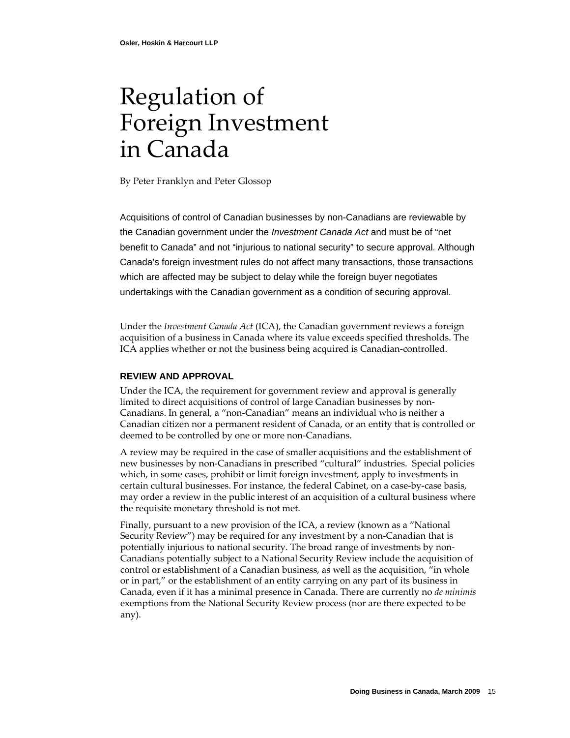# Regulation of Foreign Investment in Canada

By Peter Franklyn and Peter Glossop

Acquisitions of control of Canadian businesses by non-Canadians are reviewable by the Canadian government under the *Investment Canada Act* and must be of "net benefit to Canada" and not "injurious to national security" to secure approval. Although Canada's foreign investment rules do not affect many transactions, those transactions which are affected may be subject to delay while the foreign buyer negotiates undertakings with the Canadian government as a condition of securing approval.

Under the *Investment Canada Act* (ICA), the Canadian government reviews a foreign acquisition of a business in Canada where its value exceeds specified thresholds. The ICA applies whether or not the business being acquired is Canadian-controlled.

## REVIEW AND APPROVAL

Under the ICA, the requirement for government review and approval is generally limited to direct acquisitions of control of large Canadian businesses by non-Canadians. In general, a "non-Canadian" means an individual who is neither a Canadian citizen nor a permanent resident of Canada, or an entity that is controlled or deemed to be controlled by one or more non-Canadians.

A review may be required in the case of smaller acquisitions and the establishment of new businesses by non-Canadians in prescribed "cultural" industries. Special policies which, in some cases, prohibit or limit foreign investment, apply to investments in certain cultural businesses. For instance, the federal Cabinet, on a case-by-case basis, may order a review in the public interest of an acquisition of a cultural business where the requisite monetary threshold is not met.

Finally, pursuant to a new provision of the ICA, a review (known as a "National Security Review") may be required for any investment by a non-Canadian that is potentially injurious to national security. The broad range of investments by non-Canadians potentially subject to a National Security Review include the acquisition of control or establishment of a Canadian business, as well as the acquisition, "in whole or in part," or the establishment of an entity carrying on any part of its business in Canada, even if it has a minimal presence in Canada. There are currently no *de minimis* exemptions from the National Security Review process (nor are there expected to be any).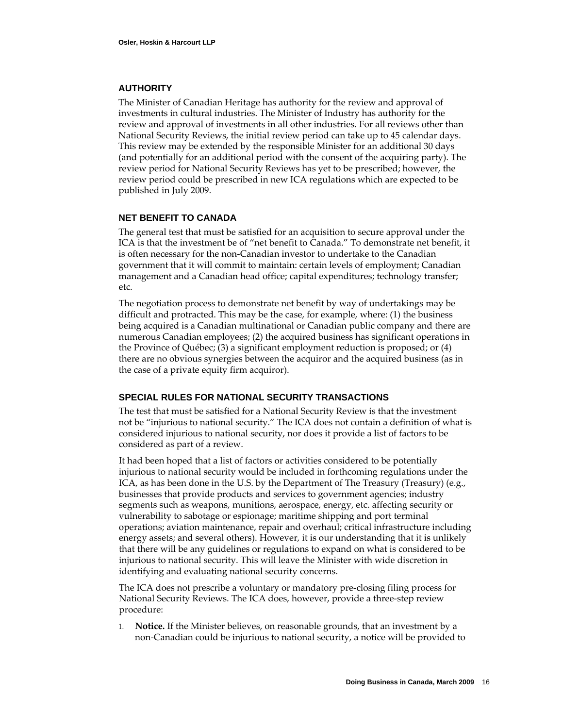## AUTHORITY

The Minister of Canadian Heritage has authority for the review and approval of investments in cultural industries. The Minister of Industry has authority for the review and approval of investments in all other industries. For all reviews other than National Security Reviews, the initial review period can take up to 45 calendar days. This review may be extended by the responsible Minister for an additional 30 days (and potentially for an additional period with the consent of the acquiring party). The review period for National Security Reviews has yet to be prescribed; however, the review period could be prescribed in new ICA regulations which are expected to be published in July 2009.

## NET BENEFIT TO CANADA

The general test that must be satisfied for an acquisition to secure approval under the ICA is that the investment be of "net benefit to Canada." To demonstrate net benefit, it is often necessary for the non-Canadian investor to undertake to the Canadian government that it will commit to maintain: certain levels of employment; Canadian management and a Canadian head office; capital expenditures; technology transfer; etc.

The negotiation process to demonstrate net benefit by way of undertakings may be difficult and protracted. This may be the case, for example, where: (1) the business being acquired is a Canadian multinational or Canadian public company and there are numerous Canadian employees; (2) the acquired business has significant operations in the Province of Québec; (3) a significant employment reduction is proposed; or (4) there are no obvious synergies between the acquiror and the acquired business (as in the case of a private equity firm acquiror).

## SPECIAL RULES FOR NATIONAL SECURITY TRANSACTIONS

The test that must be satisfied for a National Security Review is that the investment not be "injurious to national security." The ICA does not contain a definition of what is considered injurious to national security, nor does it provide a list of factors to be considered as part of a review.

It had been hoped that a list of factors or activities considered to be potentially injurious to national security would be included in forthcoming regulations under the ICA, as has been done in the U.S. by the Department of The Treasury (Treasury) (e.g., businesses that provide products and services to government agencies; industry segments such as weapons, munitions, aerospace, energy, etc. affecting security or vulnerability to sabotage or espionage; maritime shipping and port terminal operations; aviation maintenance, repair and overhaul; critical infrastructure including energy assets; and several others). However, it is our understanding that it is unlikely that there will be any guidelines or regulations to expand on what is considered to be injurious to national security. This will leave the Minister with wide discretion in identifying and evaluating national security concerns.

The ICA does not prescribe a voluntary or mandatory pre-closing filing process for National Security Reviews. The ICA does, however, provide a three-step review procedure:

1. **Notice.** If the Minister believes, on reasonable grounds, that an investment by a non-Canadian could be injurious to national security, a notice will be provided to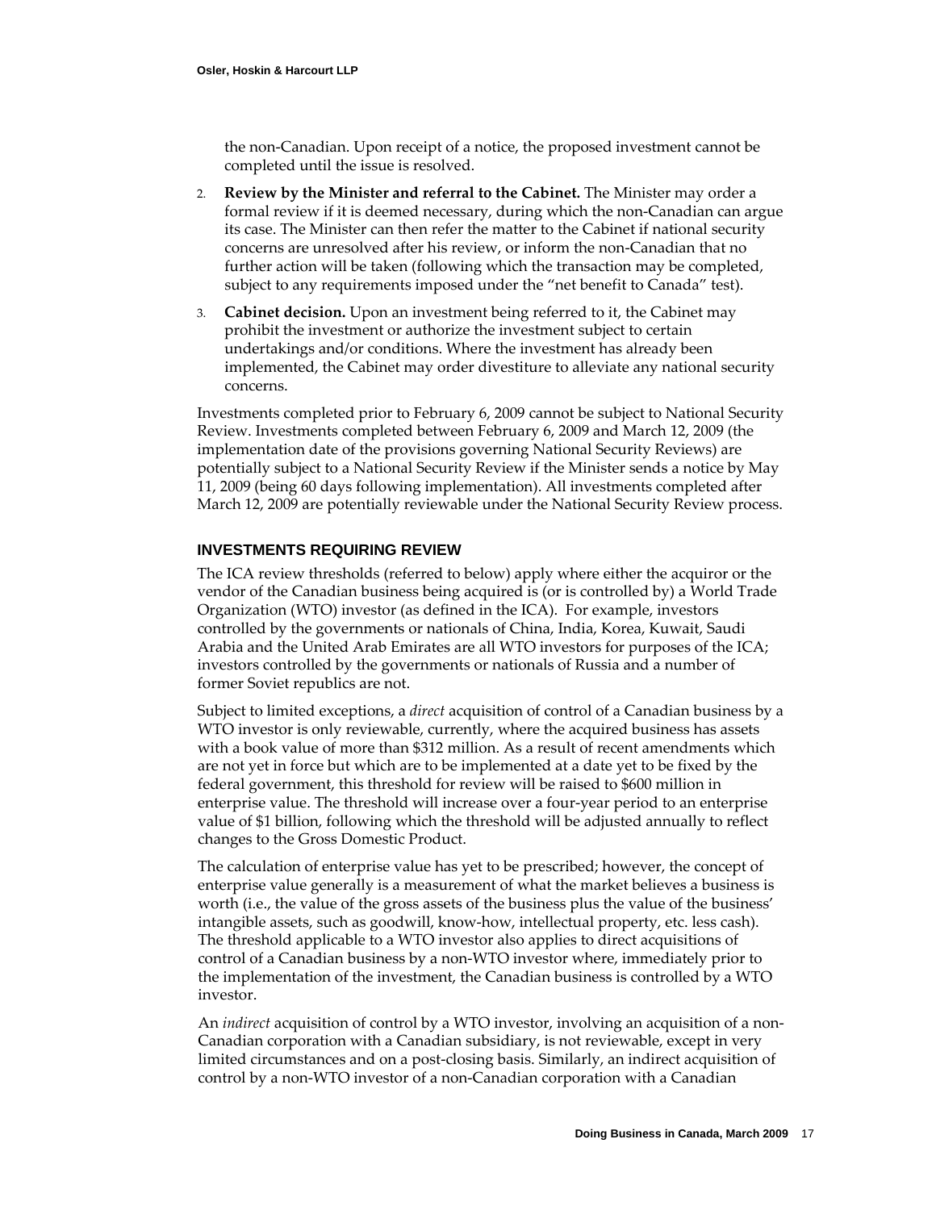the non-Canadian. Upon receipt of a notice, the proposed investment cannot be completed until the issue is resolved.

2. **Review by the Minister and referral to the Cabinet.** The Minister may order a formal review if it is deemed necessary, during which the non-Canadian can argue its case. The Minister can then refer the matter to the Cabinet if national security concerns are unresolved after his review, or inform the non-Canadian that no further action will be taken (following which the transaction may be completed, subject to any requirements imposed under the "net benefit to Canada" test).

3. **Cabinet decision.** Upon an investment being referred to it, the Cabinet may prohibit the investment or authorize the investment subject to certain undertakings and/or conditions. Where the investment has already been implemented, the Cabinet may order divestiture to alleviate any national security concerns.

Investments completed prior to February 6, 2009 cannot be subject to National Security Review. Investments completed between February 6, 2009 and March 12, 2009 (the implementation date of the provisions governing National Security Reviews) are potentially subject to a National Security Review if the Minister sends a notice by May 11, 2009 (being 60 days following implementation). All investments completed after March 12, 2009 are potentially reviewable under the National Security Review process.

## INVESTMENTS REQUIRING REVIEW

The ICA review thresholds (referred to below) apply where either the acquiror or the vendor of the Canadian business being acquired is (or is controlled by) a World Trade Organization (WTO) investor (as defined in the ICA). For example, investors controlled by the governments or nationals of China, India, Korea, Kuwait, Saudi Arabia and the United Arab Emirates are all WTO investors for purposes of the ICA; investors controlled by the governments or nationals of Russia and a number of former Soviet republics are not.

Subject to limited exceptions, a *direct* acquisition of control of a Canadian business by a WTO investor is only reviewable, currently, where the acquired business has assets with a book value of more than $312 million. As a result of recent amendments which are not yet in force but which are to be implemented at a date yet to be fixed by the federal government, this threshold for review will be raised to $600 million in enterprise value. The threshold will increase over a four-year period to an enterprise value of $1 billion, following which the threshold will be adjusted annually to reflect changes to the Gross Domestic Product.

The calculation of enterprise value has yet to be prescribed; however, the concept of enterprise value generally is a measurement of what the market believes a business is worth (i.e., the value of the gross assets of the business plus the value of the business' intangible assets, such as goodwill, know-how, intellectual property, etc. less cash). The threshold applicable to a WTO investor also applies to direct acquisitions of control of a Canadian business by a non-WTO investor where, immediately prior to the implementation of the investment, the Canadian business is controlled by a WTO investor.

An *indirect* acquisition of control by a WTO investor, involving an acquisition of a non-Canadian corporation with a Canadian subsidiary, is not reviewable, except in very limited circumstances and on a post-closing basis. Similarly, an indirect acquisition of control by a non-WTO investor of a non-Canadian corporation with a Canadian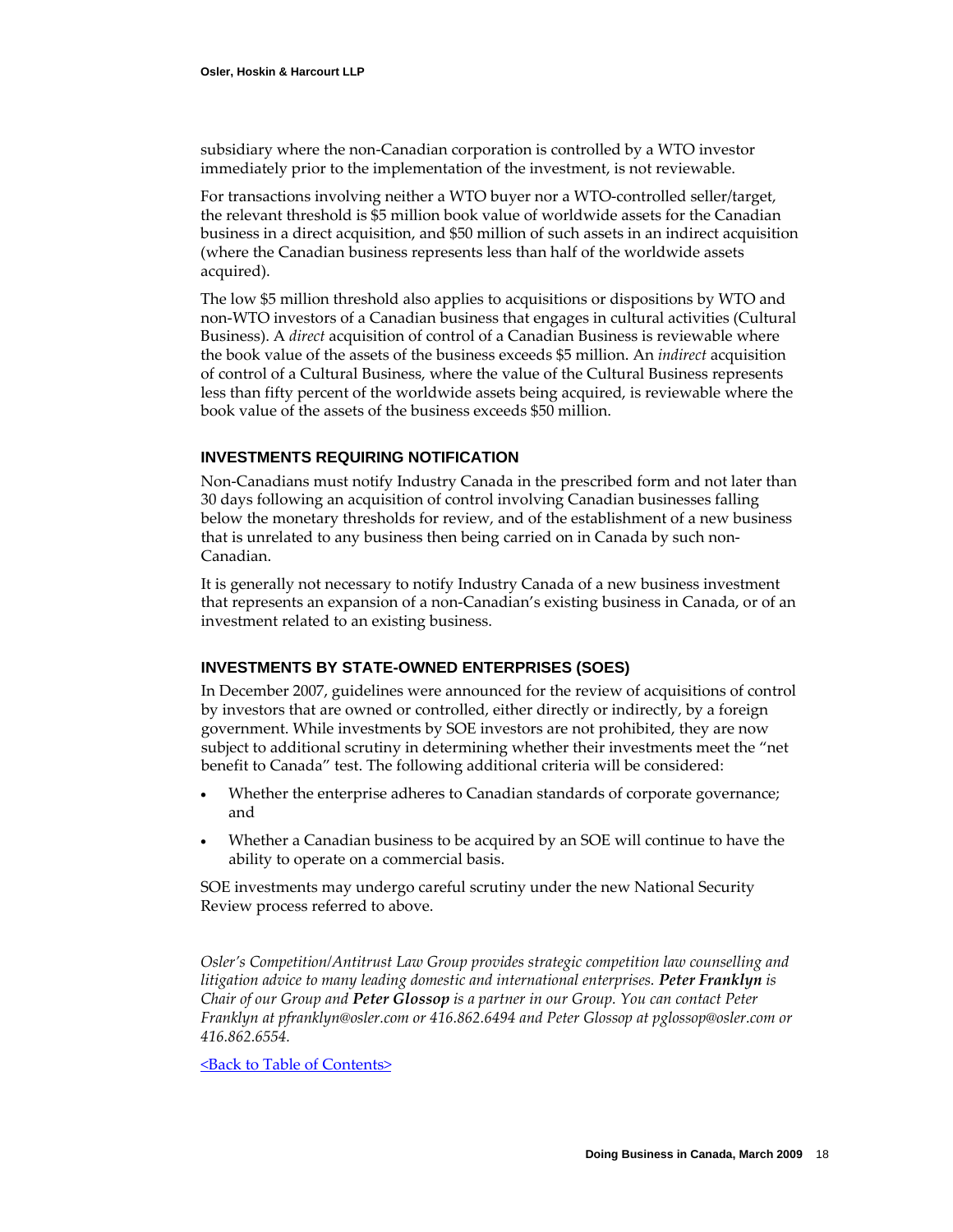subsidiary where the non-Canadian corporation is controlled by a WTO investor immediately prior to the implementation of the investment, is not reviewable.

For transactions involving neither a WTO buyer nor a WTO-controlled seller/target, the relevant threshold is $5 million book value of worldwide assets for the Canadian business in a direct acquisition, and $50 million of such assets in an indirect acquisition (where the Canadian business represents less than half of the worldwide assets acquired).

The low $5 million threshold also applies to acquisitions or dispositions by WTO and non-WTO investors of a Canadian business that engages in cultural activities (Cultural Business). A *direct* acquisition of control of a Canadian Business is reviewable where the book value of the assets of the business exceeds $5 million. An *indirect* acquisition of control of a Cultural Business, where the value of the Cultural Business represents less than fifty percent of the worldwide assets being acquired, is reviewable where the book value of the assets of the business exceeds $50 million.

### INVESTMENTS REQUIRING NOTIFICATION

Non-Canadians must notify Industry Canada in the prescribed form and not later than 30 days following an acquisition of control involving Canadian businesses falling below the monetary thresholds for review, and of the establishment of a new business that is unrelated to any business then being carried on in Canada by such non-Canadian.

It is generally not necessary to notify Industry Canada of a new business investment that represents an expansion of a non-Canadian's existing business in Canada, or of an investment related to an existing business.

### INVESTMENTS BY STATE-OWNED ENTERPRISES (SOES)

In December 2007, guidelines were announced for the review of acquisitions of control by investors that are owned or controlled, either directly or indirectly, by a foreign government. While investments by SOE investors are not prohibited, they are now subject to additional scrutiny in determining whether their investments meet the "net benefit to Canada" test. The following additional criteria will be considered:

- Whether the enterprise adheres to Canadian standards of corporate governance; and
- Whether a Canadian business to be acquired by an SOE will continue to have the ability to operate on a commercial basis.

SOE investments may undergo careful scrutiny under the new National Security Review process referred to above.

*Osler's Competition/Antitrust Law Group provides strategic competition law counselling and litigation advice to many leading domestic and international enterprises.* ***Peter Franklyn*** *is Chair of our Group and* ***Peter Glossop*** *is a partner in our Group. You can contact Peter Franklyn at pfranklyn@osler.com or 416.862.6494 and Peter Glossop at pglossop@osler.com or 416.862.6554.*

<Back to Table of Contents>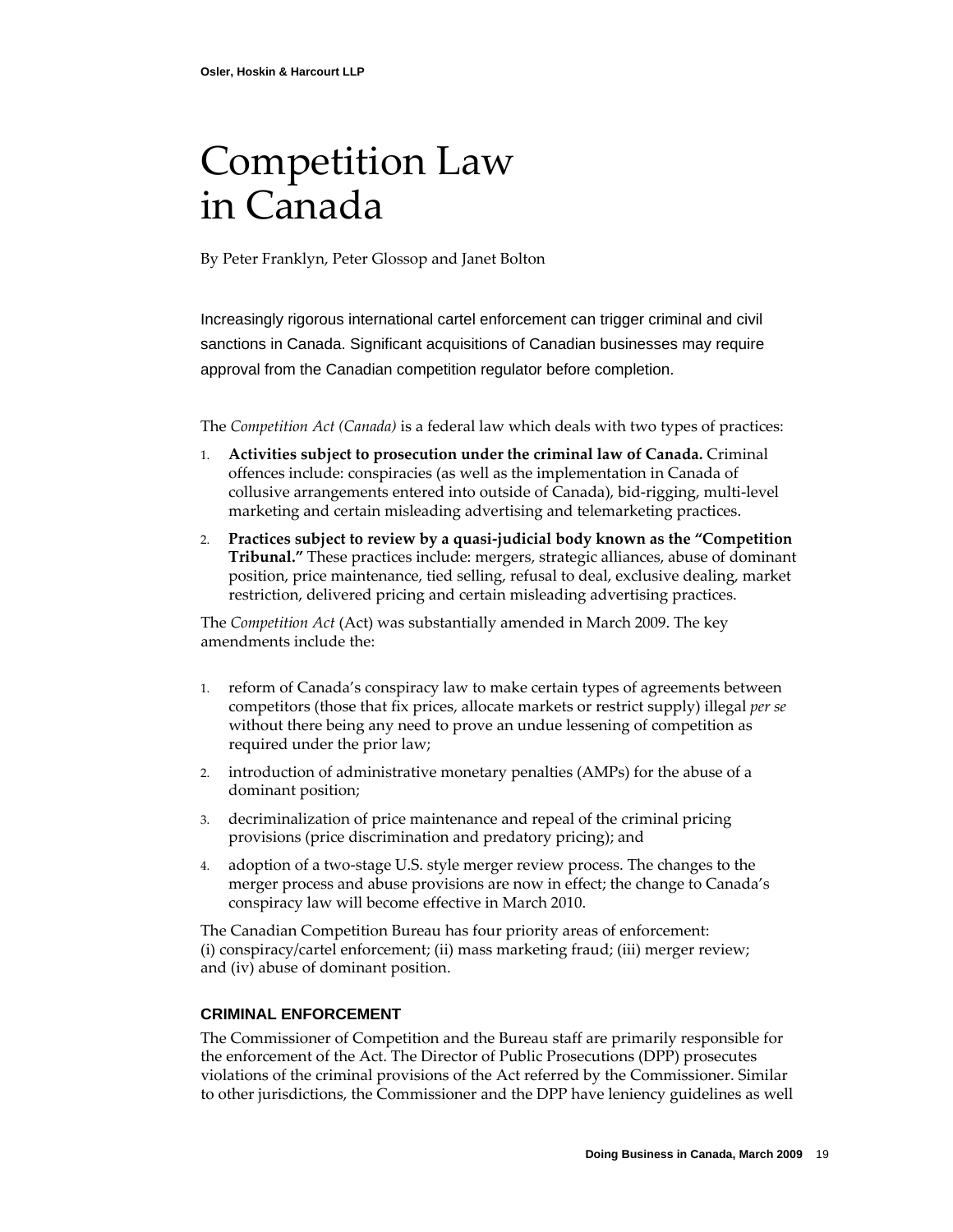# Competition Law in Canada

By Peter Franklyn, Peter Glossop and Janet Bolton

Increasingly rigorous international cartel enforcement can trigger criminal and civil sanctions in Canada. Significant acquisitions of Canadian businesses may require approval from the Canadian competition regulator before completion.

The *Competition Act (Canada)* is a federal law which deals with two types of practices:

1. **Activities subject to prosecution under the criminal law of Canada.** Criminal offences include: conspiracies (as well as the implementation in Canada of collusive arrangements entered into outside of Canada), bid-rigging, multi-level marketing and certain misleading advertising and telemarketing practices.
2. **Practices subject to review by a quasi-judicial body known as the "Competition Tribunal."** These practices include: mergers, strategic alliances, abuse of dominant position, price maintenance, tied selling, refusal to deal, exclusive dealing, market restriction, delivered pricing and certain misleading advertising practices.

The *Competition Act* (Act) was substantially amended in March 2009. The key amendments include the:

1. reform of Canada's conspiracy law to make certain types of agreements between competitors (those that fix prices, allocate markets or restrict supply) illegal *per se* without there being any need to prove an undue lessening of competition as required under the prior law;
2. introduction of administrative monetary penalties (AMPs) for the abuse of a dominant position;
3. decriminalization of price maintenance and repeal of the criminal pricing provisions (price discrimination and predatory pricing); and
4. adoption of a two-stage U.S. style merger review process. The changes to the merger process and abuse provisions are now in effect; the change to Canada's conspiracy law will become effective in March 2010.

The Canadian Competition Bureau has four priority areas of enforcement: (i) conspiracy/cartel enforcement; (ii) mass marketing fraud; (iii) merger review; and (iv) abuse of dominant position.

## CRIMINAL ENFORCEMENT

The Commissioner of Competition and the Bureau staff are primarily responsible for the enforcement of the Act. The Director of Public Prosecutions (DPP) prosecutes violations of the criminal provisions of the Act referred by the Commissioner. Similar to other jurisdictions, the Commissioner and the DPP have leniency guidelines as well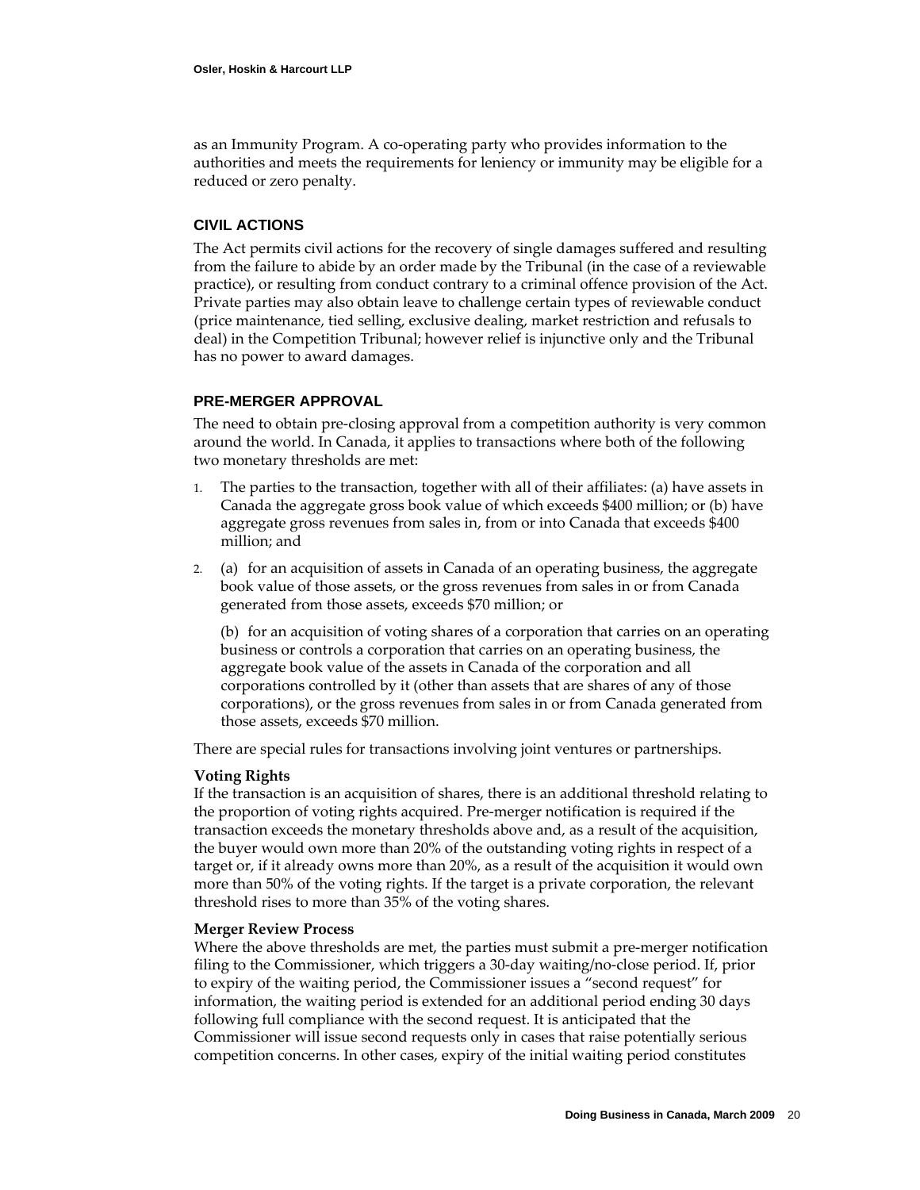as an Immunity Program. A co-operating party who provides information to the authorities and meets the requirements for leniency or immunity may be eligible for a reduced or zero penalty.

## CIVIL ACTIONS

The Act permits civil actions for the recovery of single damages suffered and resulting from the failure to abide by an order made by the Tribunal (in the case of a reviewable practice), or resulting from conduct contrary to a criminal offence provision of the Act. Private parties may also obtain leave to challenge certain types of reviewable conduct (price maintenance, tied selling, exclusive dealing, market restriction and refusals to deal) in the Competition Tribunal; however relief is injunctive only and the Tribunal has no power to award damages.

## PRE-MERGER APPROVAL

The need to obtain pre-closing approval from a competition authority is very common around the world. In Canada, it applies to transactions where both of the following two monetary thresholds are met:

1. The parties to the transaction, together with all of their affiliates: (a) have assets in Canada the aggregate gross book value of which exceeds $400 million; or (b) have aggregate gross revenues from sales in, from or into Canada that exceeds $400 million; and
2. (a) for an acquisition of assets in Canada of an operating business, the aggregate book value of those assets, or the gross revenues from sales in or from Canada generated from those assets, exceeds $70 million; or

   (b) for an acquisition of voting shares of a corporation that carries on an operating business or controls a corporation that carries on an operating business, the aggregate book value of the assets in Canada of the corporation and all corporations controlled by it (other than assets that are shares of any of those corporations), or the gross revenues from sales in or from Canada generated from those assets, exceeds $70 million.

There are special rules for transactions involving joint ventures or partnerships.

**Voting Rights**

If the transaction is an acquisition of shares, there is an additional threshold relating to the proportion of voting rights acquired. Pre-merger notification is required if the transaction exceeds the monetary thresholds above and, as a result of the acquisition, the buyer would own more than 20% of the outstanding voting rights in respect of a target or, if it already owns more than 20%, as a result of the acquisition it would own more than 50% of the voting rights. If the target is a private corporation, the relevant threshold rises to more than 35% of the voting shares.

**Merger Review Process**

Where the above thresholds are met, the parties must submit a pre-merger notification filing to the Commissioner, which triggers a 30-day waiting/no-close period. If, prior to expiry of the waiting period, the Commissioner issues a "second request" for information, the waiting period is extended for an additional period ending 30 days following full compliance with the second request. It is anticipated that the Commissioner will issue second requests only in cases that raise potentially serious competition concerns. In other cases, expiry of the initial waiting period constitutes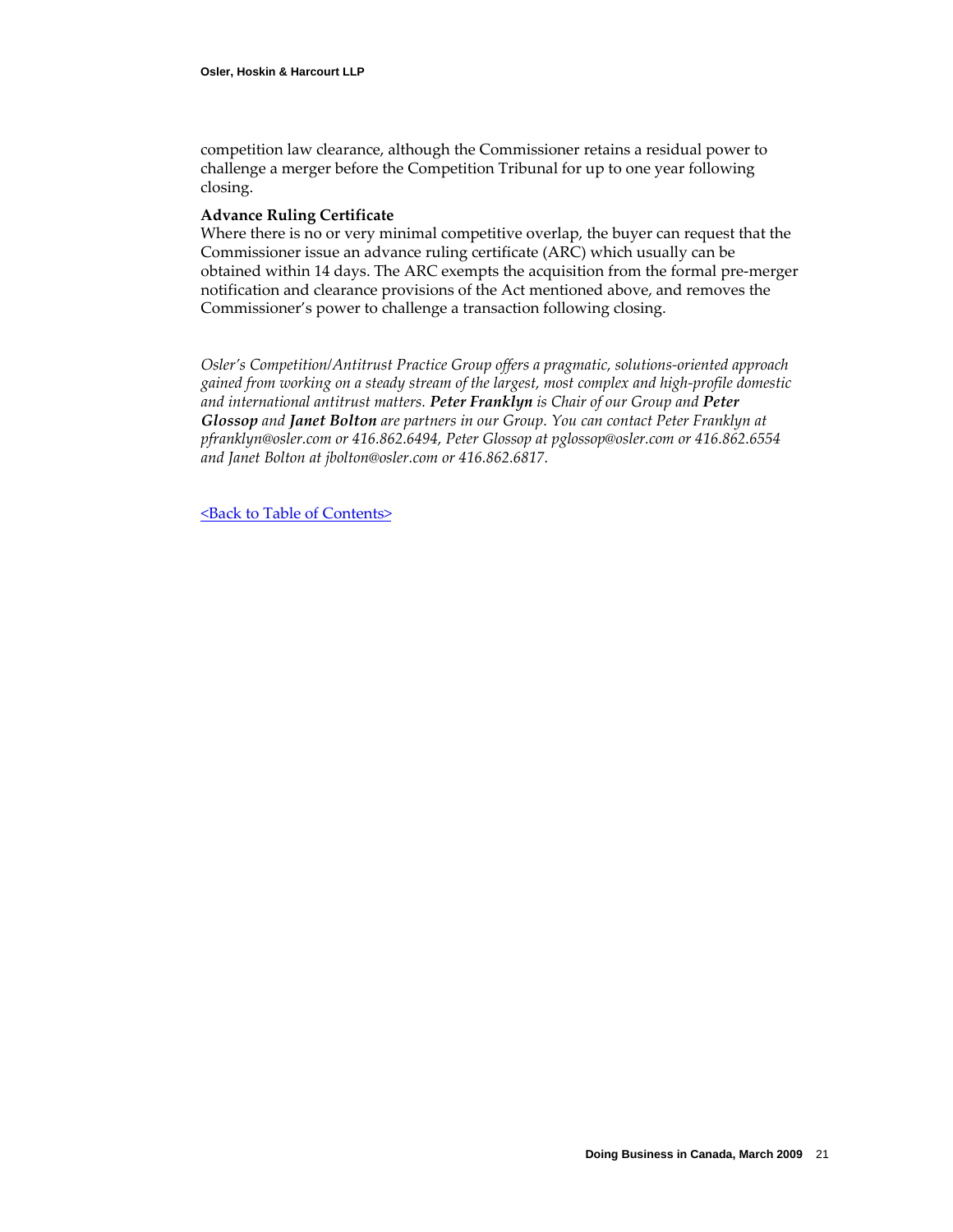competition law clearance, although the Commissioner retains a residual power to challenge a merger before the Competition Tribunal for up to one year following closing.

**Advance Ruling Certificate**

Where there is no or very minimal competitive overlap, the buyer can request that the Commissioner issue an advance ruling certificate (ARC) which usually can be obtained within 14 days. The ARC exempts the acquisition from the formal pre-merger notification and clearance provisions of the Act mentioned above, and removes the Commissioner's power to challenge a transaction following closing.

*Osler's Competition/Antitrust Practice Group offers a pragmatic, solutions-oriented approach gained from working on a steady stream of the largest, most complex and high-profile domestic and international antitrust matters.* ***Peter Franklyn*** *is Chair of our Group and* ***Peter Glossop*** *and* ***Janet Bolton*** *are partners in our Group. You can contact Peter Franklyn at pfranklyn@osler.com or 416.862.6494, Peter Glossop at pglossop@osler.com or 416.862.6554 and Janet Bolton at jbolton@osler.com or 416.862.6817.*

<Back to Table of Contents>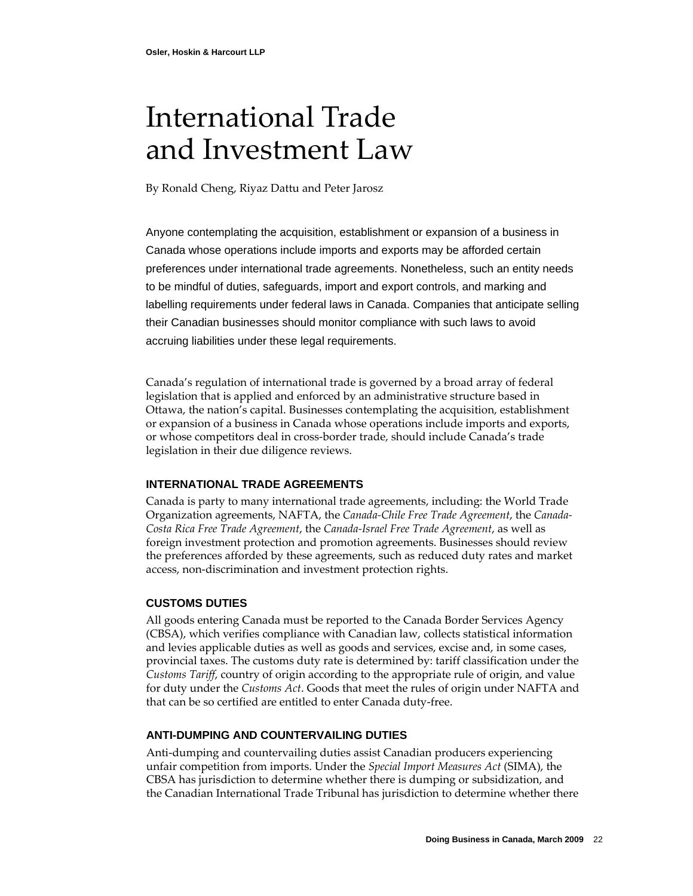# International Trade and Investment Law

By Ronald Cheng, Riyaz Dattu and Peter Jarosz

Anyone contemplating the acquisition, establishment or expansion of a business in Canada whose operations include imports and exports may be afforded certain preferences under international trade agreements. Nonetheless, such an entity needs to be mindful of duties, safeguards, import and export controls, and marking and labelling requirements under federal laws in Canada. Companies that anticipate selling their Canadian businesses should monitor compliance with such laws to avoid accruing liabilities under these legal requirements.

Canada's regulation of international trade is governed by a broad array of federal legislation that is applied and enforced by an administrative structure based in Ottawa, the nation's capital. Businesses contemplating the acquisition, establishment or expansion of a business in Canada whose operations include imports and exports, or whose competitors deal in cross-border trade, should include Canada's trade legislation in their due diligence reviews.

## INTERNATIONAL TRADE AGREEMENTS

Canada is party to many international trade agreements, including: the World Trade Organization agreements, NAFTA, the *Canada-Chile Free Trade Agreement*, the *Canada-Costa Rica Free Trade Agreement*, the *Canada-Israel Free Trade Agreement*, as well as foreign investment protection and promotion agreements. Businesses should review the preferences afforded by these agreements, such as reduced duty rates and market access, non-discrimination and investment protection rights.

## CUSTOMS DUTIES

All goods entering Canada must be reported to the Canada Border Services Agency (CBSA), which verifies compliance with Canadian law, collects statistical information and levies applicable duties as well as goods and services, excise and, in some cases, provincial taxes. The customs duty rate is determined by: tariff classification under the *Customs Tariff*, country of origin according to the appropriate rule of origin, and value for duty under the *Customs Act*. Goods that meet the rules of origin under NAFTA and that can be so certified are entitled to enter Canada duty-free.

## ANTI-DUMPING AND COUNTERVAILING DUTIES

Anti-dumping and countervailing duties assist Canadian producers experiencing unfair competition from imports. Under the *Special Import Measures Act* (SIMA), the CBSA has jurisdiction to determine whether there is dumping or subsidization, and the Canadian International Trade Tribunal has jurisdiction to determine whether there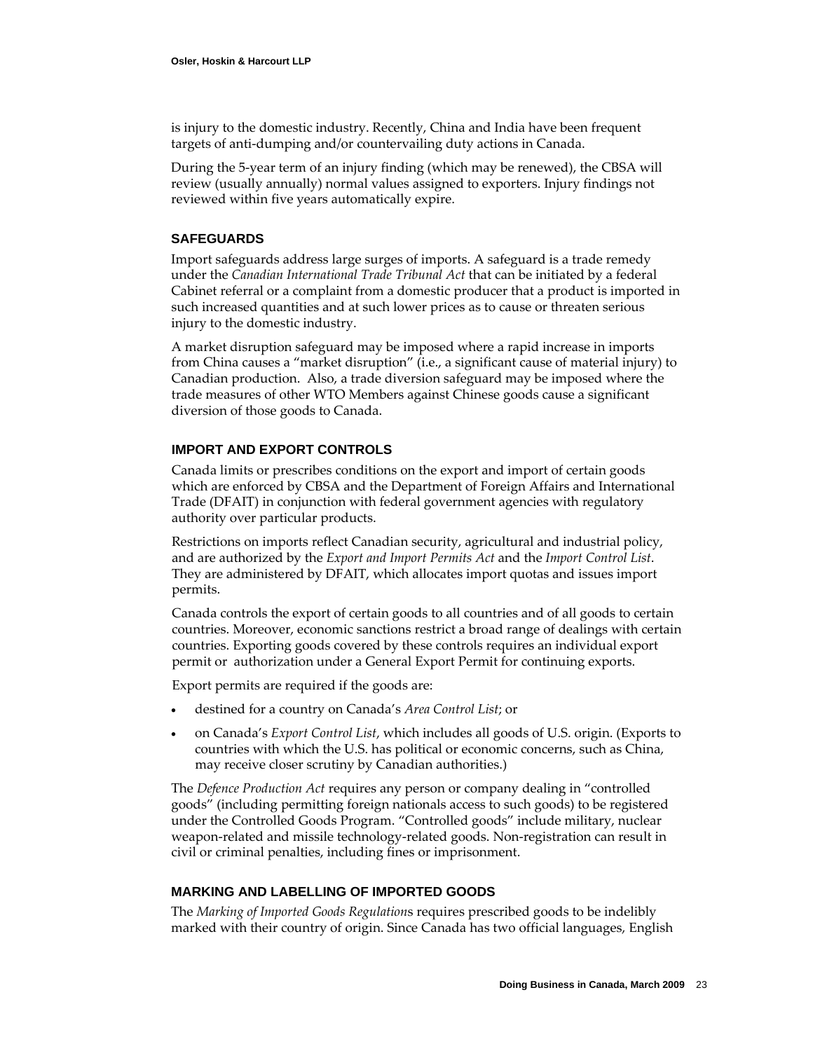is injury to the domestic industry. Recently, China and India have been frequent targets of anti-dumping and/or countervailing duty actions in Canada.

During the 5-year term of an injury finding (which may be renewed), the CBSA will review (usually annually) normal values assigned to exporters. Injury findings not reviewed within five years automatically expire.

### SAFEGUARDS

Import safeguards address large surges of imports. A safeguard is a trade remedy under the *Canadian International Trade Tribunal Act* that can be initiated by a federal Cabinet referral or a complaint from a domestic producer that a product is imported in such increased quantities and at such lower prices as to cause or threaten serious injury to the domestic industry.

A market disruption safeguard may be imposed where a rapid increase in imports from China causes a "market disruption" (i.e., a significant cause of material injury) to Canadian production. Also, a trade diversion safeguard may be imposed where the trade measures of other WTO Members against Chinese goods cause a significant diversion of those goods to Canada.

### IMPORT AND EXPORT CONTROLS

Canada limits or prescribes conditions on the export and import of certain goods which are enforced by CBSA and the Department of Foreign Affairs and International Trade (DFAIT) in conjunction with federal government agencies with regulatory authority over particular products.

Restrictions on imports reflect Canadian security, agricultural and industrial policy, and are authorized by the *Export and Import Permits Act* and the *Import Control List*. They are administered by DFAIT, which allocates import quotas and issues import permits.

Canada controls the export of certain goods to all countries and of all goods to certain countries. Moreover, economic sanctions restrict a broad range of dealings with certain countries. Exporting goods covered by these controls requires an individual export permit or authorization under a General Export Permit for continuing exports.

Export permits are required if the goods are:

- destined for a country on Canada's *Area Control List*; or
- on Canada's *Export Control List*, which includes all goods of U.S. origin. (Exports to countries with which the U.S. has political or economic concerns, such as China, may receive closer scrutiny by Canadian authorities.)

The *Defence Production Act* requires any person or company dealing in "controlled goods" (including permitting foreign nationals access to such goods) to be registered under the Controlled Goods Program. "Controlled goods" include military, nuclear weapon-related and missile technology-related goods. Non-registration can result in civil or criminal penalties, including fines or imprisonment.

### MARKING AND LABELLING OF IMPORTED GOODS

The *Marking of Imported Goods Regulation*s requires prescribed goods to be indelibly marked with their country of origin. Since Canada has two official languages, English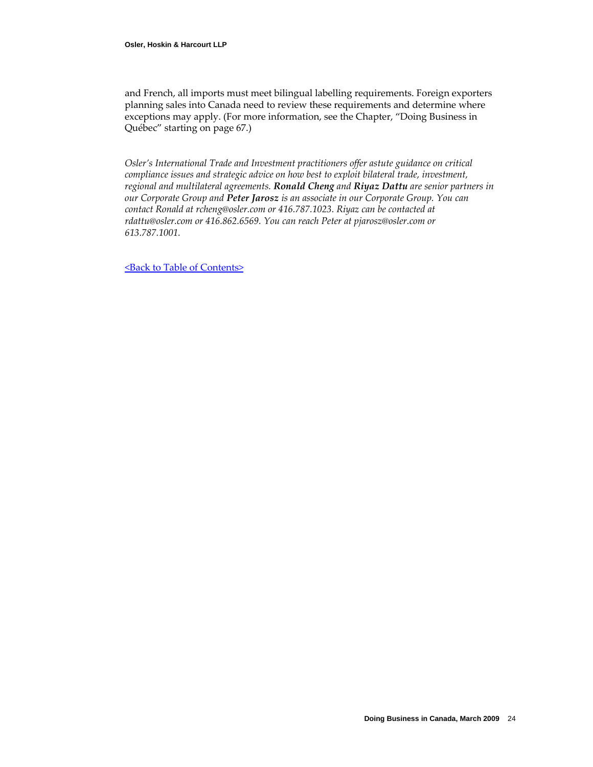and French, all imports must meet bilingual labelling requirements. Foreign exporters planning sales into Canada need to review these requirements and determine where exceptions may apply. (For more information, see the Chapter, "Doing Business in Québec" starting on page 67.)

*Osler's International Trade and Investment practitioners offer astute guidance on critical compliance issues and strategic advice on how best to exploit bilateral trade, investment, regional and multilateral agreements.* ***Ronald Cheng*** *and* ***Riyaz Dattu*** *are senior partners in our Corporate Group and* ***Peter Jarosz*** *is an associate in our Corporate Group. You can contact Ronald at rcheng@osler.com or 416.787.1023. Riyaz can be contacted at rdattu@osler.com or 416.862.6569. You can reach Peter at pjarosz@osler.com or 613.787.1001.*

<Back to Table of Contents>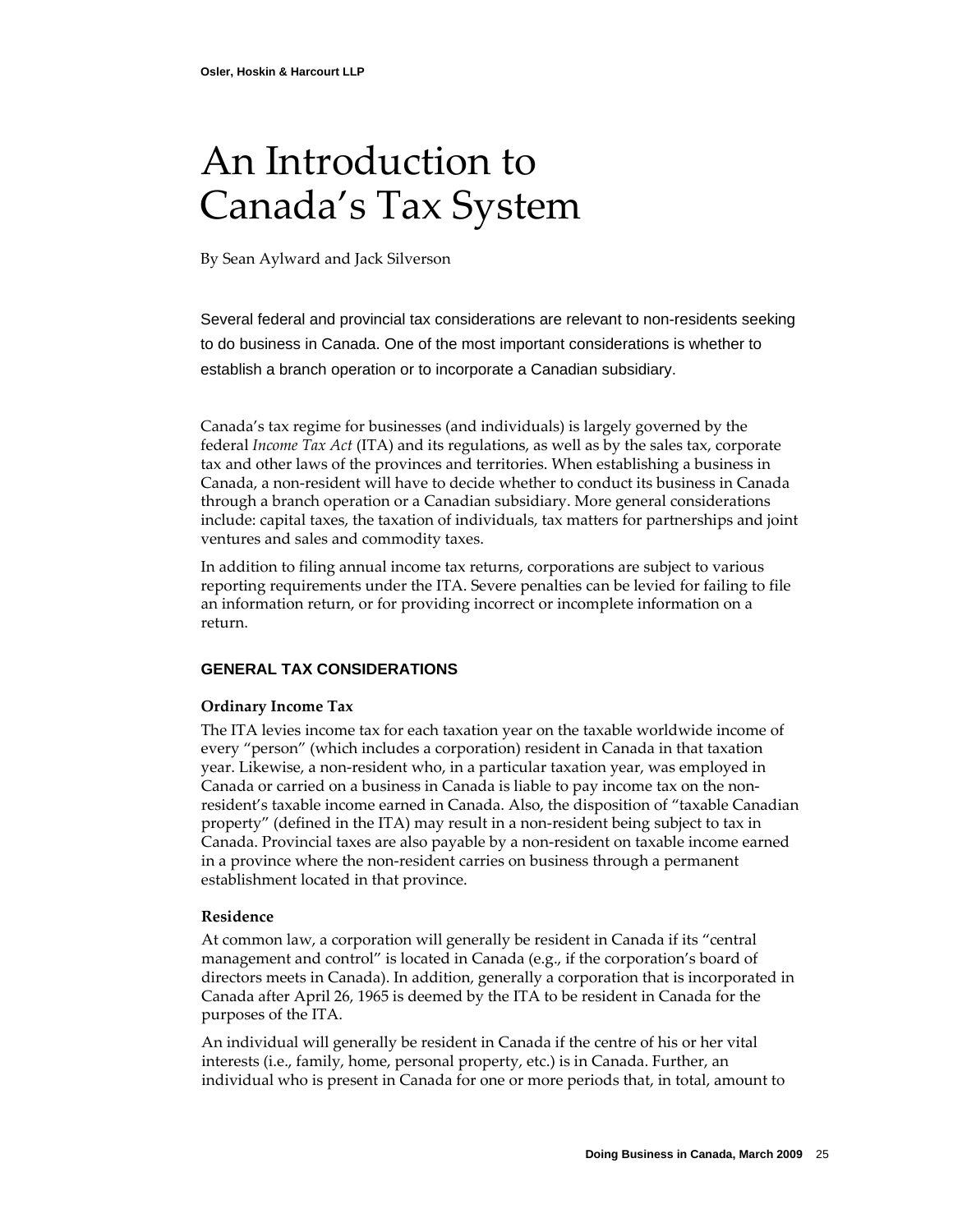# An Introduction to Canada's Tax System

By Sean Aylward and Jack Silverson

Several federal and provincial tax considerations are relevant to non-residents seeking to do business in Canada. One of the most important considerations is whether to establish a branch operation or to incorporate a Canadian subsidiary.

Canada's tax regime for businesses (and individuals) is largely governed by the federal *Income Tax Act* (ITA) and its regulations, as well as by the sales tax, corporate tax and other laws of the provinces and territories. When establishing a business in Canada, a non-resident will have to decide whether to conduct its business in Canada through a branch operation or a Canadian subsidiary. More general considerations include: capital taxes, the taxation of individuals, tax matters for partnerships and joint ventures and sales and commodity taxes.

In addition to filing annual income tax returns, corporations are subject to various reporting requirements under the ITA. Severe penalties can be levied for failing to file an information return, or for providing incorrect or incomplete information on a return.

## GENERAL TAX CONSIDERATIONS

### Ordinary Income Tax

The ITA levies income tax for each taxation year on the taxable worldwide income of every "person" (which includes a corporation) resident in Canada in that taxation year. Likewise, a non-resident who, in a particular taxation year, was employed in Canada or carried on a business in Canada is liable to pay income tax on the non-resident's taxable income earned in Canada. Also, the disposition of "taxable Canadian property" (defined in the ITA) may result in a non-resident being subject to tax in Canada. Provincial taxes are also payable by a non-resident on taxable income earned in a province where the non-resident carries on business through a permanent establishment located in that province.

### Residence

At common law, a corporation will generally be resident in Canada if its "central management and control" is located in Canada (e.g., if the corporation's board of directors meets in Canada). In addition, generally a corporation that is incorporated in Canada after April 26, 1965 is deemed by the ITA to be resident in Canada for the purposes of the ITA.

An individual will generally be resident in Canada if the centre of his or her vital interests (i.e., family, home, personal property, etc.) is in Canada. Further, an individual who is present in Canada for one or more periods that, in total, amount to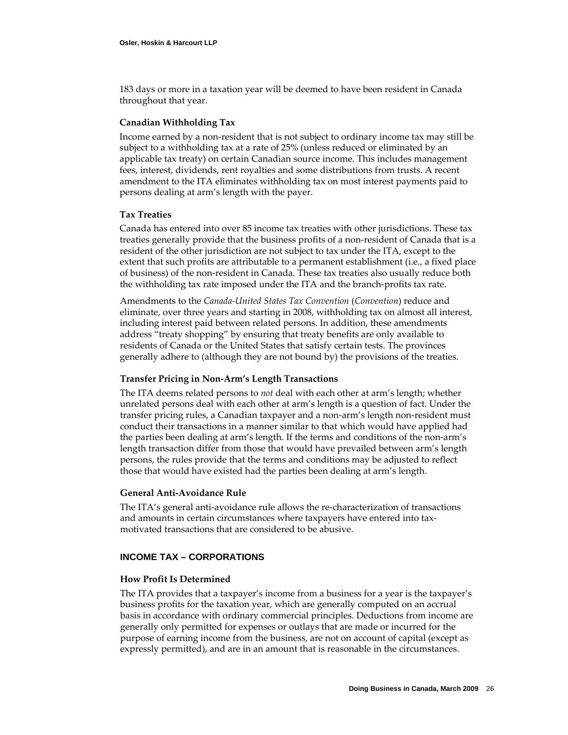183 days or more in a taxation year will be deemed to have been resident in Canada throughout that year.

### Canadian Withholding Tax

Income earned by a non-resident that is not subject to ordinary income tax may still be subject to a withholding tax at a rate of 25% (unless reduced or eliminated by an applicable tax treaty) on certain Canadian source income. This includes management fees, interest, dividends, rent royalties and some distributions from trusts. A recent amendment to the ITA eliminates withholding tax on most interest payments paid to persons dealing at arm's length with the payer.

### Tax Treaties

Canada has entered into over 85 income tax treaties with other jurisdictions. These tax treaties generally provide that the business profits of a non-resident of Canada that is a resident of the other jurisdiction are not subject to tax under the ITA, except to the extent that such profits are attributable to a permanent establishment (i.e., a fixed place of business) of the non-resident in Canada. These tax treaties also usually reduce both the withholding tax rate imposed under the ITA and the branch-profits tax rate.

Amendments to the *Canada-United States Tax Convention* (*Convention*) reduce and eliminate, over three years and starting in 2008, withholding tax on almost all interest, including interest paid between related persons. In addition, these amendments address "treaty shopping" by ensuring that treaty benefits are only available to residents of Canada or the United States that satisfy certain tests. The provinces generally adhere to (although they are not bound by) the provisions of the treaties.

### Transfer Pricing in Non-Arm's Length Transactions

The ITA deems related persons to *not* deal with each other at arm's length; whether unrelated persons deal with each other at arm's length is a question of fact. Under the transfer pricing rules, a Canadian taxpayer and a non-arm's length non-resident must conduct their transactions in a manner similar to that which would have applied had the parties been dealing at arm's length. If the terms and conditions of the non-arm's length transaction differ from those that would have prevailed between arm's length persons, the rules provide that the terms and conditions may be adjusted to reflect those that would have existed had the parties been dealing at arm's length.

### General Anti-Avoidance Rule

The ITA's general anti-avoidance rule allows the re-characterization of transactions and amounts in certain circumstances where taxpayers have entered into tax-motivated transactions that are considered to be abusive.

## INCOME TAX – CORPORATIONS

### How Profit Is Determined

The ITA provides that a taxpayer's income from a business for a year is the taxpayer's business profits for the taxation year, which are generally computed on an accrual basis in accordance with ordinary commercial principles. Deductions from income are generally only permitted for expenses or outlays that are made or incurred for the purpose of earning income from the business, are not on account of capital (except as expressly permitted), and are in an amount that is reasonable in the circumstances.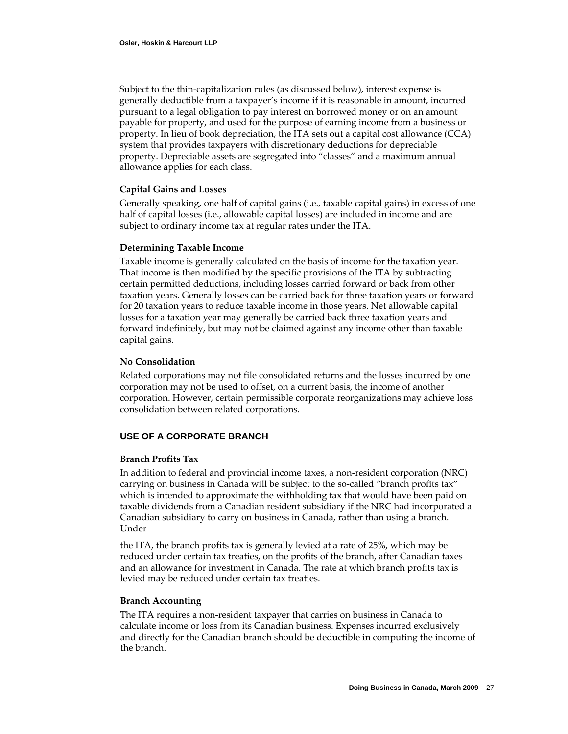Subject to the thin-capitalization rules (as discussed below), interest expense is generally deductible from a taxpayer's income if it is reasonable in amount, incurred pursuant to a legal obligation to pay interest on borrowed money or on an amount payable for property, and used for the purpose of earning income from a business or property. In lieu of book depreciation, the ITA sets out a capital cost allowance (CCA) system that provides taxpayers with discretionary deductions for depreciable property. Depreciable assets are segregated into "classes" and a maximum annual allowance applies for each class.

#### Capital Gains and Losses

Generally speaking, one half of capital gains (i.e., taxable capital gains) in excess of one half of capital losses (i.e., allowable capital losses) are included in income and are subject to ordinary income tax at regular rates under the ITA.

#### Determining Taxable Income

Taxable income is generally calculated on the basis of income for the taxation year. That income is then modified by the specific provisions of the ITA by subtracting certain permitted deductions, including losses carried forward or back from other taxation years. Generally losses can be carried back for three taxation years or forward for 20 taxation years to reduce taxable income in those years. Net allowable capital losses for a taxation year may generally be carried back three taxation years and forward indefinitely, but may not be claimed against any income other than taxable capital gains.

#### No Consolidation

Related corporations may not file consolidated returns and the losses incurred by one corporation may not be used to offset, on a current basis, the income of another corporation. However, certain permissible corporate reorganizations may achieve loss consolidation between related corporations.

### USE OF A CORPORATE BRANCH

#### Branch Profits Tax

In addition to federal and provincial income taxes, a non-resident corporation (NRC) carrying on business in Canada will be subject to the so-called "branch profits tax" which is intended to approximate the withholding tax that would have been paid on taxable dividends from a Canadian resident subsidiary if the NRC had incorporated a Canadian subsidiary to carry on business in Canada, rather than using a branch. Under

the ITA, the branch profits tax is generally levied at a rate of 25%, which may be reduced under certain tax treaties, on the profits of the branch, after Canadian taxes and an allowance for investment in Canada. The rate at which branch profits tax is levied may be reduced under certain tax treaties.

#### Branch Accounting

The ITA requires a non-resident taxpayer that carries on business in Canada to calculate income or loss from its Canadian business. Expenses incurred exclusively and directly for the Canadian branch should be deductible in computing the income of the branch.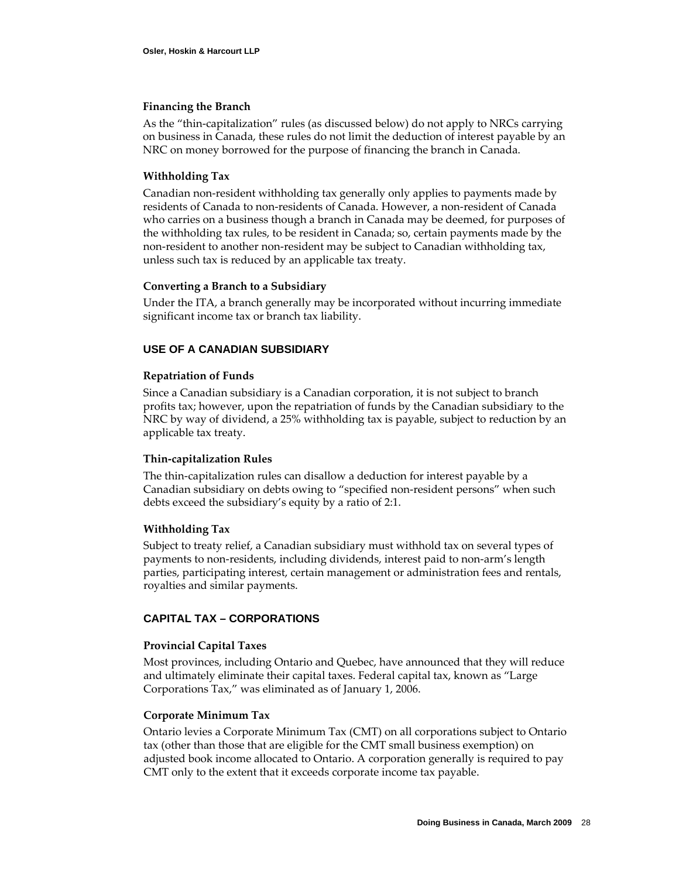### Financing the Branch

As the "thin-capitalization" rules (as discussed below) do not apply to NRCs carrying on business in Canada, these rules do not limit the deduction of interest payable by an NRC on money borrowed for the purpose of financing the branch in Canada.

### Withholding Tax

Canadian non-resident withholding tax generally only applies to payments made by residents of Canada to non-residents of Canada. However, a non-resident of Canada who carries on a business though a branch in Canada may be deemed, for purposes of the withholding tax rules, to be resident in Canada; so, certain payments made by the non-resident to another non-resident may be subject to Canadian withholding tax, unless such tax is reduced by an applicable tax treaty.

### Converting a Branch to a Subsidiary

Under the ITA, a branch generally may be incorporated without incurring immediate significant income tax or branch tax liability.

## USE OF A CANADIAN SUBSIDIARY

### Repatriation of Funds

Since a Canadian subsidiary is a Canadian corporation, it is not subject to branch profits tax; however, upon the repatriation of funds by the Canadian subsidiary to the NRC by way of dividend, a 25% withholding tax is payable, subject to reduction by an applicable tax treaty.

### Thin-capitalization Rules

The thin-capitalization rules can disallow a deduction for interest payable by a Canadian subsidiary on debts owing to "specified non-resident persons" when such debts exceed the subsidiary's equity by a ratio of 2:1.

### Withholding Tax

Subject to treaty relief, a Canadian subsidiary must withhold tax on several types of payments to non-residents, including dividends, interest paid to non-arm's length parties, participating interest, certain management or administration fees and rentals, royalties and similar payments.

## CAPITAL TAX – CORPORATIONS

### Provincial Capital Taxes

Most provinces, including Ontario and Quebec, have announced that they will reduce and ultimately eliminate their capital taxes. Federal capital tax, known as "Large Corporations Tax," was eliminated as of January 1, 2006.

### Corporate Minimum Tax

Ontario levies a Corporate Minimum Tax (CMT) on all corporations subject to Ontario tax (other than those that are eligible for the CMT small business exemption) on adjusted book income allocated to Ontario. A corporation generally is required to pay CMT only to the extent that it exceeds corporate income tax payable.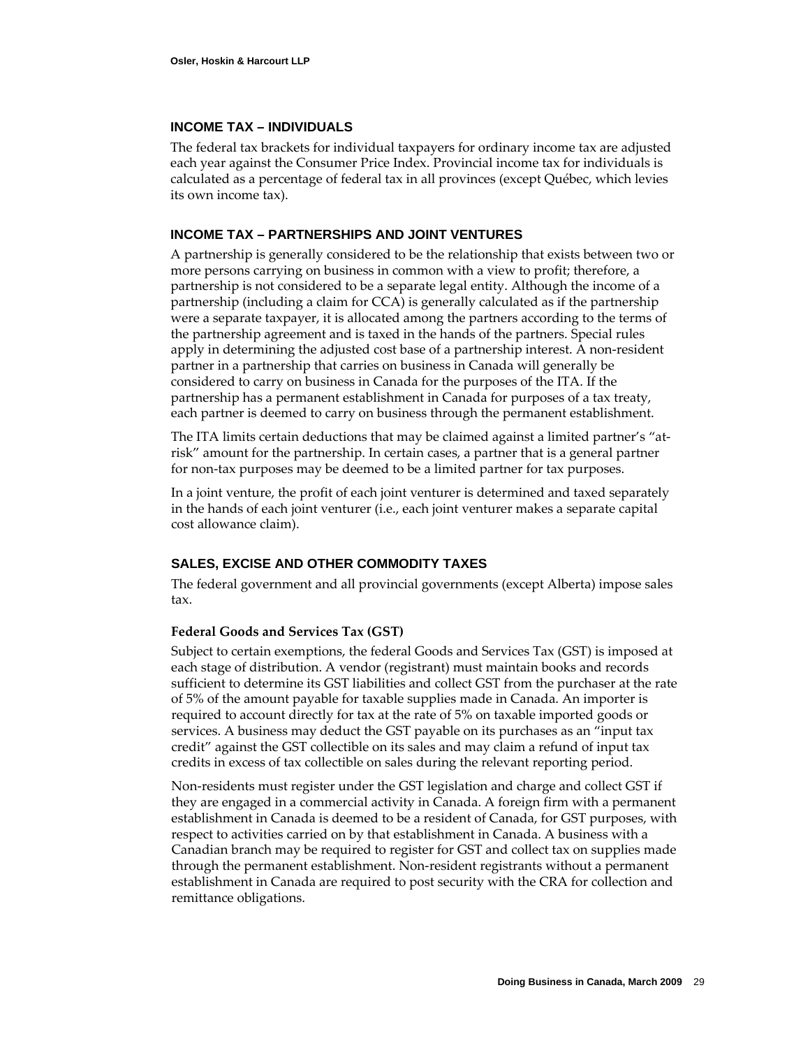## INCOME TAX – INDIVIDUALS

The federal tax brackets for individual taxpayers for ordinary income tax are adjusted each year against the Consumer Price Index. Provincial income tax for individuals is calculated as a percentage of federal tax in all provinces (except Québec, which levies its own income tax).

## INCOME TAX – PARTNERSHIPS AND JOINT VENTURES

A partnership is generally considered to be the relationship that exists between two or more persons carrying on business in common with a view to profit; therefore, a partnership is not considered to be a separate legal entity. Although the income of a partnership (including a claim for CCA) is generally calculated as if the partnership were a separate taxpayer, it is allocated among the partners according to the terms of the partnership agreement and is taxed in the hands of the partners. Special rules apply in determining the adjusted cost base of a partnership interest. A non-resident partner in a partnership that carries on business in Canada will generally be considered to carry on business in Canada for the purposes of the ITA. If the partnership has a permanent establishment in Canada for purposes of a tax treaty, each partner is deemed to carry on business through the permanent establishment.

The ITA limits certain deductions that may be claimed against a limited partner's "at-risk" amount for the partnership. In certain cases, a partner that is a general partner for non-tax purposes may be deemed to be a limited partner for tax purposes.

In a joint venture, the profit of each joint venturer is determined and taxed separately in the hands of each joint venturer (i.e., each joint venturer makes a separate capital cost allowance claim).

## SALES, EXCISE AND OTHER COMMODITY TAXES

The federal government and all provincial governments (except Alberta) impose sales tax.

### Federal Goods and Services Tax (GST)

Subject to certain exemptions, the federal Goods and Services Tax (GST) is imposed at each stage of distribution. A vendor (registrant) must maintain books and records sufficient to determine its GST liabilities and collect GST from the purchaser at the rate of 5% of the amount payable for taxable supplies made in Canada. An importer is required to account directly for tax at the rate of 5% on taxable imported goods or services. A business may deduct the GST payable on its purchases as an "input tax credit" against the GST collectible on its sales and may claim a refund of input tax credits in excess of tax collectible on sales during the relevant reporting period.

Non-residents must register under the GST legislation and charge and collect GST if they are engaged in a commercial activity in Canada. A foreign firm with a permanent establishment in Canada is deemed to be a resident of Canada, for GST purposes, with respect to activities carried on by that establishment in Canada. A business with a Canadian branch may be required to register for GST and collect tax on supplies made through the permanent establishment. Non-resident registrants without a permanent establishment in Canada are required to post security with the CRA for collection and remittance obligations.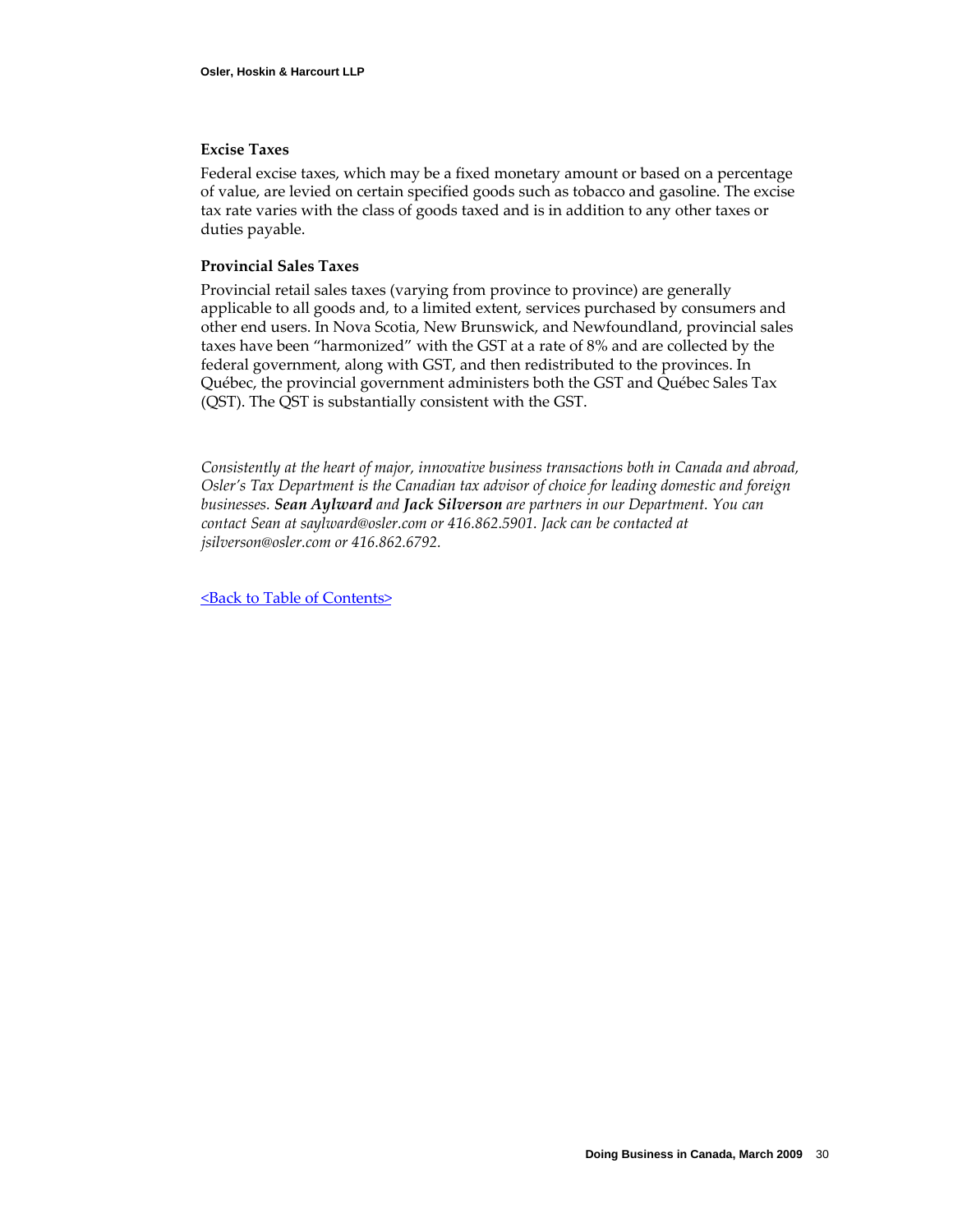### Excise Taxes

Federal excise taxes, which may be a fixed monetary amount or based on a percentage of value, are levied on certain specified goods such as tobacco and gasoline. The excise tax rate varies with the class of goods taxed and is in addition to any other taxes or duties payable.

### Provincial Sales Taxes

Provincial retail sales taxes (varying from province to province) are generally applicable to all goods and, to a limited extent, services purchased by consumers and other end users. In Nova Scotia, New Brunswick, and Newfoundland, provincial sales taxes have been "harmonized" with the GST at a rate of 8% and are collected by the federal government, along with GST, and then redistributed to the provinces. In Québec, the provincial government administers both the GST and Québec Sales Tax (QST). The QST is substantially consistent with the GST.

*Consistently at the heart of major, innovative business transactions both in Canada and abroad, Osler's Tax Department is the Canadian tax advisor of choice for leading domestic and foreign businesses.* ***Sean Aylward*** *and* ***Jack Silverson*** *are partners in our Department. You can contact Sean at saylward@osler.com or 416.862.5901. Jack can be contacted at jsilverson@osler.com or 416.862.6792.*

<Back to Table of Contents>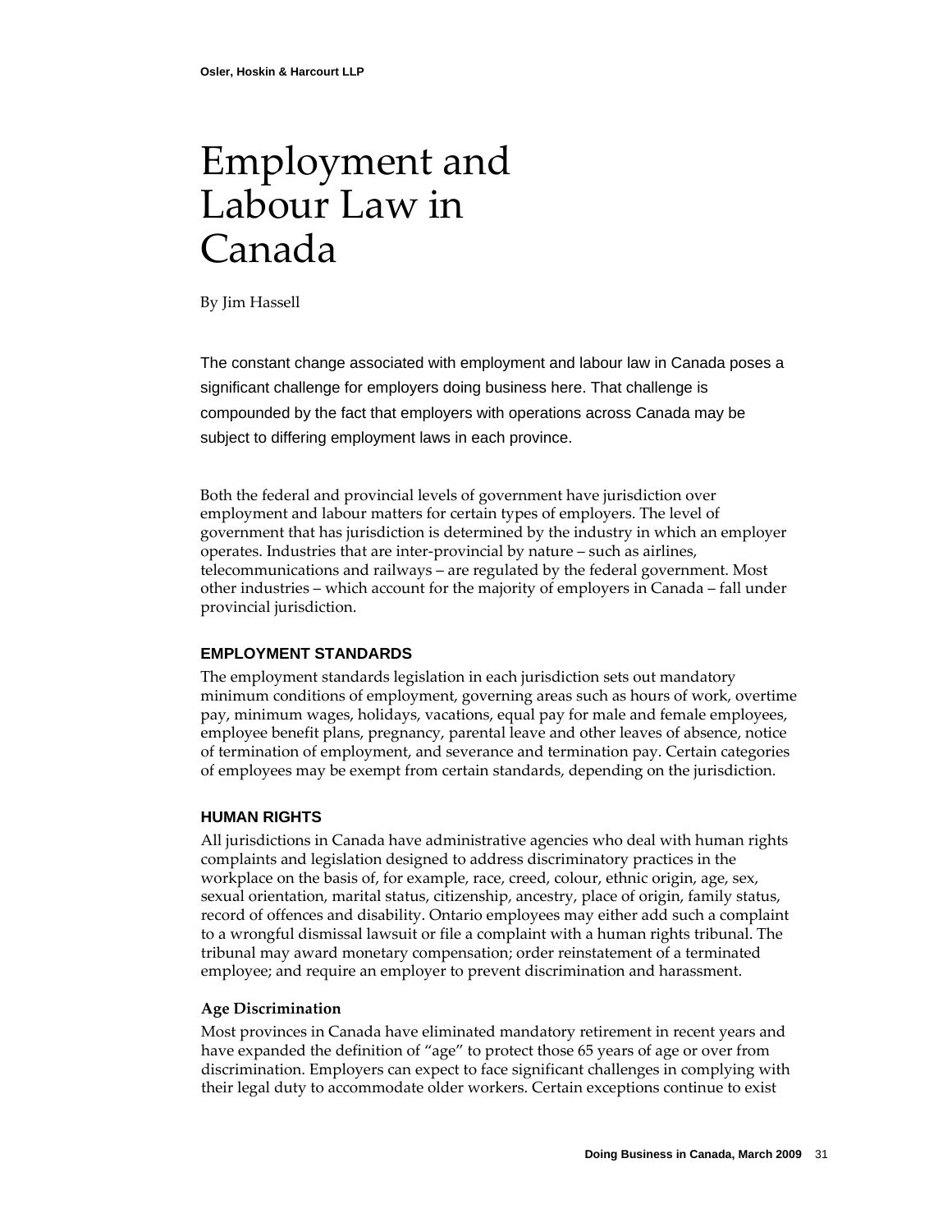# Employment and Labour Law in Canada

By Jim Hassell

The constant change associated with employment and labour law in Canada poses a significant challenge for employers doing business here. That challenge is compounded by the fact that employers with operations across Canada may be subject to differing employment laws in each province.

Both the federal and provincial levels of government have jurisdiction over employment and labour matters for certain types of employers. The level of government that has jurisdiction is determined by the industry in which an employer operates. Industries that are inter-provincial by nature – such as airlines, telecommunications and railways – are regulated by the federal government. Most other industries – which account for the majority of employers in Canada – fall under provincial jurisdiction.

## EMPLOYMENT STANDARDS

The employment standards legislation in each jurisdiction sets out mandatory minimum conditions of employment, governing areas such as hours of work, overtime pay, minimum wages, holidays, vacations, equal pay for male and female employees, employee benefit plans, pregnancy, parental leave and other leaves of absence, notice of termination of employment, and severance and termination pay. Certain categories of employees may be exempt from certain standards, depending on the jurisdiction.

## HUMAN RIGHTS

All jurisdictions in Canada have administrative agencies who deal with human rights complaints and legislation designed to address discriminatory practices in the workplace on the basis of, for example, race, creed, colour, ethnic origin, age, sex, sexual orientation, marital status, citizenship, ancestry, place of origin, family status, record of offences and disability. Ontario employees may either add such a complaint to a wrongful dismissal lawsuit or file a complaint with a human rights tribunal. The tribunal may award monetary compensation; order reinstatement of a terminated employee; and require an employer to prevent discrimination and harassment.

### Age Discrimination

Most provinces in Canada have eliminated mandatory retirement in recent years and have expanded the definition of "age" to protect those 65 years of age or over from discrimination. Employers can expect to face significant challenges in complying with their legal duty to accommodate older workers. Certain exceptions continue to exist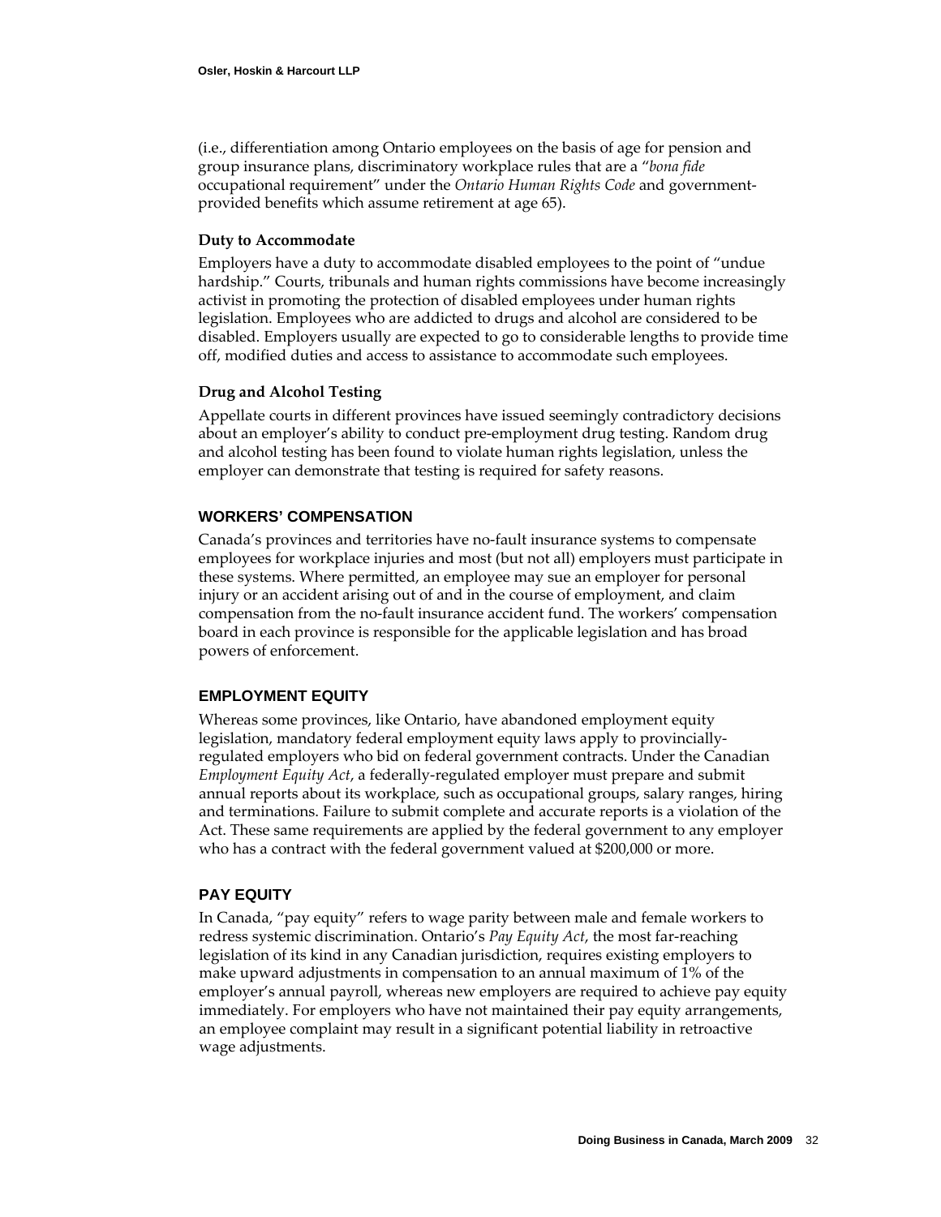(i.e., differentiation among Ontario employees on the basis of age for pension and group insurance plans, discriminatory workplace rules that are a "*bona fide* occupational requirement" under the *Ontario Human Rights Code* and government-provided benefits which assume retirement at age 65).

### Duty to Accommodate

Employers have a duty to accommodate disabled employees to the point of "undue hardship." Courts, tribunals and human rights commissions have become increasingly activist in promoting the protection of disabled employees under human rights legislation. Employees who are addicted to drugs and alcohol are considered to be disabled. Employers usually are expected to go to considerable lengths to provide time off, modified duties and access to assistance to accommodate such employees.

### Drug and Alcohol Testing

Appellate courts in different provinces have issued seemingly contradictory decisions about an employer's ability to conduct pre-employment drug testing. Random drug and alcohol testing has been found to violate human rights legislation, unless the employer can demonstrate that testing is required for safety reasons.

## WORKERS' COMPENSATION

Canada's provinces and territories have no-fault insurance systems to compensate employees for workplace injuries and most (but not all) employers must participate in these systems. Where permitted, an employee may sue an employer for personal injury or an accident arising out of and in the course of employment, and claim compensation from the no-fault insurance accident fund. The workers' compensation board in each province is responsible for the applicable legislation and has broad powers of enforcement.

## EMPLOYMENT EQUITY

Whereas some provinces, like Ontario, have abandoned employment equity legislation, mandatory federal employment equity laws apply to provincially-regulated employers who bid on federal government contracts. Under the Canadian *Employment Equity Act*, a federally-regulated employer must prepare and submit annual reports about its workplace, such as occupational groups, salary ranges, hiring and terminations. Failure to submit complete and accurate reports is a violation of the Act. These same requirements are applied by the federal government to any employer who has a contract with the federal government valued at $200,000 or more.

## PAY EQUITY

In Canada, "pay equity" refers to wage parity between male and female workers to redress systemic discrimination. Ontario's *Pay Equity Act*, the most far-reaching legislation of its kind in any Canadian jurisdiction, requires existing employers to make upward adjustments in compensation to an annual maximum of 1% of the employer's annual payroll, whereas new employers are required to achieve pay equity immediately. For employers who have not maintained their pay equity arrangements, an employee complaint may result in a significant potential liability in retroactive wage adjustments.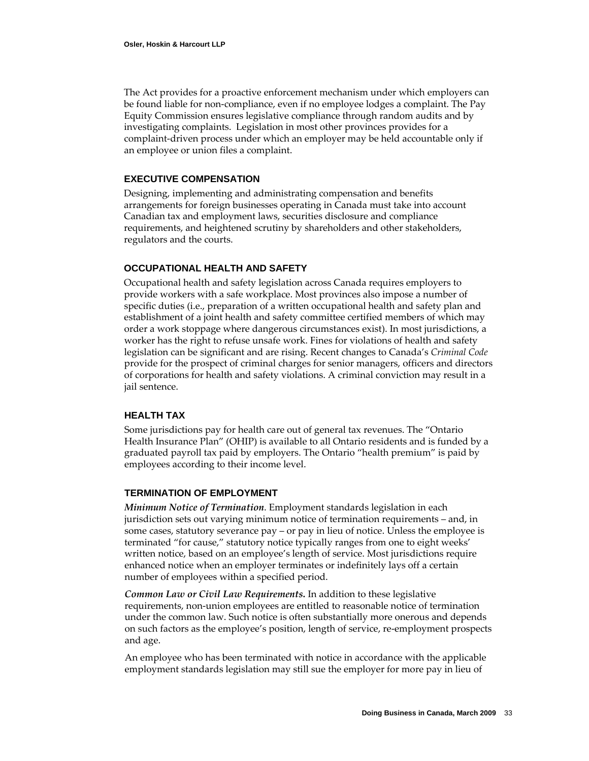The Act provides for a proactive enforcement mechanism under which employers can be found liable for non-compliance, even if no employee lodges a complaint. The Pay Equity Commission ensures legislative compliance through random audits and by investigating complaints. Legislation in most other provinces provides for a complaint-driven process under which an employer may be held accountable only if an employee or union files a complaint.

### EXECUTIVE COMPENSATION

Designing, implementing and administrating compensation and benefits arrangements for foreign businesses operating in Canada must take into account Canadian tax and employment laws, securities disclosure and compliance requirements, and heightened scrutiny by shareholders and other stakeholders, regulators and the courts.

### OCCUPATIONAL HEALTH AND SAFETY

Occupational health and safety legislation across Canada requires employers to provide workers with a safe workplace. Most provinces also impose a number of specific duties (i.e., preparation of a written occupational health and safety plan and establishment of a joint health and safety committee certified members of which may order a work stoppage where dangerous circumstances exist). In most jurisdictions, a worker has the right to refuse unsafe work. Fines for violations of health and safety legislation can be significant and are rising. Recent changes to Canada's *Criminal Code* provide for the prospect of criminal charges for senior managers, officers and directors of corporations for health and safety violations. A criminal conviction may result in a jail sentence.

### HEALTH TAX

Some jurisdictions pay for health care out of general tax revenues. The "Ontario Health Insurance Plan" (OHIP) is available to all Ontario residents and is funded by a graduated payroll tax paid by employers. The Ontario "health premium" is paid by employees according to their income level.

### TERMINATION OF EMPLOYMENT

***Minimum Notice of Termination***. Employment standards legislation in each jurisdiction sets out varying minimum notice of termination requirements – and, in some cases, statutory severance pay – or pay in lieu of notice. Unless the employee is terminated "for cause," statutory notice typically ranges from one to eight weeks' written notice, based on an employee's length of service. Most jurisdictions require enhanced notice when an employer terminates or indefinitely lays off a certain number of employees within a specified period.

***Common Law or Civil Law Requirements.*** In addition to these legislative requirements, non-union employees are entitled to reasonable notice of termination under the common law. Such notice is often substantially more onerous and depends on such factors as the employee's position, length of service, re-employment prospects and age.

An employee who has been terminated with notice in accordance with the applicable employment standards legislation may still sue the employer for more pay in lieu of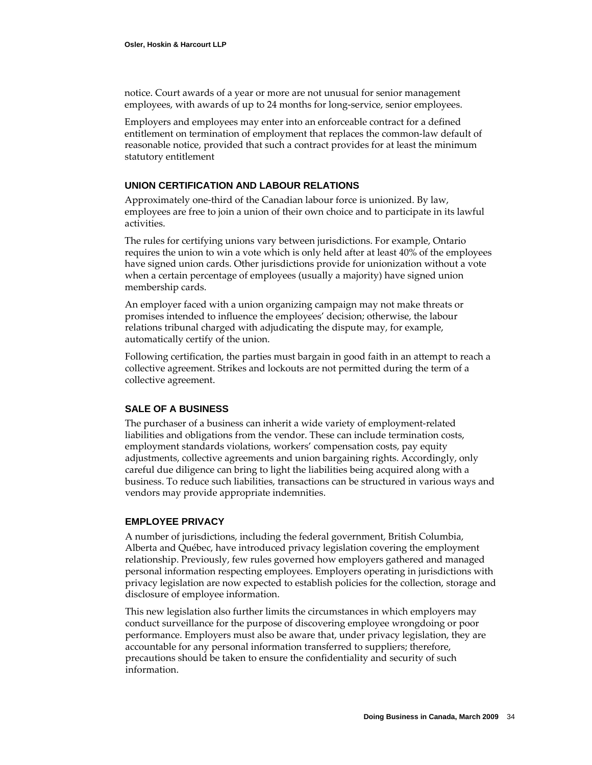notice. Court awards of a year or more are not unusual for senior management employees, with awards of up to 24 months for long-service, senior employees.

Employers and employees may enter into an enforceable contract for a defined entitlement on termination of employment that replaces the common-law default of reasonable notice, provided that such a contract provides for at least the minimum statutory entitlement

### UNION CERTIFICATION AND LABOUR RELATIONS

Approximately one-third of the Canadian labour force is unionized. By law, employees are free to join a union of their own choice and to participate in its lawful activities.

The rules for certifying unions vary between jurisdictions. For example, Ontario requires the union to win a vote which is only held after at least 40% of the employees have signed union cards. Other jurisdictions provide for unionization without a vote when a certain percentage of employees (usually a majority) have signed union membership cards.

An employer faced with a union organizing campaign may not make threats or promises intended to influence the employees' decision; otherwise, the labour relations tribunal charged with adjudicating the dispute may, for example, automatically certify of the union.

Following certification, the parties must bargain in good faith in an attempt to reach a collective agreement. Strikes and lockouts are not permitted during the term of a collective agreement.

### SALE OF A BUSINESS

The purchaser of a business can inherit a wide variety of employment-related liabilities and obligations from the vendor. These can include termination costs, employment standards violations, workers' compensation costs, pay equity adjustments, collective agreements and union bargaining rights. Accordingly, only careful due diligence can bring to light the liabilities being acquired along with a business. To reduce such liabilities, transactions can be structured in various ways and vendors may provide appropriate indemnities.

### EMPLOYEE PRIVACY

A number of jurisdictions, including the federal government, British Columbia, Alberta and Québec, have introduced privacy legislation covering the employment relationship. Previously, few rules governed how employers gathered and managed personal information respecting employees. Employers operating in jurisdictions with privacy legislation are now expected to establish policies for the collection, storage and disclosure of employee information.

This new legislation also further limits the circumstances in which employers may conduct surveillance for the purpose of discovering employee wrongdoing or poor performance. Employers must also be aware that, under privacy legislation, they are accountable for any personal information transferred to suppliers; therefore, precautions should be taken to ensure the confidentiality and security of such information.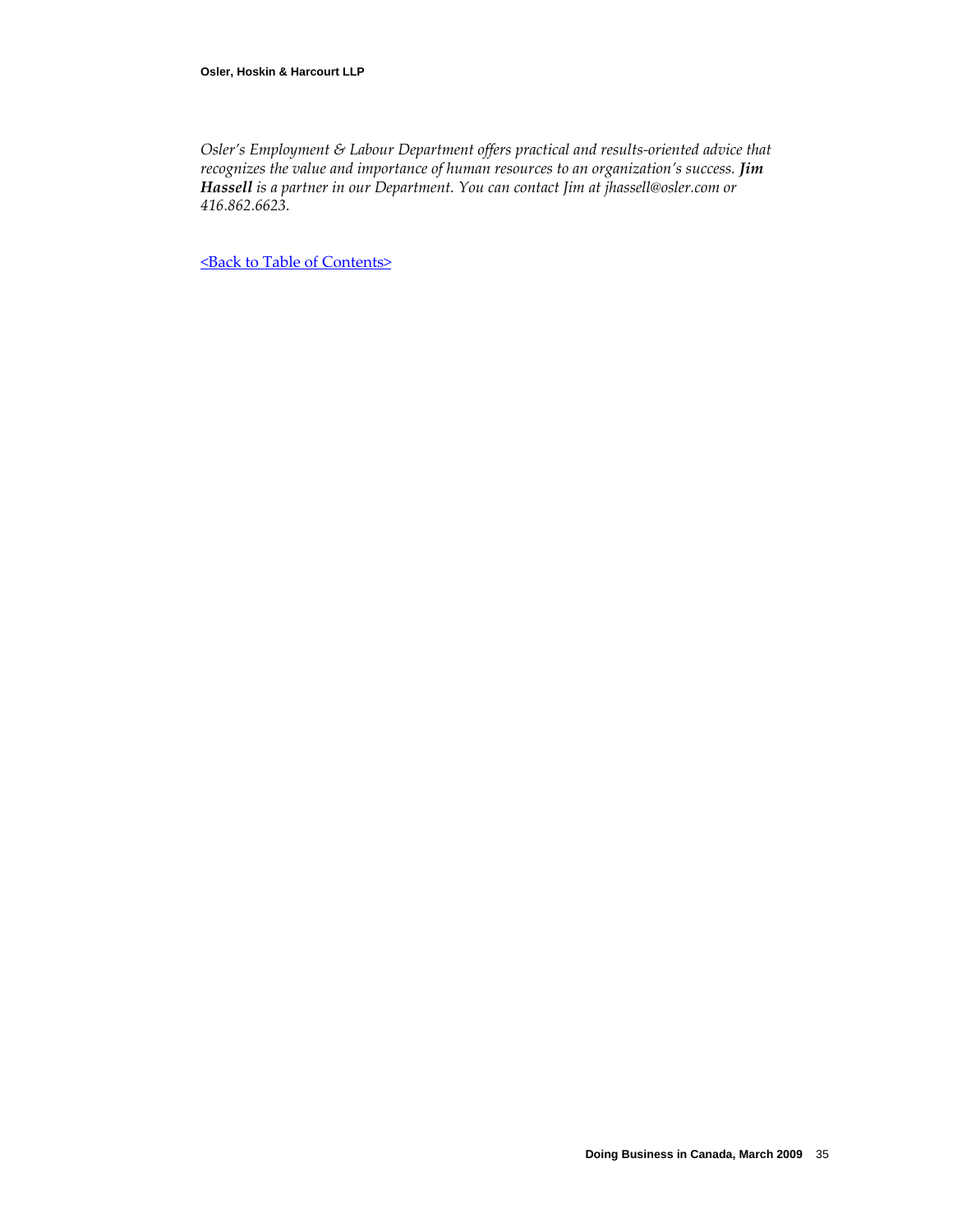*Osler's Employment & Labour Department offers practical and results-oriented advice that recognizes the value and importance of human resources to an organization's success.* ***Jim Hassell*** *is a partner in our Department. You can contact Jim at jhassell@osler.com or 416.862.6623.*

<Back to Table of Contents>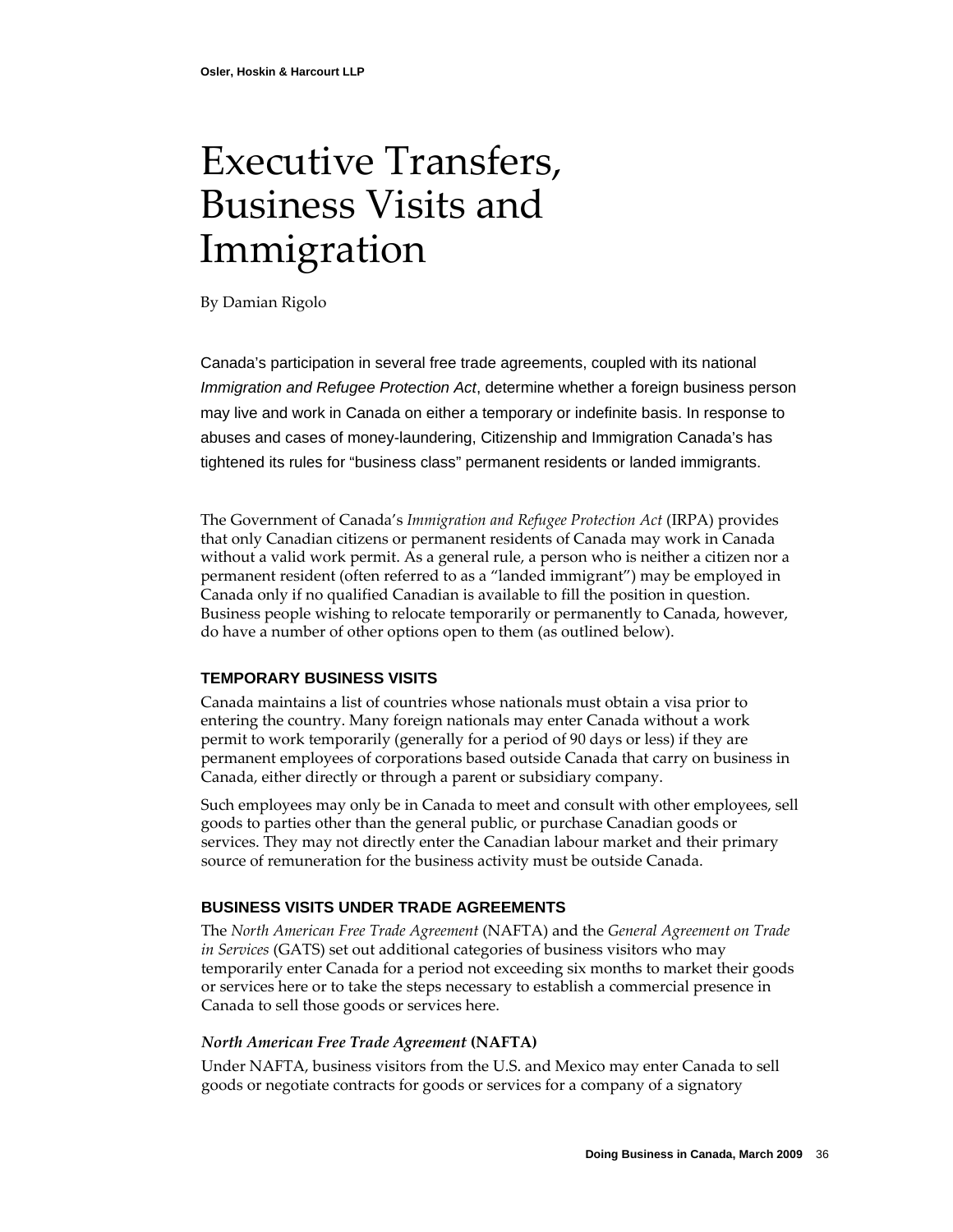# Executive Transfers, Business Visits and Immigration

By Damian Rigolo

Canada's participation in several free trade agreements, coupled with its national *Immigration and Refugee Protection Act*, determine whether a foreign business person may live and work in Canada on either a temporary or indefinite basis. In response to abuses and cases of money-laundering, Citizenship and Immigration Canada's has tightened its rules for "business class" permanent residents or landed immigrants.

The Government of Canada's *Immigration and Refugee Protection Act* (IRPA) provides that only Canadian citizens or permanent residents of Canada may work in Canada without a valid work permit. As a general rule, a person who is neither a citizen nor a permanent resident (often referred to as a "landed immigrant") may be employed in Canada only if no qualified Canadian is available to fill the position in question. Business people wishing to relocate temporarily or permanently to Canada, however, do have a number of other options open to them (as outlined below).

## TEMPORARY BUSINESS VISITS

Canada maintains a list of countries whose nationals must obtain a visa prior to entering the country. Many foreign nationals may enter Canada without a work permit to work temporarily (generally for a period of 90 days or less) if they are permanent employees of corporations based outside Canada that carry on business in Canada, either directly or through a parent or subsidiary company.

Such employees may only be in Canada to meet and consult with other employees, sell goods to parties other than the general public, or purchase Canadian goods or services. They may not directly enter the Canadian labour market and their primary source of remuneration for the business activity must be outside Canada.

## BUSINESS VISITS UNDER TRADE AGREEMENTS

The *North American Free Trade Agreement* (NAFTA) and the *General Agreement on Trade in Services* (GATS) set out additional categories of business visitors who may temporarily enter Canada for a period not exceeding six months to market their goods or services here or to take the steps necessary to establish a commercial presence in Canada to sell those goods or services here.

### *North American Free Trade Agreement* (NAFTA)

Under NAFTA, business visitors from the U.S. and Mexico may enter Canada to sell goods or negotiate contracts for goods or services for a company of a signatory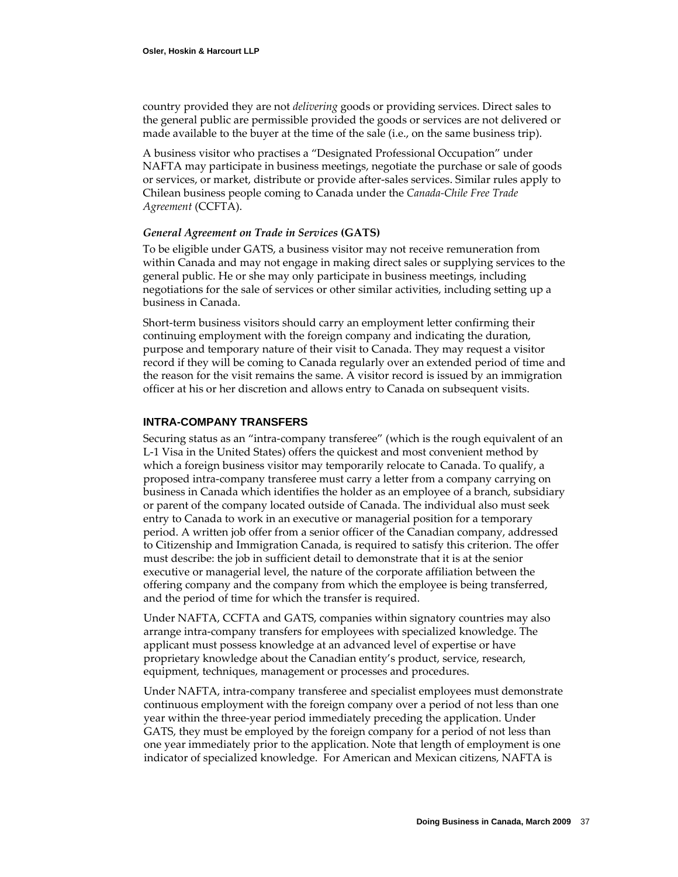country provided they are not *delivering* goods or providing services. Direct sales to the general public are permissible provided the goods or services are not delivered or made available to the buyer at the time of the sale (i.e., on the same business trip).

A business visitor who practises a "Designated Professional Occupation" under NAFTA may participate in business meetings, negotiate the purchase or sale of goods or services, or market, distribute or provide after-sales services. Similar rules apply to Chilean business people coming to Canada under the *Canada-Chile Free Trade Agreement* (CCFTA).

#### *General Agreement on Trade in Services* (GATS)

To be eligible under GATS, a business visitor may not receive remuneration from within Canada and may not engage in making direct sales or supplying services to the general public. He or she may only participate in business meetings, including negotiations for the sale of services or other similar activities, including setting up a business in Canada.

Short-term business visitors should carry an employment letter confirming their continuing employment with the foreign company and indicating the duration, purpose and temporary nature of their visit to Canada. They may request a visitor record if they will be coming to Canada regularly over an extended period of time and the reason for the visit remains the same. A visitor record is issued by an immigration officer at his or her discretion and allows entry to Canada on subsequent visits.

### INTRA-COMPANY TRANSFERS

Securing status as an "intra-company transferee" (which is the rough equivalent of an L-1 Visa in the United States) offers the quickest and most convenient method by which a foreign business visitor may temporarily relocate to Canada. To qualify, a proposed intra-company transferee must carry a letter from a company carrying on business in Canada which identifies the holder as an employee of a branch, subsidiary or parent of the company located outside of Canada. The individual also must seek entry to Canada to work in an executive or managerial position for a temporary period. A written job offer from a senior officer of the Canadian company, addressed to Citizenship and Immigration Canada, is required to satisfy this criterion. The offer must describe: the job in sufficient detail to demonstrate that it is at the senior executive or managerial level, the nature of the corporate affiliation between the offering company and the company from which the employee is being transferred, and the period of time for which the transfer is required.

Under NAFTA, CCFTA and GATS, companies within signatory countries may also arrange intra-company transfers for employees with specialized knowledge. The applicant must possess knowledge at an advanced level of expertise or have proprietary knowledge about the Canadian entity's product, service, research, equipment, techniques, management or processes and procedures.

Under NAFTA, intra-company transferee and specialist employees must demonstrate continuous employment with the foreign company over a period of not less than one year within the three-year period immediately preceding the application. Under GATS, they must be employed by the foreign company for a period of not less than one year immediately prior to the application. Note that length of employment is one indicator of specialized knowledge. For American and Mexican citizens, NAFTA is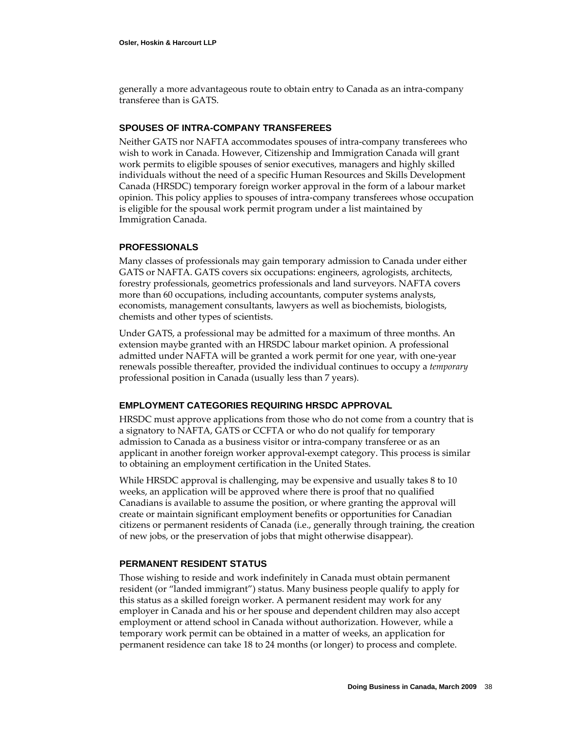generally a more advantageous route to obtain entry to Canada as an intra-company transferee than is GATS.

### SPOUSES OF INTRA-COMPANY TRANSFEREES

Neither GATS nor NAFTA accommodates spouses of intra-company transferees who wish to work in Canada. However, Citizenship and Immigration Canada will grant work permits to eligible spouses of senior executives, managers and highly skilled individuals without the need of a specific Human Resources and Skills Development Canada (HRSDC) temporary foreign worker approval in the form of a labour market opinion. This policy applies to spouses of intra-company transferees whose occupation is eligible for the spousal work permit program under a list maintained by Immigration Canada.

### PROFESSIONALS

Many classes of professionals may gain temporary admission to Canada under either GATS or NAFTA. GATS covers six occupations: engineers, agrologists, architects, forestry professionals, geometrics professionals and land surveyors. NAFTA covers more than 60 occupations, including accountants, computer systems analysts, economists, management consultants, lawyers as well as biochemists, biologists, chemists and other types of scientists.

Under GATS, a professional may be admitted for a maximum of three months. An extension maybe granted with an HRSDC labour market opinion. A professional admitted under NAFTA will be granted a work permit for one year, with one-year renewals possible thereafter, provided the individual continues to occupy a *temporary* professional position in Canada (usually less than 7 years).

### EMPLOYMENT CATEGORIES REQUIRING HRSDC APPROVAL

HRSDC must approve applications from those who do not come from a country that is a signatory to NAFTA, GATS or CCFTA or who do not qualify for temporary admission to Canada as a business visitor or intra-company transferee or as an applicant in another foreign worker approval-exempt category. This process is similar to obtaining an employment certification in the United States.

While HRSDC approval is challenging, may be expensive and usually takes 8 to 10 weeks, an application will be approved where there is proof that no qualified Canadians is available to assume the position, or where granting the approval will create or maintain significant employment benefits or opportunities for Canadian citizens or permanent residents of Canada (i.e., generally through training, the creation of new jobs, or the preservation of jobs that might otherwise disappear).

### PERMANENT RESIDENT STATUS

Those wishing to reside and work indefinitely in Canada must obtain permanent resident (or "landed immigrant") status. Many business people qualify to apply for this status as a skilled foreign worker. A permanent resident may work for any employer in Canada and his or her spouse and dependent children may also accept employment or attend school in Canada without authorization. However, while a temporary work permit can be obtained in a matter of weeks, an application for permanent residence can take 18 to 24 months (or longer) to process and complete.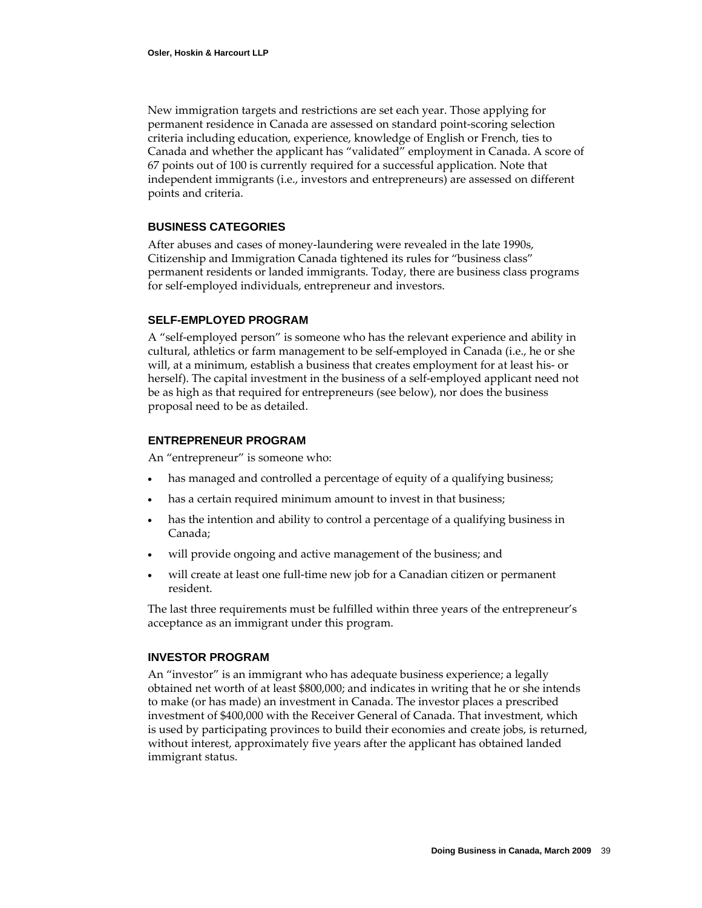New immigration targets and restrictions are set each year. Those applying for permanent residence in Canada are assessed on standard point-scoring selection criteria including education, experience, knowledge of English or French, ties to Canada and whether the applicant has "validated" employment in Canada. A score of 67 points out of 100 is currently required for a successful application. Note that independent immigrants (i.e., investors and entrepreneurs) are assessed on different points and criteria.

## BUSINESS CATEGORIES

After abuses and cases of money-laundering were revealed in the late 1990s, Citizenship and Immigration Canada tightened its rules for "business class" permanent residents or landed immigrants. Today, there are business class programs for self-employed individuals, entrepreneur and investors.

## SELF-EMPLOYED PROGRAM

A "self-employed person" is someone who has the relevant experience and ability in cultural, athletics or farm management to be self-employed in Canada (i.e., he or she will, at a minimum, establish a business that creates employment for at least his- or herself). The capital investment in the business of a self-employed applicant need not be as high as that required for entrepreneurs (see below), nor does the business proposal need to be as detailed.

## ENTREPRENEUR PROGRAM

An "entrepreneur" is someone who:

- has managed and controlled a percentage of equity of a qualifying business;
- has a certain required minimum amount to invest in that business;
- has the intention and ability to control a percentage of a qualifying business in Canada;
- will provide ongoing and active management of the business; and
- will create at least one full-time new job for a Canadian citizen or permanent resident.

The last three requirements must be fulfilled within three years of the entrepreneur's acceptance as an immigrant under this program.

## INVESTOR PROGRAM

An "investor" is an immigrant who has adequate business experience; a legally obtained net worth of at least $800,000; and indicates in writing that he or she intends to make (or has made) an investment in Canada. The investor places a prescribed investment of $400,000 with the Receiver General of Canada. That investment, which is used by participating provinces to build their economies and create jobs, is returned, without interest, approximately five years after the applicant has obtained landed immigrant status.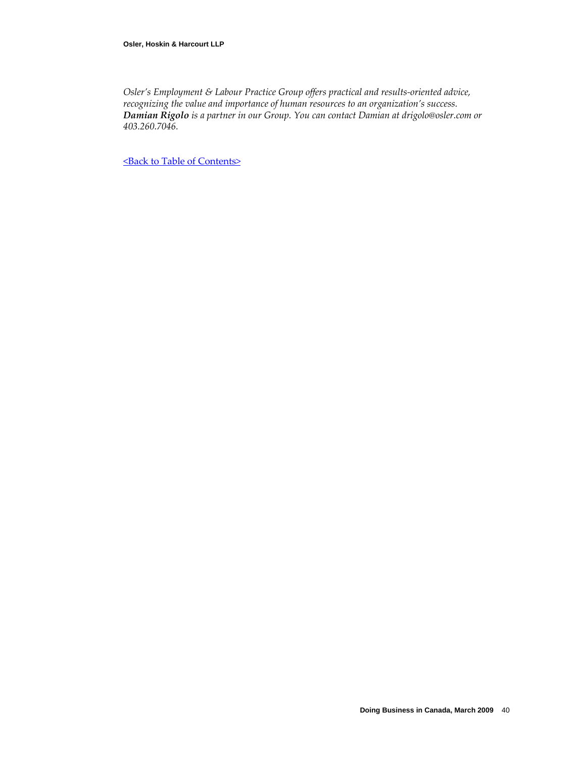*Osler's Employment & Labour Practice Group offers practical and results-oriented advice, recognizing the value and importance of human resources to an organization's success.* ***Damian Rigolo*** *is a partner in our Group. You can contact Damian at drigolo@osler.com or 403.260.7046.*

<Back to Table of Contents>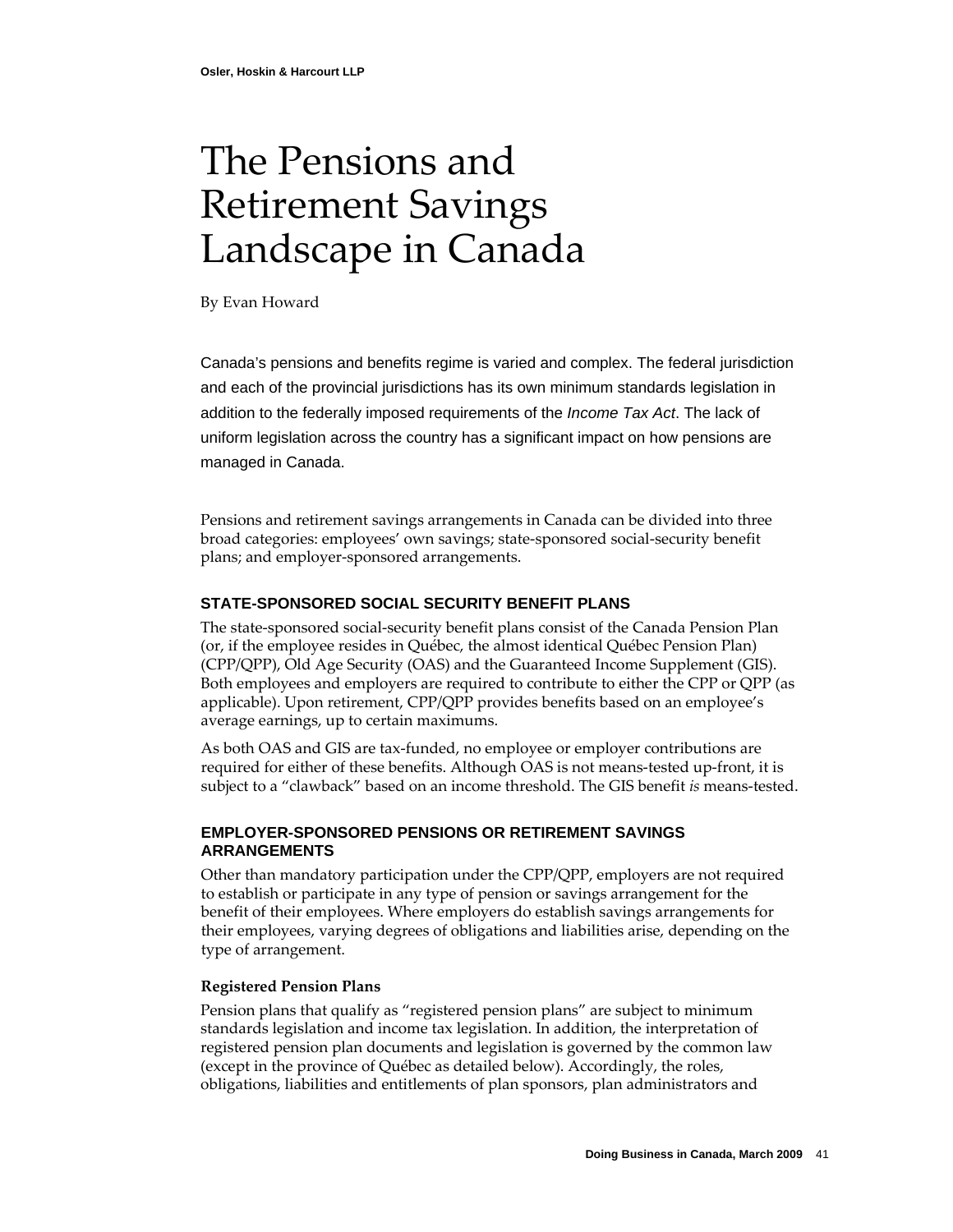# The Pensions and Retirement Savings Landscape in Canada

By Evan Howard

Canada's pensions and benefits regime is varied and complex. The federal jurisdiction and each of the provincial jurisdictions has its own minimum standards legislation in addition to the federally imposed requirements of the *Income Tax Act*. The lack of uniform legislation across the country has a significant impact on how pensions are managed in Canada.

Pensions and retirement savings arrangements in Canada can be divided into three broad categories: employees' own savings; state-sponsored social-security benefit plans; and employer-sponsored arrangements.

## STATE-SPONSORED SOCIAL SECURITY BENEFIT PLANS

The state-sponsored social-security benefit plans consist of the Canada Pension Plan (or, if the employee resides in Québec, the almost identical Québec Pension Plan) (CPP/QPP), Old Age Security (OAS) and the Guaranteed Income Supplement (GIS). Both employees and employers are required to contribute to either the CPP or QPP (as applicable). Upon retirement, CPP/QPP provides benefits based on an employee's average earnings, up to certain maximums.

As both OAS and GIS are tax-funded, no employee or employer contributions are required for either of these benefits. Although OAS is not means-tested up-front, it is subject to a "clawback" based on an income threshold. The GIS benefit *is* means-tested.

## EMPLOYER-SPONSORED PENSIONS OR RETIREMENT SAVINGS ARRANGEMENTS

Other than mandatory participation under the CPP/QPP, employers are not required to establish or participate in any type of pension or savings arrangement for the benefit of their employees. Where employers do establish savings arrangements for their employees, varying degrees of obligations and liabilities arise, depending on the type of arrangement.

### Registered Pension Plans

Pension plans that qualify as "registered pension plans" are subject to minimum standards legislation and income tax legislation. In addition, the interpretation of registered pension plan documents and legislation is governed by the common law (except in the province of Québec as detailed below). Accordingly, the roles, obligations, liabilities and entitlements of plan sponsors, plan administrators and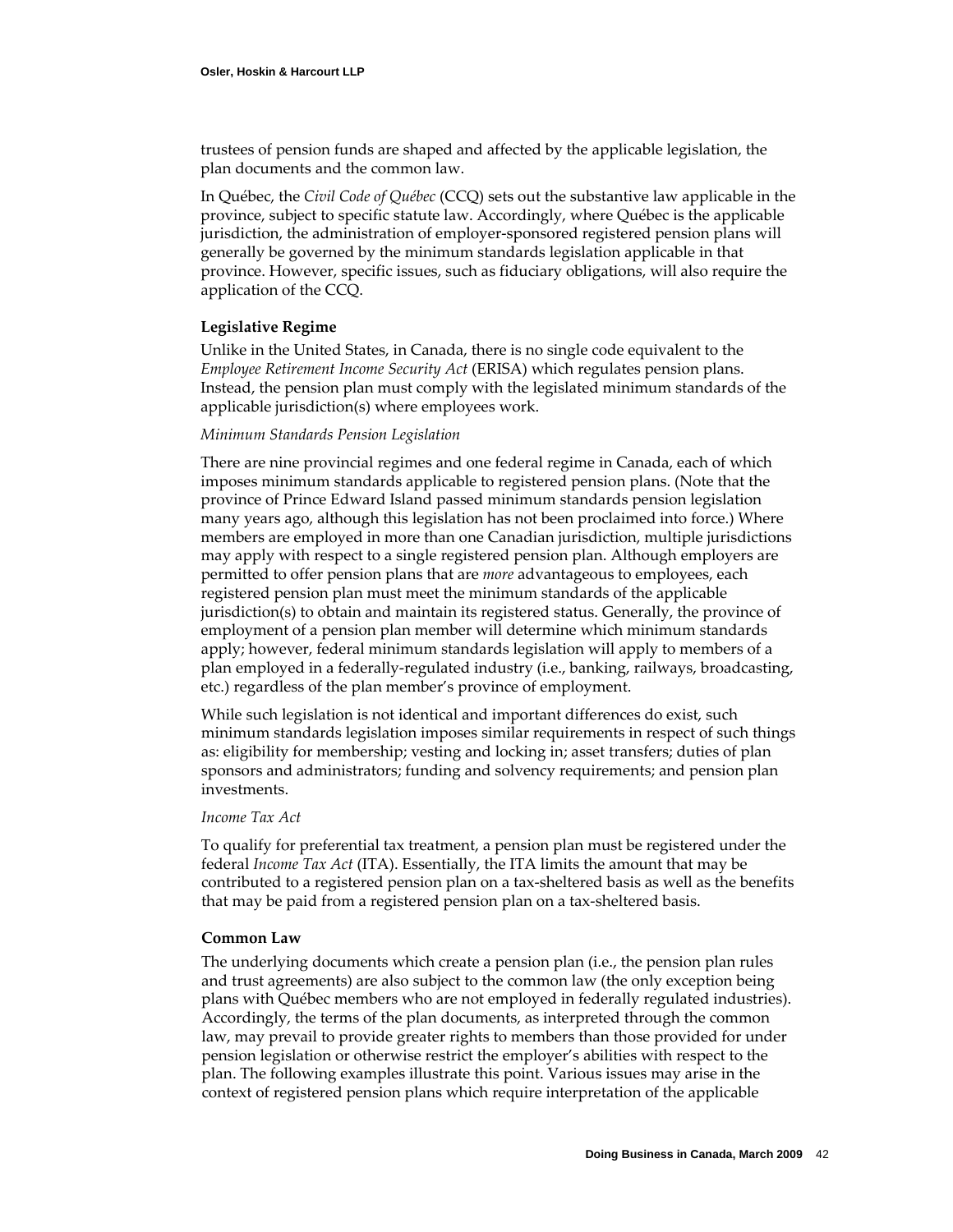trustees of pension funds are shaped and affected by the applicable legislation, the plan documents and the common law.

In Québec, the *Civil Code of Québec* (CCQ) sets out the substantive law applicable in the province, subject to specific statute law. Accordingly, where Québec is the applicable jurisdiction, the administration of employer-sponsored registered pension plans will generally be governed by the minimum standards legislation applicable in that province. However, specific issues, such as fiduciary obligations, will also require the application of the CCQ.

**Legislative Regime**

Unlike in the United States, in Canada, there is no single code equivalent to the *Employee Retirement Income Security Act* (ERISA) which regulates pension plans. Instead, the pension plan must comply with the legislated minimum standards of the applicable jurisdiction(s) where employees work.

*Minimum Standards Pension Legislation*

There are nine provincial regimes and one federal regime in Canada, each of which imposes minimum standards applicable to registered pension plans. (Note that the province of Prince Edward Island passed minimum standards pension legislation many years ago, although this legislation has not been proclaimed into force.) Where members are employed in more than one Canadian jurisdiction, multiple jurisdictions may apply with respect to a single registered pension plan. Although employers are permitted to offer pension plans that are *more* advantageous to employees, each registered pension plan must meet the minimum standards of the applicable jurisdiction(s) to obtain and maintain its registered status. Generally, the province of employment of a pension plan member will determine which minimum standards apply; however, federal minimum standards legislation will apply to members of a plan employed in a federally-regulated industry (i.e., banking, railways, broadcasting, etc.) regardless of the plan member's province of employment.

While such legislation is not identical and important differences do exist, such minimum standards legislation imposes similar requirements in respect of such things as: eligibility for membership; vesting and locking in; asset transfers; duties of plan sponsors and administrators; funding and solvency requirements; and pension plan investments.

*Income Tax Act*

To qualify for preferential tax treatment, a pension plan must be registered under the federal *Income Tax Act* (ITA). Essentially, the ITA limits the amount that may be contributed to a registered pension plan on a tax-sheltered basis as well as the benefits that may be paid from a registered pension plan on a tax-sheltered basis.

**Common Law**

The underlying documents which create a pension plan (i.e., the pension plan rules and trust agreements) are also subject to the common law (the only exception being plans with Québec members who are not employed in federally regulated industries). Accordingly, the terms of the plan documents, as interpreted through the common law, may prevail to provide greater rights to members than those provided for under pension legislation or otherwise restrict the employer's abilities with respect to the plan. The following examples illustrate this point. Various issues may arise in the context of registered pension plans which require interpretation of the applicable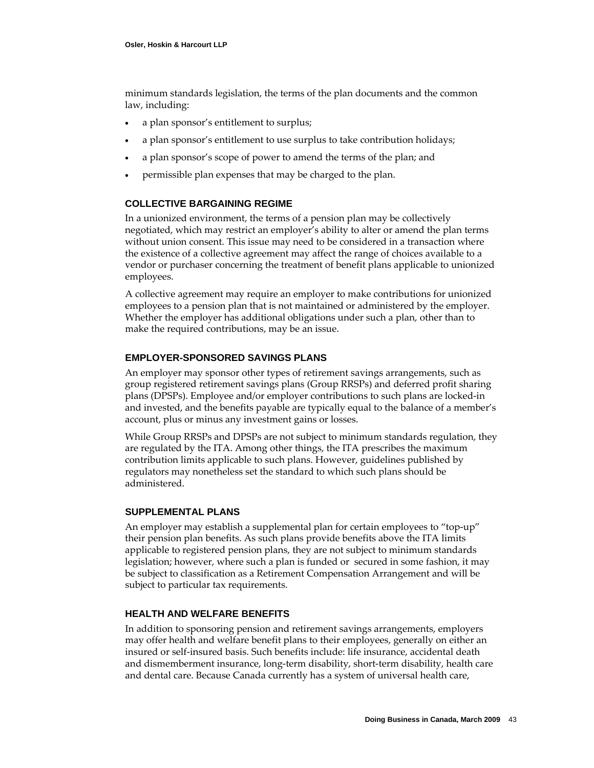minimum standards legislation, the terms of the plan documents and the common law, including:

- a plan sponsor's entitlement to surplus;
- a plan sponsor's entitlement to use surplus to take contribution holidays;
- a plan sponsor's scope of power to amend the terms of the plan; and
- permissible plan expenses that may be charged to the plan.

### COLLECTIVE BARGAINING REGIME

In a unionized environment, the terms of a pension plan may be collectively negotiated, which may restrict an employer's ability to alter or amend the plan terms without union consent. This issue may need to be considered in a transaction where the existence of a collective agreement may affect the range of choices available to a vendor or purchaser concerning the treatment of benefit plans applicable to unionized employees.

A collective agreement may require an employer to make contributions for unionized employees to a pension plan that is not maintained or administered by the employer. Whether the employer has additional obligations under such a plan, other than to make the required contributions, may be an issue.

### EMPLOYER-SPONSORED SAVINGS PLANS

An employer may sponsor other types of retirement savings arrangements, such as group registered retirement savings plans (Group RRSPs) and deferred profit sharing plans (DPSPs). Employee and/or employer contributions to such plans are locked-in and invested, and the benefits payable are typically equal to the balance of a member's account, plus or minus any investment gains or losses.

While Group RRSPs and DPSPs are not subject to minimum standards regulation, they are regulated by the ITA. Among other things, the ITA prescribes the maximum contribution limits applicable to such plans. However, guidelines published by regulators may nonetheless set the standard to which such plans should be administered.

### SUPPLEMENTAL PLANS

An employer may establish a supplemental plan for certain employees to "top-up" their pension plan benefits. As such plans provide benefits above the ITA limits applicable to registered pension plans, they are not subject to minimum standards legislation; however, where such a plan is funded or secured in some fashion, it may be subject to classification as a Retirement Compensation Arrangement and will be subject to particular tax requirements.

### HEALTH AND WELFARE BENEFITS

In addition to sponsoring pension and retirement savings arrangements, employers may offer health and welfare benefit plans to their employees, generally on either an insured or self-insured basis. Such benefits include: life insurance, accidental death and dismemberment insurance, long-term disability, short-term disability, health care and dental care. Because Canada currently has a system of universal health care,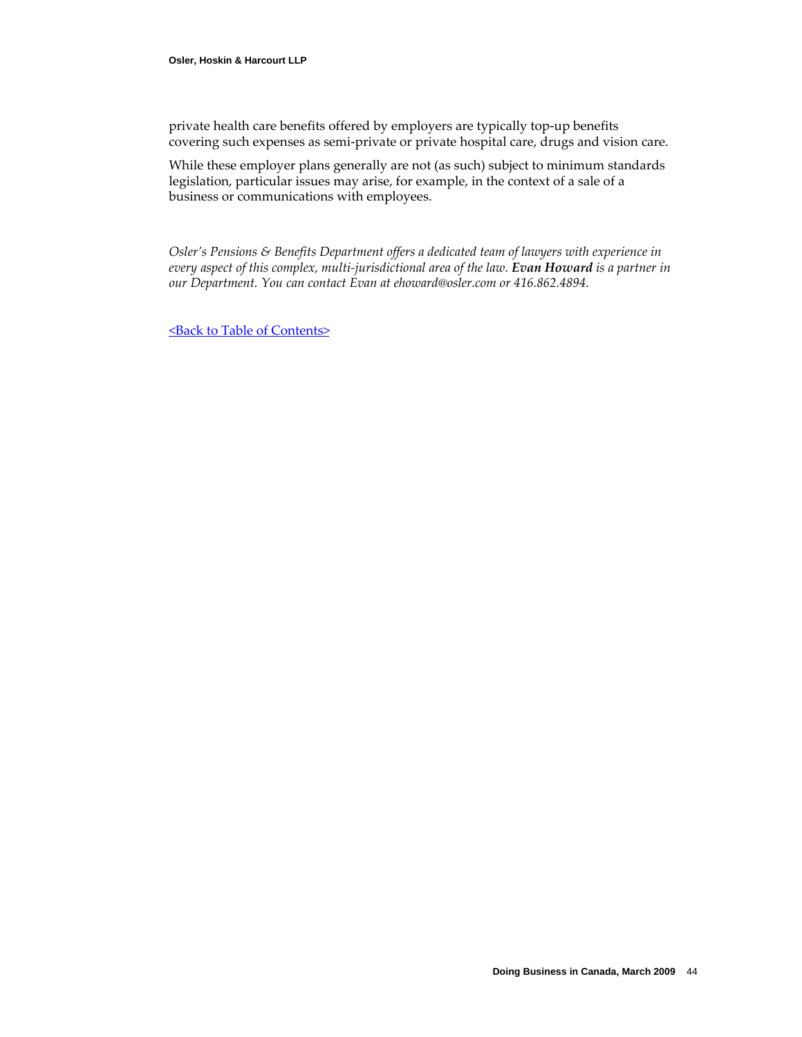private health care benefits offered by employers are typically top-up benefits covering such expenses as semi-private or private hospital care, drugs and vision care.

While these employer plans generally are not (as such) subject to minimum standards legislation, particular issues may arise, for example, in the context of a sale of a business or communications with employees.

*Osler's Pensions & Benefits Department offers a dedicated team of lawyers with experience in every aspect of this complex, multi-jurisdictional area of the law.* ***Evan Howard*** *is a partner in our Department. You can contact Evan at ehoward@osler.com or 416.862.4894.*

<Back to Table of Contents>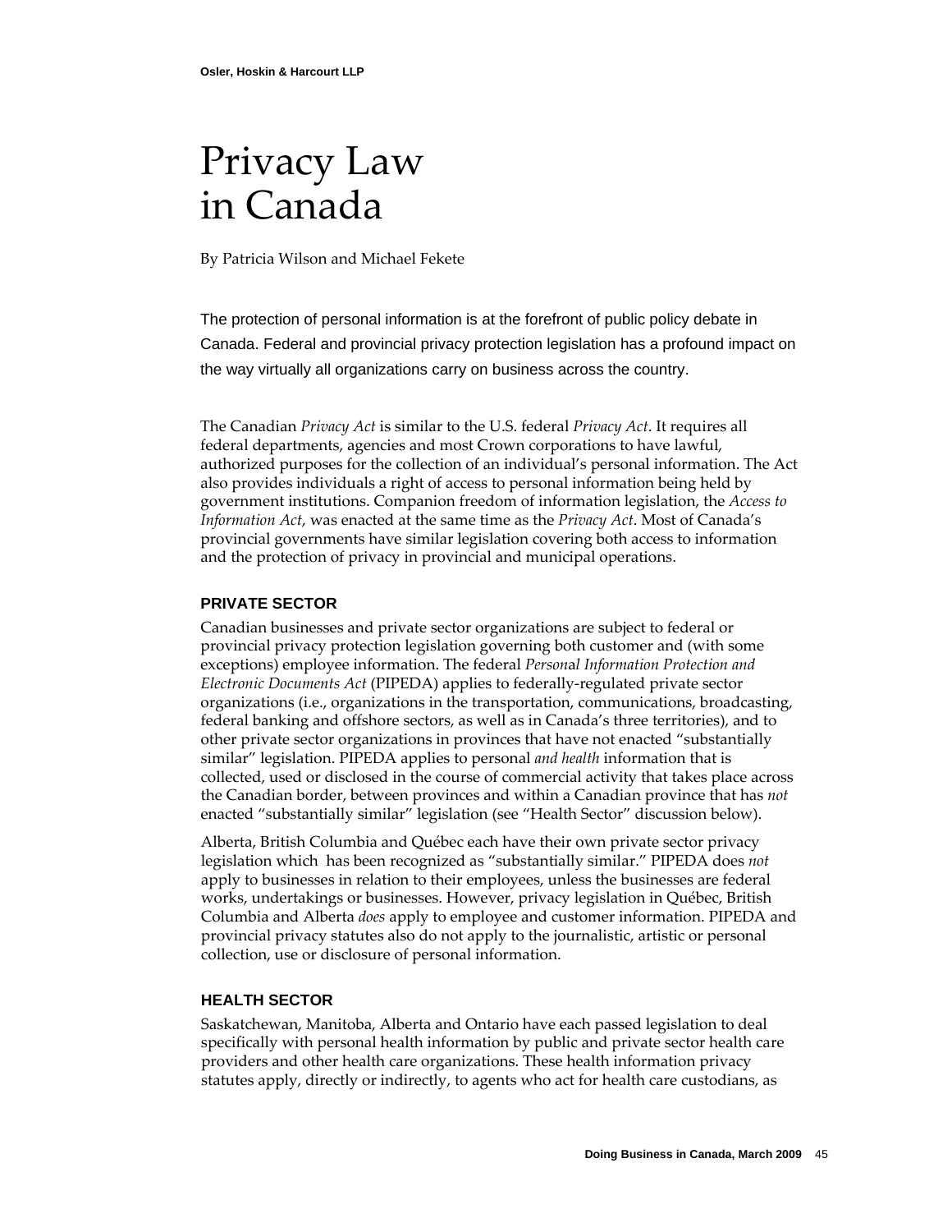# Privacy Law in Canada

By Patricia Wilson and Michael Fekete

The protection of personal information is at the forefront of public policy debate in Canada. Federal and provincial privacy protection legislation has a profound impact on the way virtually all organizations carry on business across the country.

The Canadian *Privacy Act* is similar to the U.S. federal *Privacy Act*. It requires all federal departments, agencies and most Crown corporations to have lawful, authorized purposes for the collection of an individual's personal information. The Act also provides individuals a right of access to personal information being held by government institutions. Companion freedom of information legislation, the *Access to Information Act*, was enacted at the same time as the *Privacy Act*. Most of Canada's provincial governments have similar legislation covering both access to information and the protection of privacy in provincial and municipal operations.

### PRIVATE SECTOR

Canadian businesses and private sector organizations are subject to federal or provincial privacy protection legislation governing both customer and (with some exceptions) employee information. The federal *Personal Information Protection and Electronic Documents Act* (PIPEDA) applies to federally-regulated private sector organizations (i.e., organizations in the transportation, communications, broadcasting, federal banking and offshore sectors, as well as in Canada's three territories), and to other private sector organizations in provinces that have not enacted "substantially similar" legislation. PIPEDA applies to personal *and health* information that is collected, used or disclosed in the course of commercial activity that takes place across the Canadian border, between provinces and within a Canadian province that has *not* enacted "substantially similar" legislation (see "Health Sector" discussion below).

Alberta, British Columbia and Québec each have their own private sector privacy legislation which has been recognized as "substantially similar." PIPEDA does *not* apply to businesses in relation to their employees, unless the businesses are federal works, undertakings or businesses. However, privacy legislation in Québec, British Columbia and Alberta *does* apply to employee and customer information. PIPEDA and provincial privacy statutes also do not apply to the journalistic, artistic or personal collection, use or disclosure of personal information.

### HEALTH SECTOR

Saskatchewan, Manitoba, Alberta and Ontario have each passed legislation to deal specifically with personal health information by public and private sector health care providers and other health care organizations. These health information privacy statutes apply, directly or indirectly, to agents who act for health care custodians, as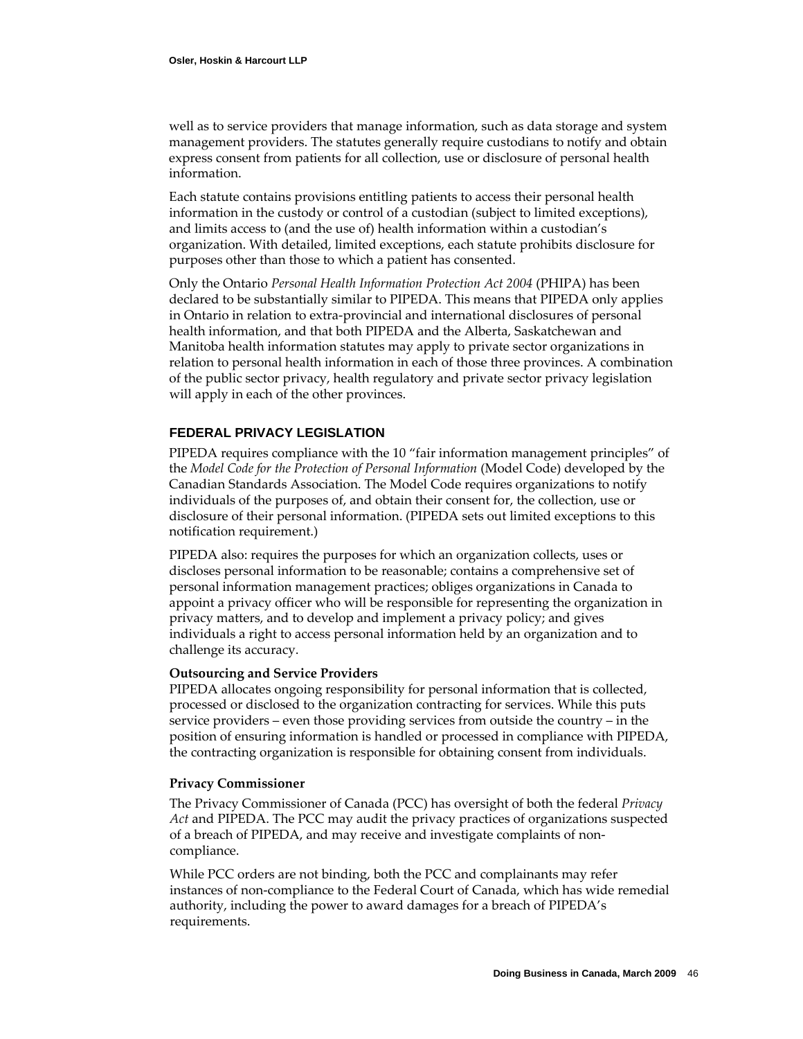well as to service providers that manage information, such as data storage and system management providers. The statutes generally require custodians to notify and obtain express consent from patients for all collection, use or disclosure of personal health information.

Each statute contains provisions entitling patients to access their personal health information in the custody or control of a custodian (subject to limited exceptions), and limits access to (and the use of) health information within a custodian's organization. With detailed, limited exceptions, each statute prohibits disclosure for purposes other than those to which a patient has consented.

Only the Ontario *Personal Health Information Protection Act 2004* (PHIPA) has been declared to be substantially similar to PIPEDA. This means that PIPEDA only applies in Ontario in relation to extra-provincial and international disclosures of personal health information, and that both PIPEDA and the Alberta, Saskatchewan and Manitoba health information statutes may apply to private sector organizations in relation to personal health information in each of those three provinces. A combination of the public sector privacy, health regulatory and private sector privacy legislation will apply in each of the other provinces.

## FEDERAL PRIVACY LEGISLATION

PIPEDA requires compliance with the 10 "fair information management principles" of the *Model Code for the Protection of Personal Information* (Model Code) developed by the Canadian Standards Association. The Model Code requires organizations to notify individuals of the purposes of, and obtain their consent for, the collection, use or disclosure of their personal information. (PIPEDA sets out limited exceptions to this notification requirement.)

PIPEDA also: requires the purposes for which an organization collects, uses or discloses personal information to be reasonable; contains a comprehensive set of personal information management practices; obliges organizations in Canada to appoint a privacy officer who will be responsible for representing the organization in privacy matters, and to develop and implement a privacy policy; and gives individuals a right to access personal information held by an organization and to challenge its accuracy.

### Outsourcing and Service Providers

PIPEDA allocates ongoing responsibility for personal information that is collected, processed or disclosed to the organization contracting for services. While this puts service providers – even those providing services from outside the country – in the position of ensuring information is handled or processed in compliance with PIPEDA, the contracting organization is responsible for obtaining consent from individuals.

### Privacy Commissioner

The Privacy Commissioner of Canada (PCC) has oversight of both the federal *Privacy Act* and PIPEDA. The PCC may audit the privacy practices of organizations suspected of a breach of PIPEDA, and may receive and investigate complaints of non-compliance.

While PCC orders are not binding, both the PCC and complainants may refer instances of non-compliance to the Federal Court of Canada, which has wide remedial authority, including the power to award damages for a breach of PIPEDA's requirements.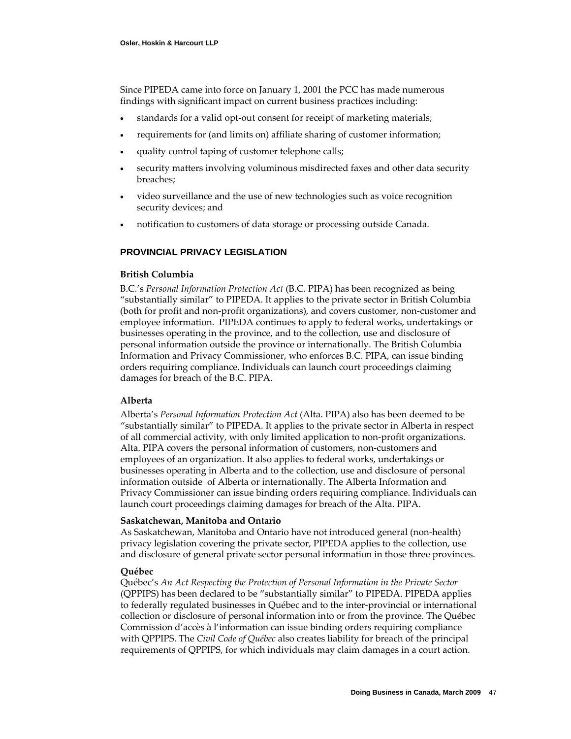Since PIPEDA came into force on January 1, 2001 the PCC has made numerous findings with significant impact on current business practices including:

- standards for a valid opt-out consent for receipt of marketing materials;
- requirements for (and limits on) affiliate sharing of customer information;
- quality control taping of customer telephone calls;
- security matters involving voluminous misdirected faxes and other data security breaches;
- video surveillance and the use of new technologies such as voice recognition security devices; and
- notification to customers of data storage or processing outside Canada.

## PROVINCIAL PRIVACY LEGISLATION

### British Columbia

B.C.'s *Personal Information Protection Act* (B.C. PIPA) has been recognized as being "substantially similar" to PIPEDA. It applies to the private sector in British Columbia (both for profit and non-profit organizations), and covers customer, non-customer and employee information. PIPEDA continues to apply to federal works, undertakings or businesses operating in the province, and to the collection, use and disclosure of personal information outside the province or internationally. The British Columbia Information and Privacy Commissioner, who enforces B.C. PIPA, can issue binding orders requiring compliance. Individuals can launch court proceedings claiming damages for breach of the B.C. PIPA.

### Alberta

Alberta's *Personal Information Protection Act* (Alta. PIPA) also has been deemed to be "substantially similar" to PIPEDA. It applies to the private sector in Alberta in respect of all commercial activity, with only limited application to non-profit organizations. Alta. PIPA covers the personal information of customers, non-customers and employees of an organization. It also applies to federal works, undertakings or businesses operating in Alberta and to the collection, use and disclosure of personal information outside of Alberta or internationally. The Alberta Information and Privacy Commissioner can issue binding orders requiring compliance. Individuals can launch court proceedings claiming damages for breach of the Alta. PIPA.

### Saskatchewan, Manitoba and Ontario

As Saskatchewan, Manitoba and Ontario have not introduced general (non-health) privacy legislation covering the private sector, PIPEDA applies to the collection, use and disclosure of general private sector personal information in those three provinces.

### Québec

Québec's *An Act Respecting the Protection of Personal Information in the Private Sector* (QPPIPS) has been declared to be "substantially similar" to PIPEDA. PIPEDA applies to federally regulated businesses in Québec and to the inter-provincial or international collection or disclosure of personal information into or from the province. The Québec Commission d'accès à l'information can issue binding orders requiring compliance with QPPIPS. The *Civil Code of Québec* also creates liability for breach of the principal requirements of QPPIPS, for which individuals may claim damages in a court action.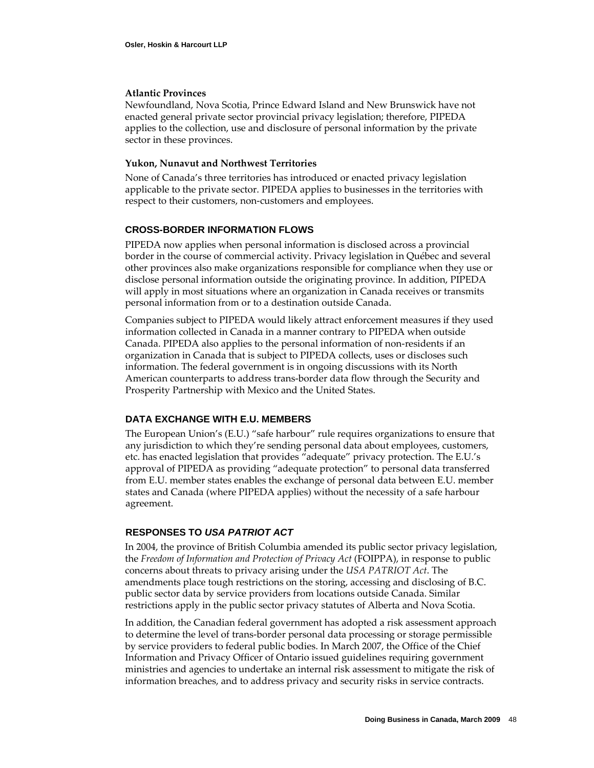### Atlantic Provinces

Newfoundland, Nova Scotia, Prince Edward Island and New Brunswick have not enacted general private sector provincial privacy legislation; therefore, PIPEDA applies to the collection, use and disclosure of personal information by the private sector in these provinces.

### Yukon, Nunavut and Northwest Territories

None of Canada's three territories has introduced or enacted privacy legislation applicable to the private sector. PIPEDA applies to businesses in the territories with respect to their customers, non-customers and employees.

## CROSS-BORDER INFORMATION FLOWS

PIPEDA now applies when personal information is disclosed across a provincial border in the course of commercial activity. Privacy legislation in Québec and several other provinces also make organizations responsible for compliance when they use or disclose personal information outside the originating province. In addition, PIPEDA will apply in most situations where an organization in Canada receives or transmits personal information from or to a destination outside Canada.

Companies subject to PIPEDA would likely attract enforcement measures if they used information collected in Canada in a manner contrary to PIPEDA when outside Canada. PIPEDA also applies to the personal information of non-residents if an organization in Canada that is subject to PIPEDA collects, uses or discloses such information. The federal government is in ongoing discussions with its North American counterparts to address trans-border data flow through the Security and Prosperity Partnership with Mexico and the United States.

## DATA EXCHANGE WITH E.U. MEMBERS

The European Union's (E.U.) "safe harbour" rule requires organizations to ensure that any jurisdiction to which they're sending personal data about employees, customers, etc. has enacted legislation that provides "adequate" privacy protection. The E.U.'s approval of PIPEDA as providing "adequate protection" to personal data transferred from E.U. member states enables the exchange of personal data between E.U. member states and Canada (where PIPEDA applies) without the necessity of a safe harbour agreement.

## RESPONSES TO *USA PATRIOT ACT*

In 2004, the province of British Columbia amended its public sector privacy legislation, the *Freedom of Information and Protection of Privacy Act* (FOIPPA), in response to public concerns about threats to privacy arising under the *USA PATRIOT Act*. The amendments place tough restrictions on the storing, accessing and disclosing of B.C. public sector data by service providers from locations outside Canada. Similar restrictions apply in the public sector privacy statutes of Alberta and Nova Scotia.

In addition, the Canadian federal government has adopted a risk assessment approach to determine the level of trans-border personal data processing or storage permissible by service providers to federal public bodies. In March 2007, the Office of the Chief Information and Privacy Officer of Ontario issued guidelines requiring government ministries and agencies to undertake an internal risk assessment to mitigate the risk of information breaches, and to address privacy and security risks in service contracts.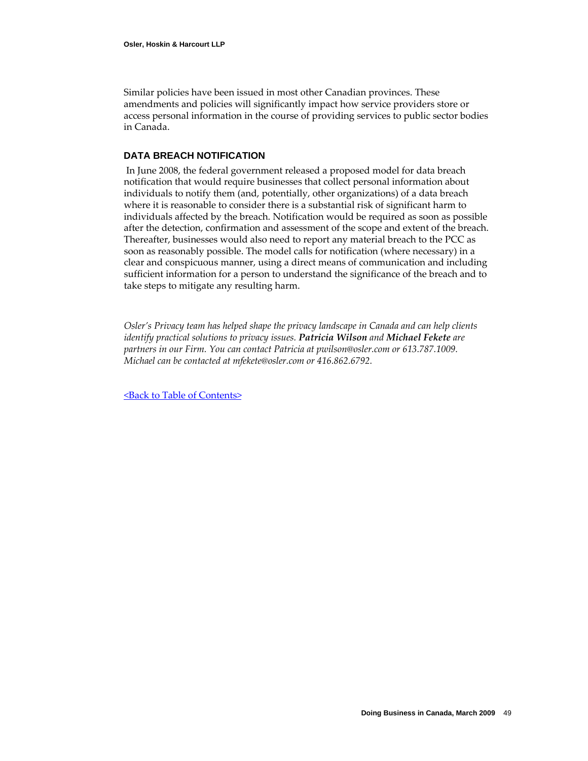Similar policies have been issued in most other Canadian provinces. These amendments and policies will significantly impact how service providers store or access personal information in the course of providing services to public sector bodies in Canada.

## DATA BREACH NOTIFICATION

In June 2008, the federal government released a proposed model for data breach notification that would require businesses that collect personal information about individuals to notify them (and, potentially, other organizations) of a data breach where it is reasonable to consider there is a substantial risk of significant harm to individuals affected by the breach. Notification would be required as soon as possible after the detection, confirmation and assessment of the scope and extent of the breach. Thereafter, businesses would also need to report any material breach to the PCC as soon as reasonably possible. The model calls for notification (where necessary) in a clear and conspicuous manner, using a direct means of communication and including sufficient information for a person to understand the significance of the breach and to take steps to mitigate any resulting harm.

*Osler's Privacy team has helped shape the privacy landscape in Canada and can help clients identify practical solutions to privacy issues.* ***Patricia Wilson*** *and* ***Michael Fekete*** *are partners in our Firm. You can contact Patricia at pwilson@osler.com or 613.787.1009. Michael can be contacted at mfekete@osler.com or 416.862.6792.*

<Back to Table of Contents>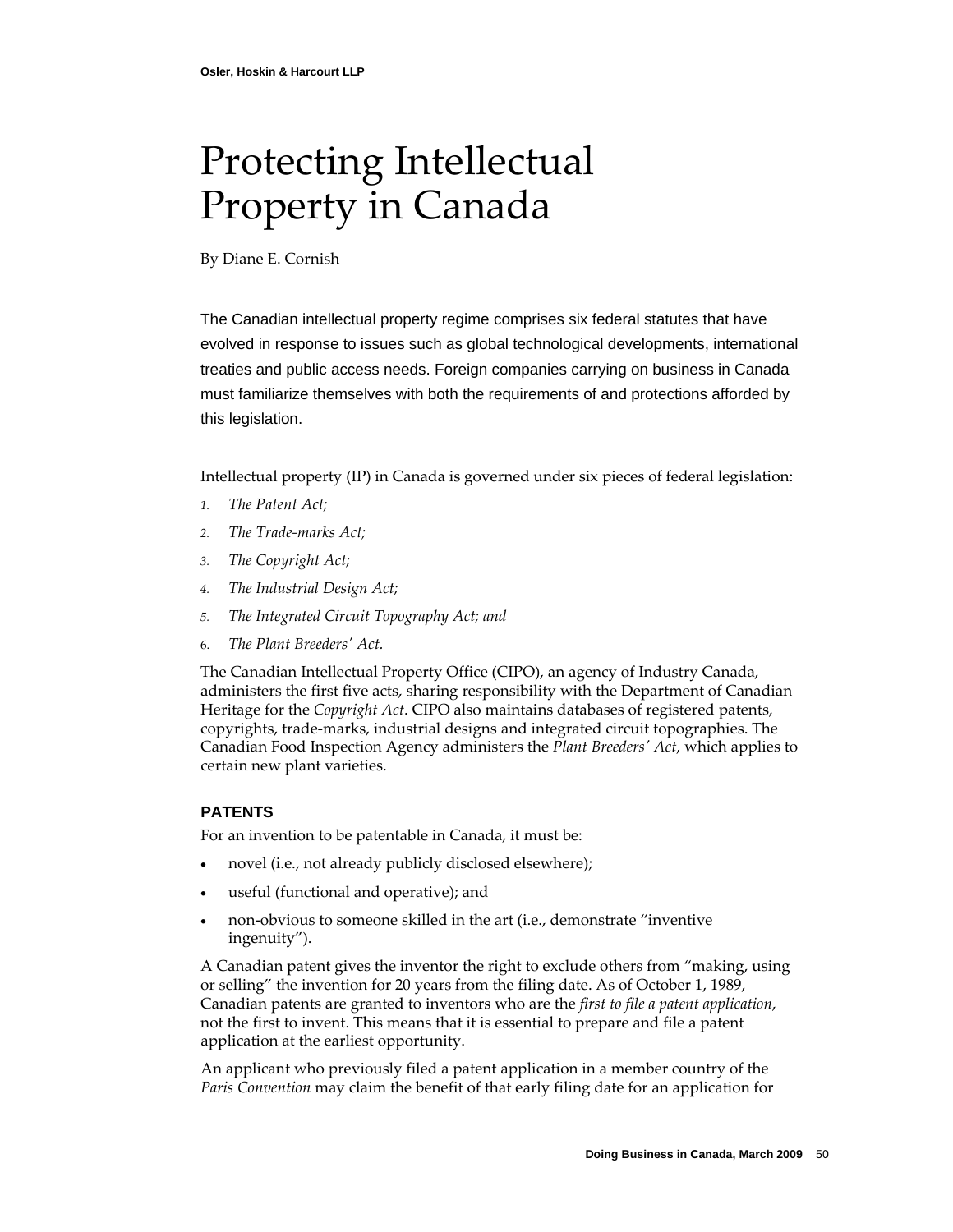# Protecting Intellectual Property in Canada

By Diane E. Cornish

The Canadian intellectual property regime comprises six federal statutes that have evolved in response to issues such as global technological developments, international treaties and public access needs. Foreign companies carrying on business in Canada must familiarize themselves with both the requirements of and protections afforded by this legislation.

Intellectual property (IP) in Canada is governed under six pieces of federal legislation:

1. *The Patent Act;*
2. *The Trade-marks Act;*
3. *The Copyright Act;*
4. *The Industrial Design Act;*
5. *The Integrated Circuit Topography Act; and*
6. *The Plant Breeders' Act.*

The Canadian Intellectual Property Office (CIPO), an agency of Industry Canada, administers the first five acts, sharing responsibility with the Department of Canadian Heritage for the *Copyright Act*. CIPO also maintains databases of registered patents, copyrights, trade-marks, industrial designs and integrated circuit topographies. The Canadian Food Inspection Agency administers the *Plant Breeders' Act*, which applies to certain new plant varieties.

## PATENTS

For an invention to be patentable in Canada, it must be:

- novel (i.e., not already publicly disclosed elsewhere);
- useful (functional and operative); and
- non-obvious to someone skilled in the art (i.e., demonstrate "inventive ingenuity").

A Canadian patent gives the inventor the right to exclude others from "making, using or selling" the invention for 20 years from the filing date. As of October 1, 1989, Canadian patents are granted to inventors who are the *first to file a patent application*, not the first to invent. This means that it is essential to prepare and file a patent application at the earliest opportunity.

An applicant who previously filed a patent application in a member country of the *Paris Convention* may claim the benefit of that early filing date for an application for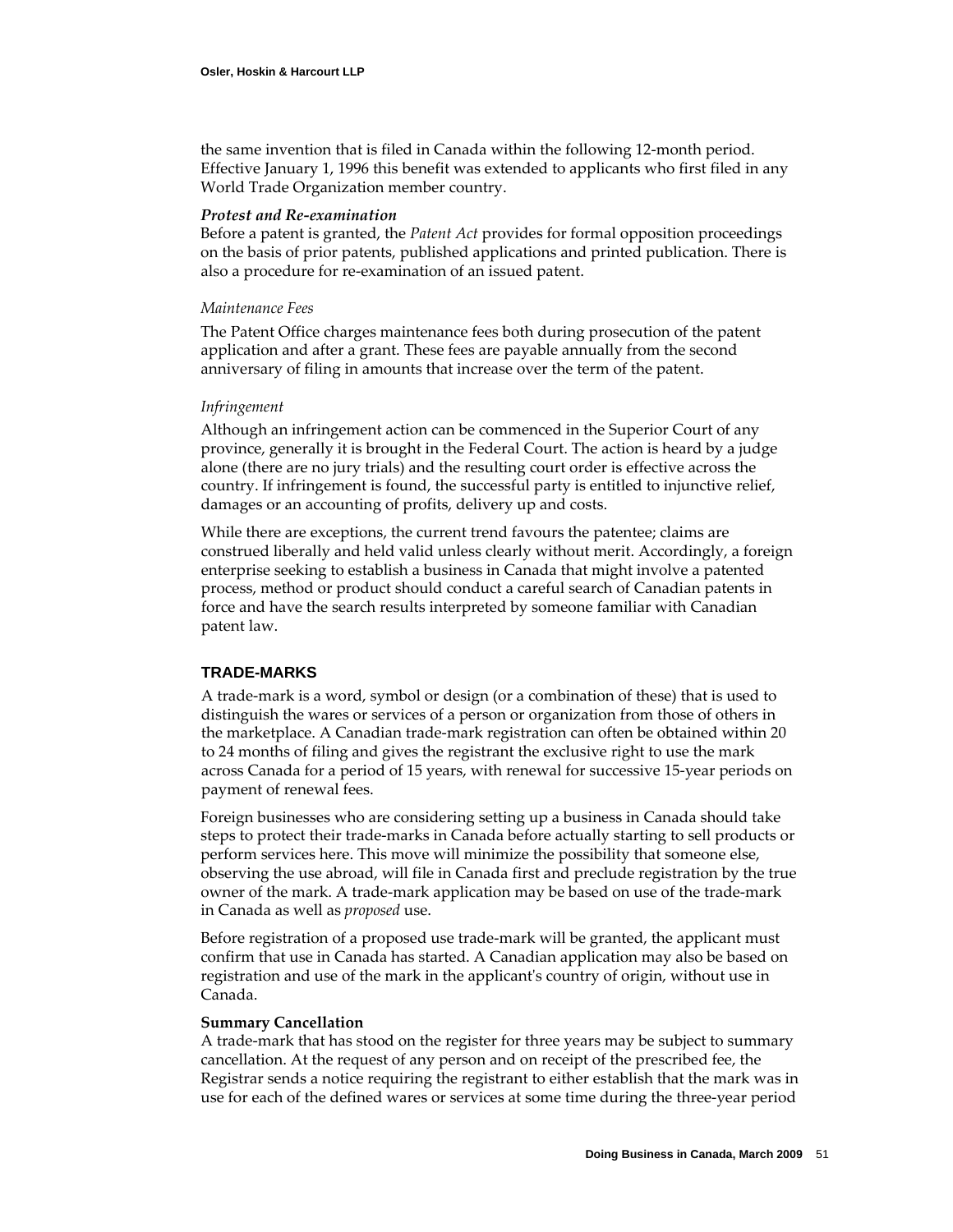the same invention that is filed in Canada within the following 12-month period. Effective January 1, 1996 this benefit was extended to applicants who first filed in any World Trade Organization member country.

***Protest and Re-examination***

Before a patent is granted, the *Patent Act* provides for formal opposition proceedings on the basis of prior patents, published applications and printed publication. There is also a procedure for re-examination of an issued patent.

*Maintenance Fees*

The Patent Office charges maintenance fees both during prosecution of the patent application and after a grant. These fees are payable annually from the second anniversary of filing in amounts that increase over the term of the patent.

*Infringement*

Although an infringement action can be commenced in the Superior Court of any province, generally it is brought in the Federal Court. The action is heard by a judge alone (there are no jury trials) and the resulting court order is effective across the country. If infringement is found, the successful party is entitled to injunctive relief, damages or an accounting of profits, delivery up and costs.

While there are exceptions, the current trend favours the patentee; claims are construed liberally and held valid unless clearly without merit. Accordingly, a foreign enterprise seeking to establish a business in Canada that might involve a patented process, method or product should conduct a careful search of Canadian patents in force and have the search results interpreted by someone familiar with Canadian patent law.

## TRADE-MARKS

A trade-mark is a word, symbol or design (or a combination of these) that is used to distinguish the wares or services of a person or organization from those of others in the marketplace. A Canadian trade-mark registration can often be obtained within 20 to 24 months of filing and gives the registrant the exclusive right to use the mark across Canada for a period of 15 years, with renewal for successive 15-year periods on payment of renewal fees.

Foreign businesses who are considering setting up a business in Canada should take steps to protect their trade-marks in Canada before actually starting to sell products or perform services here. This move will minimize the possibility that someone else, observing the use abroad, will file in Canada first and preclude registration by the true owner of the mark. A trade-mark application may be based on use of the trade-mark in Canada as well as *proposed* use.

Before registration of a proposed use trade-mark will be granted, the applicant must confirm that use in Canada has started. A Canadian application may also be based on registration and use of the mark in the applicant's country of origin, without use in Canada.

**Summary Cancellation**

A trade-mark that has stood on the register for three years may be subject to summary cancellation. At the request of any person and on receipt of the prescribed fee, the Registrar sends a notice requiring the registrant to either establish that the mark was in use for each of the defined wares or services at some time during the three-year period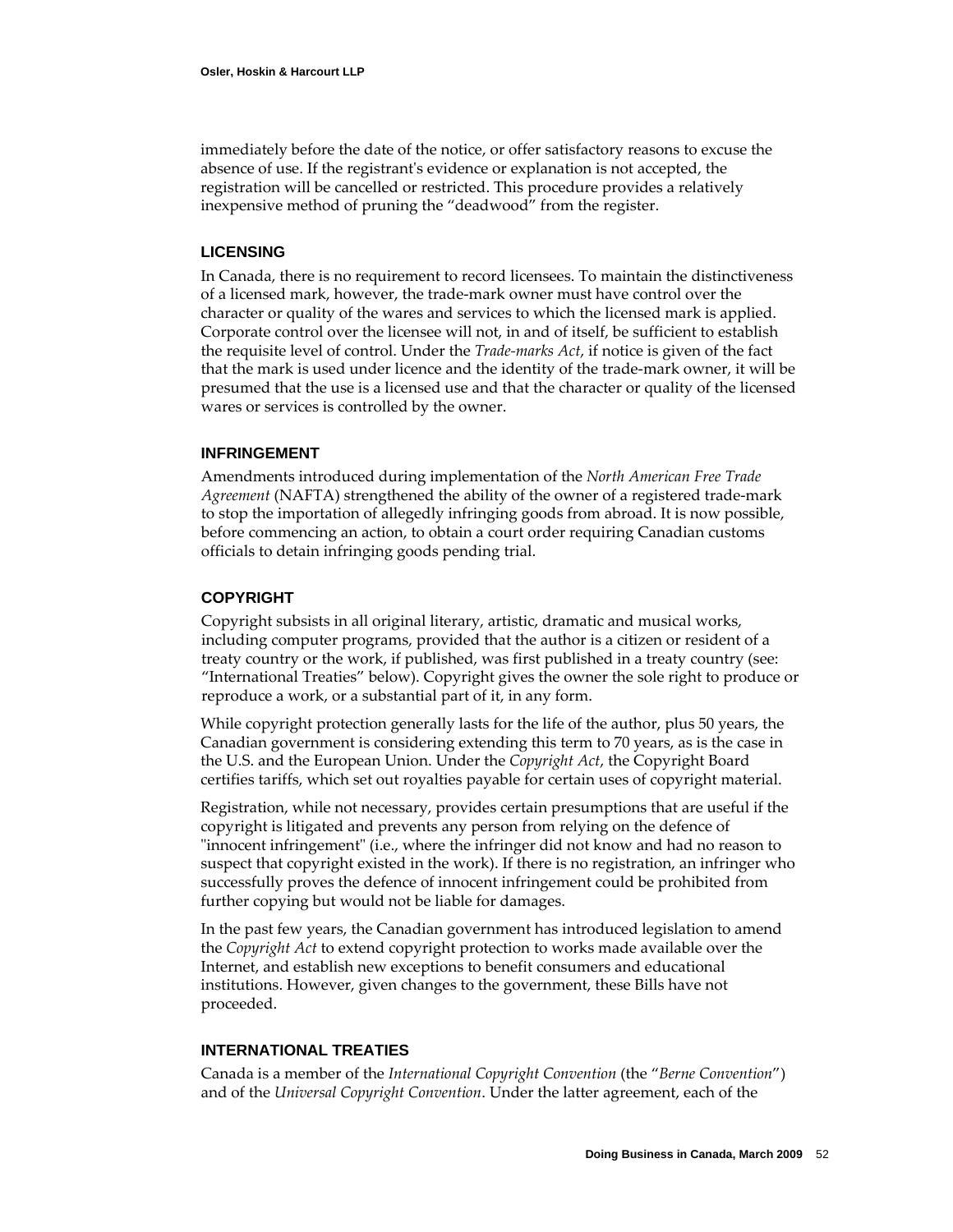immediately before the date of the notice, or offer satisfactory reasons to excuse the absence of use. If the registrant's evidence or explanation is not accepted, the registration will be cancelled or restricted. This procedure provides a relatively inexpensive method of pruning the “deadwood” from the register.

### LICENSING

In Canada, there is no requirement to record licensees. To maintain the distinctiveness of a licensed mark, however, the trade-mark owner must have control over the character or quality of the wares and services to which the licensed mark is applied. Corporate control over the licensee will not, in and of itself, be sufficient to establish the requisite level of control. Under the *Trade-marks Act*, if notice is given of the fact that the mark is used under licence and the identity of the trade-mark owner, it will be presumed that the use is a licensed use and that the character or quality of the licensed wares or services is controlled by the owner.

### INFRINGEMENT

Amendments introduced during implementation of the *North American Free Trade Agreement* (NAFTA) strengthened the ability of the owner of a registered trade-mark to stop the importation of allegedly infringing goods from abroad. It is now possible, before commencing an action, to obtain a court order requiring Canadian customs officials to detain infringing goods pending trial.

### COPYRIGHT

Copyright subsists in all original literary, artistic, dramatic and musical works, including computer programs, provided that the author is a citizen or resident of a treaty country or the work, if published, was first published in a treaty country (see: “International Treaties” below). Copyright gives the owner the sole right to produce or reproduce a work, or a substantial part of it, in any form.

While copyright protection generally lasts for the life of the author, plus 50 years, the Canadian government is considering extending this term to 70 years, as is the case in the U.S. and the European Union. Under the *Copyright Act*, the Copyright Board certifies tariffs, which set out royalties payable for certain uses of copyright material.

Registration, while not necessary, provides certain presumptions that are useful if the copyright is litigated and prevents any person from relying on the defence of "innocent infringement" (i.e., where the infringer did not know and had no reason to suspect that copyright existed in the work). If there is no registration, an infringer who successfully proves the defence of innocent infringement could be prohibited from further copying but would not be liable for damages.

In the past few years, the Canadian government has introduced legislation to amend the *Copyright Act* to extend copyright protection to works made available over the Internet, and establish new exceptions to benefit consumers and educational institutions. However, given changes to the government, these Bills have not proceeded.

### INTERNATIONAL TREATIES

Canada is a member of the *International Copyright Convention* (the “*Berne Convention*”) and of the *Universal Copyright Convention*. Under the latter agreement, each of the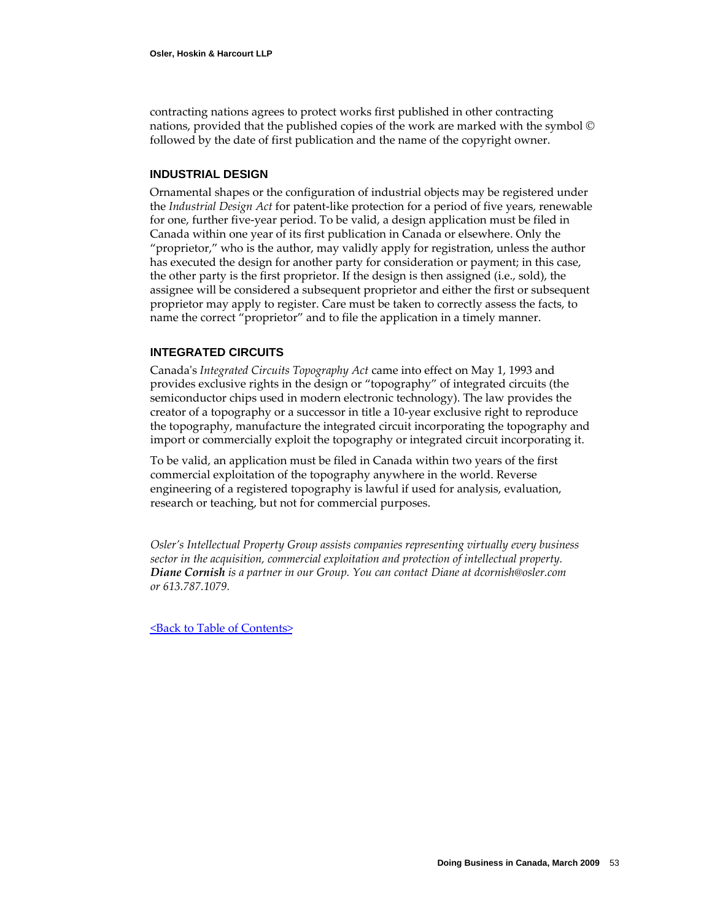contracting nations agrees to protect works first published in other contracting nations, provided that the published copies of the work are marked with the symbol © followed by the date of first publication and the name of the copyright owner.

## INDUSTRIAL DESIGN

Ornamental shapes or the configuration of industrial objects may be registered under the *Industrial Design Act* for patent-like protection for a period of five years, renewable for one, further five-year period. To be valid, a design application must be filed in Canada within one year of its first publication in Canada or elsewhere. Only the "proprietor," who is the author, may validly apply for registration, unless the author has executed the design for another party for consideration or payment; in this case, the other party is the first proprietor. If the design is then assigned (i.e., sold), the assignee will be considered a subsequent proprietor and either the first or subsequent proprietor may apply to register. Care must be taken to correctly assess the facts, to name the correct "proprietor" and to file the application in a timely manner.

## INTEGRATED CIRCUITS

Canada's *Integrated Circuits Topography Act* came into effect on May 1, 1993 and provides exclusive rights in the design or "topography" of integrated circuits (the semiconductor chips used in modern electronic technology). The law provides the creator of a topography or a successor in title a 10-year exclusive right to reproduce the topography, manufacture the integrated circuit incorporating the topography and import or commercially exploit the topography or integrated circuit incorporating it.

To be valid, an application must be filed in Canada within two years of the first commercial exploitation of the topography anywhere in the world. Reverse engineering of a registered topography is lawful if used for analysis, evaluation, research or teaching, but not for commercial purposes.

*Osler's Intellectual Property Group assists companies representing virtually every business sector in the acquisition, commercial exploitation and protection of intellectual property.* ***Diane Cornish*** *is a partner in our Group. You can contact Diane at dcornish@osler.com or 613.787.1079.*

<Back to Table of Contents>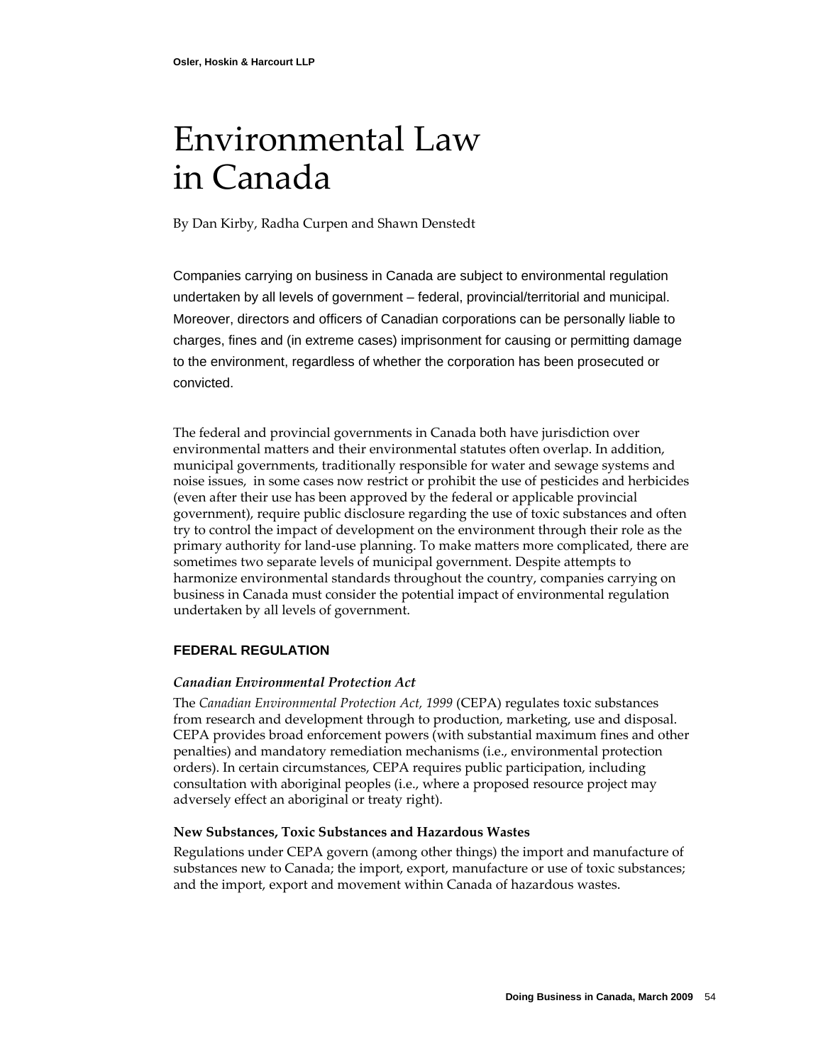# Environmental Law in Canada

By Dan Kirby, Radha Curpen and Shawn Denstedt

Companies carrying on business in Canada are subject to environmental regulation undertaken by all levels of government – federal, provincial/territorial and municipal. Moreover, directors and officers of Canadian corporations can be personally liable to charges, fines and (in extreme cases) imprisonment for causing or permitting damage to the environment, regardless of whether the corporation has been prosecuted or convicted.

The federal and provincial governments in Canada both have jurisdiction over environmental matters and their environmental statutes often overlap. In addition, municipal governments, traditionally responsible for water and sewage systems and noise issues, in some cases now restrict or prohibit the use of pesticides and herbicides (even after their use has been approved by the federal or applicable provincial government), require public disclosure regarding the use of toxic substances and often try to control the impact of development on the environment through their role as the primary authority for land-use planning. To make matters more complicated, there are sometimes two separate levels of municipal government. Despite attempts to harmonize environmental standards throughout the country, companies carrying on business in Canada must consider the potential impact of environmental regulation undertaken by all levels of government.

## FEDERAL REGULATION

### *Canadian Environmental Protection Act*

The *Canadian Environmental Protection Act, 1999* (CEPA) regulates toxic substances from research and development through to production, marketing, use and disposal. CEPA provides broad enforcement powers (with substantial maximum fines and other penalties) and mandatory remediation mechanisms (i.e., environmental protection orders). In certain circumstances, CEPA requires public participation, including consultation with aboriginal peoples (i.e., where a proposed resource project may adversely effect an aboriginal or treaty right).

### New Substances, Toxic Substances and Hazardous Wastes

Regulations under CEPA govern (among other things) the import and manufacture of substances new to Canada; the import, export, manufacture or use of toxic substances; and the import, export and movement within Canada of hazardous wastes.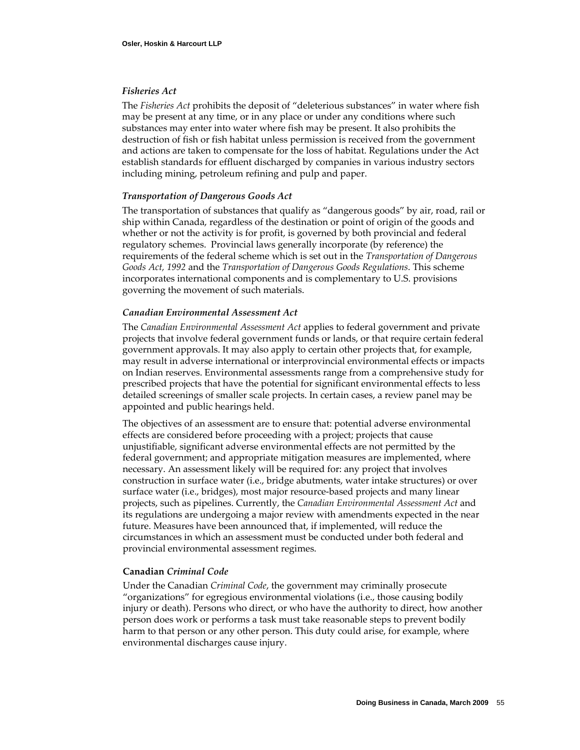### *Fisheries Act*

The *Fisheries Act* prohibits the deposit of "deleterious substances" in water where fish may be present at any time, or in any place or under any conditions where such substances may enter into water where fish may be present. It also prohibits the destruction of fish or fish habitat unless permission is received from the government and actions are taken to compensate for the loss of habitat. Regulations under the Act establish standards for effluent discharged by companies in various industry sectors including mining, petroleum refining and pulp and paper.

### *Transportation of Dangerous Goods Act*

The transportation of substances that qualify as "dangerous goods" by air, road, rail or ship within Canada, regardless of the destination or point of origin of the goods and whether or not the activity is for profit, is governed by both provincial and federal regulatory schemes. Provincial laws generally incorporate (by reference) the requirements of the federal scheme which is set out in the *Transportation of Dangerous Goods Act, 1992* and the *Transportation of Dangerous Goods Regulations*. This scheme incorporates international components and is complementary to U.S. provisions governing the movement of such materials.

### *Canadian Environmental Assessment Act*

The *Canadian Environmental Assessment Act* applies to federal government and private projects that involve federal government funds or lands, or that require certain federal government approvals. It may also apply to certain other projects that, for example, may result in adverse international or interprovincial environmental effects or impacts on Indian reserves. Environmental assessments range from a comprehensive study for prescribed projects that have the potential for significant environmental effects to less detailed screenings of smaller scale projects. In certain cases, a review panel may be appointed and public hearings held.

The objectives of an assessment are to ensure that: potential adverse environmental effects are considered before proceeding with a project; projects that cause unjustifiable, significant adverse environmental effects are not permitted by the federal government; and appropriate mitigation measures are implemented, where necessary. An assessment likely will be required for: any project that involves construction in surface water (i.e., bridge abutments, water intake structures) or over surface water (i.e., bridges), most major resource-based projects and many linear projects, such as pipelines. Currently, the *Canadian Environmental Assessment Act* and its regulations are undergoing a major review with amendments expected in the near future. Measures have been announced that, if implemented, will reduce the circumstances in which an assessment must be conducted under both federal and provincial environmental assessment regimes.

### **Canadian** *Criminal Code*

Under the Canadian *Criminal Code*, the government may criminally prosecute "organizations" for egregious environmental violations (i.e., those causing bodily injury or death). Persons who direct, or who have the authority to direct, how another person does work or performs a task must take reasonable steps to prevent bodily harm to that person or any other person. This duty could arise, for example, where environmental discharges cause injury.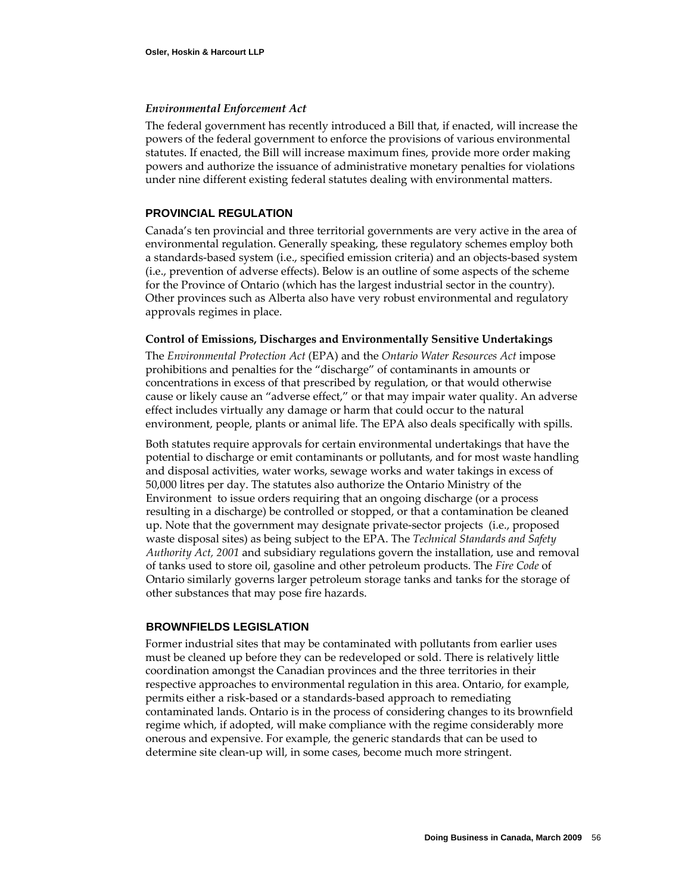### *Environmental Enforcement Act*

The federal government has recently introduced a Bill that, if enacted, will increase the powers of the federal government to enforce the provisions of various environmental statutes. If enacted, the Bill will increase maximum fines, provide more order making powers and authorize the issuance of administrative monetary penalties for violations under nine different existing federal statutes dealing with environmental matters.

## PROVINCIAL REGULATION

Canada's ten provincial and three territorial governments are very active in the area of environmental regulation. Generally speaking, these regulatory schemes employ both a standards-based system (i.e., specified emission criteria) and an objects-based system (i.e., prevention of adverse effects). Below is an outline of some aspects of the scheme for the Province of Ontario (which has the largest industrial sector in the country). Other provinces such as Alberta also have very robust environmental and regulatory approvals regimes in place.

### Control of Emissions, Discharges and Environmentally Sensitive Undertakings

The *Environmental Protection Act* (EPA) and the *Ontario Water Resources Act* impose prohibitions and penalties for the "discharge" of contaminants in amounts or concentrations in excess of that prescribed by regulation, or that would otherwise cause or likely cause an "adverse effect," or that may impair water quality. An adverse effect includes virtually any damage or harm that could occur to the natural environment, people, plants or animal life. The EPA also deals specifically with spills.

Both statutes require approvals for certain environmental undertakings that have the potential to discharge or emit contaminants or pollutants, and for most waste handling and disposal activities, water works, sewage works and water takings in excess of 50,000 litres per day. The statutes also authorize the Ontario Ministry of the Environment to issue orders requiring that an ongoing discharge (or a process resulting in a discharge) be controlled or stopped, or that a contamination be cleaned up. Note that the government may designate private-sector projects (i.e., proposed waste disposal sites) as being subject to the EPA. The *Technical Standards and Safety Authority Act, 2001* and subsidiary regulations govern the installation, use and removal of tanks used to store oil, gasoline and other petroleum products. The *Fire Code* of Ontario similarly governs larger petroleum storage tanks and tanks for the storage of other substances that may pose fire hazards.

## BROWNFIELDS LEGISLATION

Former industrial sites that may be contaminated with pollutants from earlier uses must be cleaned up before they can be redeveloped or sold. There is relatively little coordination amongst the Canadian provinces and the three territories in their respective approaches to environmental regulation in this area. Ontario, for example, permits either a risk-based or a standards-based approach to remediating contaminated lands. Ontario is in the process of considering changes to its brownfield regime which, if adopted, will make compliance with the regime considerably more onerous and expensive. For example, the generic standards that can be used to determine site clean-up will, in some cases, become much more stringent.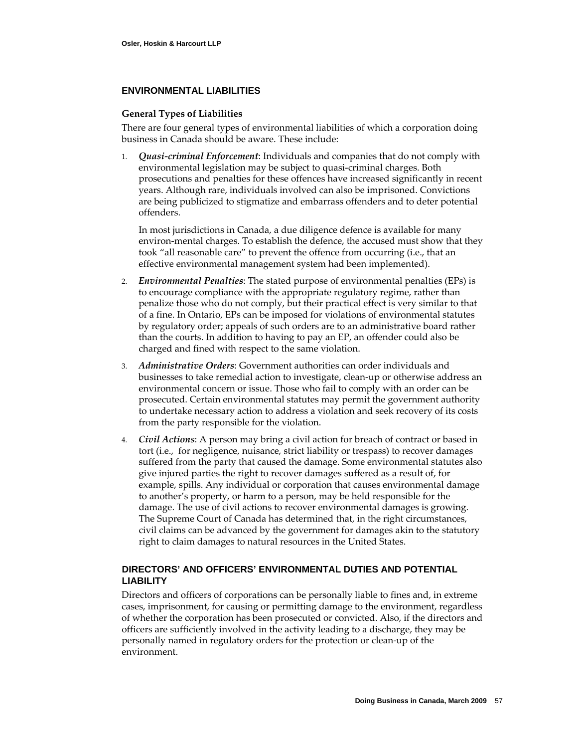## ENVIRONMENTAL LIABILITIES

### General Types of Liabilities

There are four general types of environmental liabilities of which a corporation doing business in Canada should be aware. These include:

1. ***Quasi-criminal Enforcement***: Individuals and companies that do not comply with environmental legislation may be subject to quasi-criminal charges. Both prosecutions and penalties for these offences have increased significantly in recent years. Although rare, individuals involved can also be imprisoned. Convictions are being publicized to stigmatize and embarrass offenders and to deter potential offenders.

   In most jurisdictions in Canada, a due diligence defence is available for many environ-mental charges. To establish the defence, the accused must show that they took "all reasonable care" to prevent the offence from occurring (i.e., that an effective environmental management system had been implemented).

2. ***Environmental Penalties***: The stated purpose of environmental penalties (EPs) is to encourage compliance with the appropriate regulatory regime, rather than penalize those who do not comply, but their practical effect is very similar to that of a fine. In Ontario, EPs can be imposed for violations of environmental statutes by regulatory order; appeals of such orders are to an administrative board rather than the courts. In addition to having to pay an EP, an offender could also be charged and fined with respect to the same violation.

3. ***Administrative Orders***: Government authorities can order individuals and businesses to take remedial action to investigate, clean-up or otherwise address an environmental concern or issue. Those who fail to comply with an order can be prosecuted. Certain environmental statutes may permit the government authority to undertake necessary action to address a violation and seek recovery of its costs from the party responsible for the violation.

4. ***Civil Actions***: A person may bring a civil action for breach of contract or based in tort (i.e., for negligence, nuisance, strict liability or trespass) to recover damages suffered from the party that caused the damage. Some environmental statutes also give injured parties the right to recover damages suffered as a result of, for example, spills. Any individual or corporation that causes environmental damage to another's property, or harm to a person, may be held responsible for the damage. The use of civil actions to recover environmental damages is growing. The Supreme Court of Canada has determined that, in the right circumstances, civil claims can be advanced by the government for damages akin to the statutory right to claim damages to natural resources in the United States.

## DIRECTORS' AND OFFICERS' ENVIRONMENTAL DUTIES AND POTENTIAL LIABILITY

Directors and officers of corporations can be personally liable to fines and, in extreme cases, imprisonment, for causing or permitting damage to the environment, regardless of whether the corporation has been prosecuted or convicted. Also, if the directors and officers are sufficiently involved in the activity leading to a discharge, they may be personally named in regulatory orders for the protection or clean-up of the environment.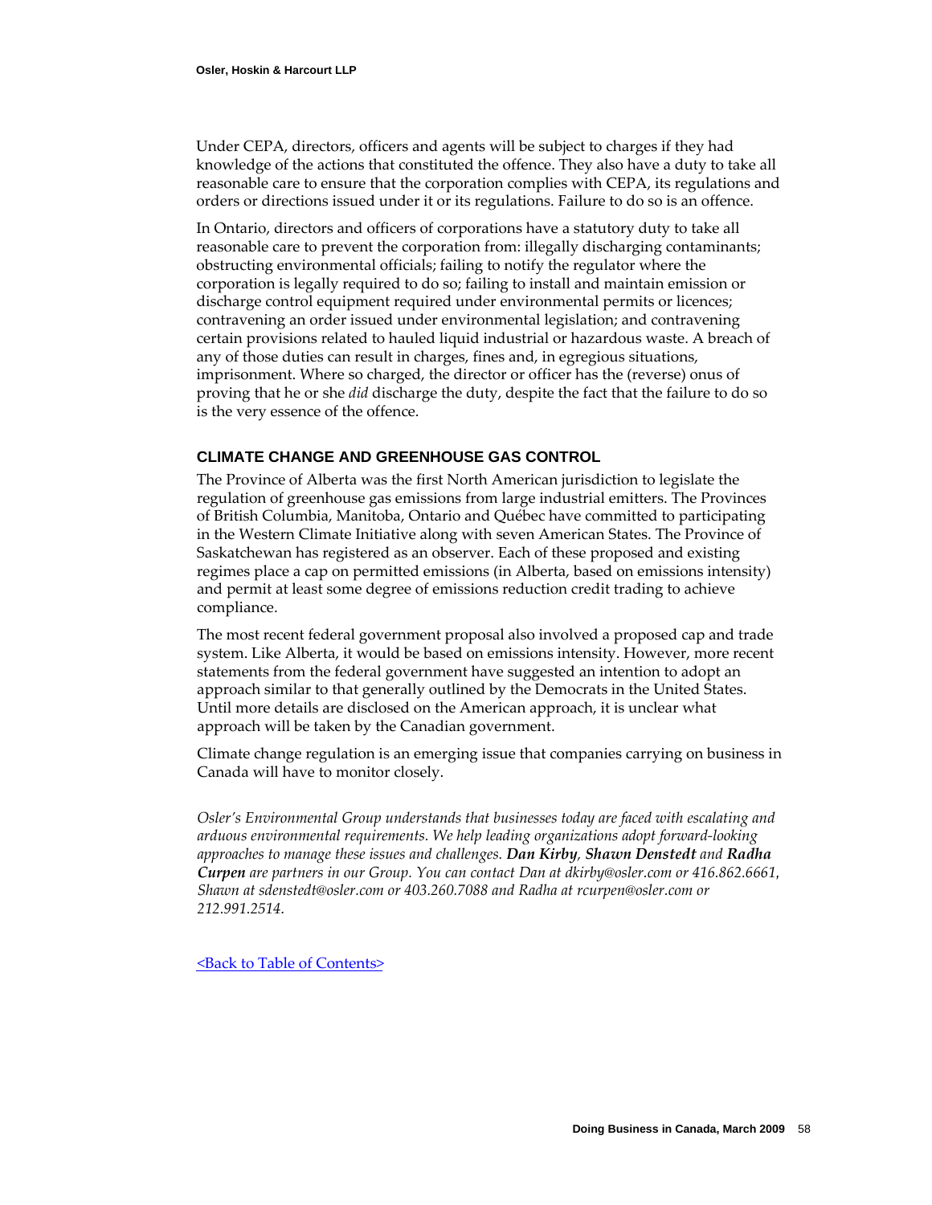Under CEPA, directors, officers and agents will be subject to charges if they had knowledge of the actions that constituted the offence. They also have a duty to take all reasonable care to ensure that the corporation complies with CEPA, its regulations and orders or directions issued under it or its regulations. Failure to do so is an offence.

In Ontario, directors and officers of corporations have a statutory duty to take all reasonable care to prevent the corporation from: illegally discharging contaminants; obstructing environmental officials; failing to notify the regulator where the corporation is legally required to do so; failing to install and maintain emission or discharge control equipment required under environmental permits or licences; contravening an order issued under environmental legislation; and contravening certain provisions related to hauled liquid industrial or hazardous waste. A breach of any of those duties can result in charges, fines and, in egregious situations, imprisonment. Where so charged, the director or officer has the (reverse) onus of proving that he or she *did* discharge the duty, despite the fact that the failure to do so is the very essence of the offence.

## CLIMATE CHANGE AND GREENHOUSE GAS CONTROL

The Province of Alberta was the first North American jurisdiction to legislate the regulation of greenhouse gas emissions from large industrial emitters. The Provinces of British Columbia, Manitoba, Ontario and Québec have committed to participating in the Western Climate Initiative along with seven American States. The Province of Saskatchewan has registered as an observer. Each of these proposed and existing regimes place a cap on permitted emissions (in Alberta, based on emissions intensity) and permit at least some degree of emissions reduction credit trading to achieve compliance.

The most recent federal government proposal also involved a proposed cap and trade system. Like Alberta, it would be based on emissions intensity. However, more recent statements from the federal government have suggested an intention to adopt an approach similar to that generally outlined by the Democrats in the United States. Until more details are disclosed on the American approach, it is unclear what approach will be taken by the Canadian government.

Climate change regulation is an emerging issue that companies carrying on business in Canada will have to monitor closely.

*Osler's Environmental Group understands that businesses today are faced with escalating and arduous environmental requirements. We help leading organizations adopt forward-looking approaches to manage these issues and challenges.* ***Dan Kirby****,* ***Shawn Denstedt*** *and* ***Radha Curpen*** *are partners in our Group. You can contact Dan at dkirby@osler.com or 416.862.6661, Shawn at sdenstedt@osler.com or 403.260.7088 and Radha at rcurpen@osler.com or 212.991.2514.*

<Back to Table of Contents>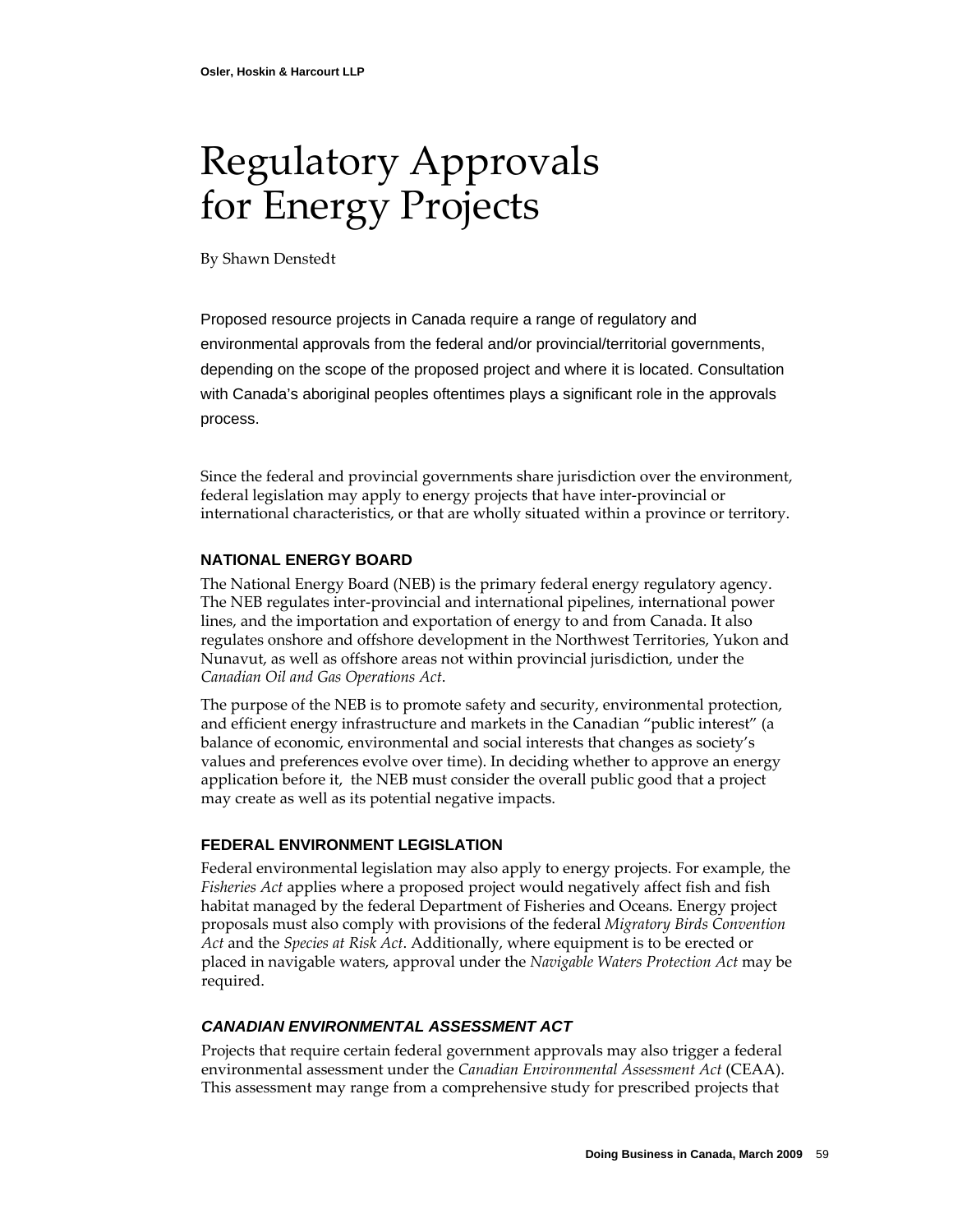# Regulatory Approvals for Energy Projects

By Shawn Denstedt

Proposed resource projects in Canada require a range of regulatory and environmental approvals from the federal and/or provincial/territorial governments, depending on the scope of the proposed project and where it is located. Consultation with Canada's aboriginal peoples oftentimes plays a significant role in the approvals process.

Since the federal and provincial governments share jurisdiction over the environment, federal legislation may apply to energy projects that have inter-provincial or international characteristics, or that are wholly situated within a province or territory.

### NATIONAL ENERGY BOARD

The National Energy Board (NEB) is the primary federal energy regulatory agency. The NEB regulates inter-provincial and international pipelines, international power lines, and the importation and exportation of energy to and from Canada. It also regulates onshore and offshore development in the Northwest Territories, Yukon and Nunavut, as well as offshore areas not within provincial jurisdiction, under the *Canadian Oil and Gas Operations Act*.

The purpose of the NEB is to promote safety and security, environmental protection, and efficient energy infrastructure and markets in the Canadian "public interest" (a balance of economic, environmental and social interests that changes as society's values and preferences evolve over time). In deciding whether to approve an energy application before it, the NEB must consider the overall public good that a project may create as well as its potential negative impacts.

### FEDERAL ENVIRONMENT LEGISLATION

Federal environmental legislation may also apply to energy projects. For example, the *Fisheries Act* applies where a proposed project would negatively affect fish and fish habitat managed by the federal Department of Fisheries and Oceans. Energy project proposals must also comply with provisions of the federal *Migratory Birds Convention Act* and the *Species at Risk Act*. Additionally, where equipment is to be erected or placed in navigable waters, approval under the *Navigable Waters Protection Act* may be required.

### *CANADIAN ENVIRONMENTAL ASSESSMENT ACT*

Projects that require certain federal government approvals may also trigger a federal environmental assessment under the *Canadian Environmental Assessment Act* (CEAA). This assessment may range from a comprehensive study for prescribed projects that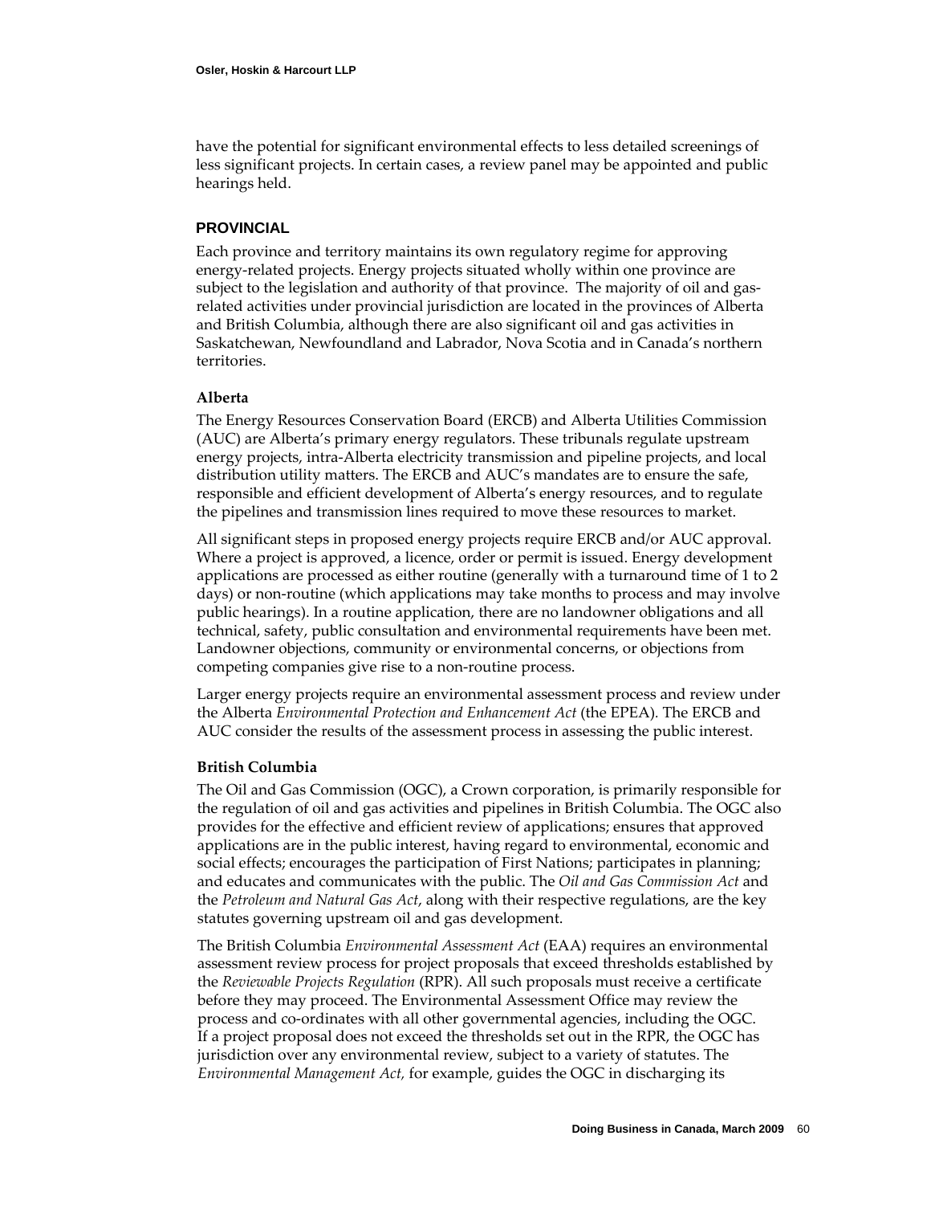have the potential for significant environmental effects to less detailed screenings of less significant projects. In certain cases, a review panel may be appointed and public hearings held.

## PROVINCIAL

Each province and territory maintains its own regulatory regime for approving energy-related projects. Energy projects situated wholly within one province are subject to the legislation and authority of that province. The majority of oil and gas-related activities under provincial jurisdiction are located in the provinces of Alberta and British Columbia, although there are also significant oil and gas activities in Saskatchewan, Newfoundland and Labrador, Nova Scotia and in Canada's northern territories.

### Alberta

The Energy Resources Conservation Board (ERCB) and Alberta Utilities Commission (AUC) are Alberta's primary energy regulators. These tribunals regulate upstream energy projects, intra-Alberta electricity transmission and pipeline projects, and local distribution utility matters. The ERCB and AUC's mandates are to ensure the safe, responsible and efficient development of Alberta's energy resources, and to regulate the pipelines and transmission lines required to move these resources to market.

All significant steps in proposed energy projects require ERCB and/or AUC approval. Where a project is approved, a licence, order or permit is issued. Energy development applications are processed as either routine (generally with a turnaround time of 1 to 2 days) or non-routine (which applications may take months to process and may involve public hearings). In a routine application, there are no landowner obligations and all technical, safety, public consultation and environmental requirements have been met. Landowner objections, community or environmental concerns, or objections from competing companies give rise to a non-routine process.

Larger energy projects require an environmental assessment process and review under the Alberta *Environmental Protection and Enhancement Act* (the EPEA). The ERCB and AUC consider the results of the assessment process in assessing the public interest.

### British Columbia

The Oil and Gas Commission (OGC), a Crown corporation, is primarily responsible for the regulation of oil and gas activities and pipelines in British Columbia. The OGC also provides for the effective and efficient review of applications; ensures that approved applications are in the public interest, having regard to environmental, economic and social effects; encourages the participation of First Nations; participates in planning; and educates and communicates with the public. The *Oil and Gas Commission Act* and the *Petroleum and Natural Gas Act*, along with their respective regulations, are the key statutes governing upstream oil and gas development.

The British Columbia *Environmental Assessment Act* (EAA) requires an environmental assessment review process for project proposals that exceed thresholds established by the *Reviewable Projects Regulation* (RPR). All such proposals must receive a certificate before they may proceed. The Environmental Assessment Office may review the process and co-ordinates with all other governmental agencies, including the OGC. If a project proposal does not exceed the thresholds set out in the RPR, the OGC has jurisdiction over any environmental review, subject to a variety of statutes. The *Environmental Management Act,* for example, guides the OGC in discharging its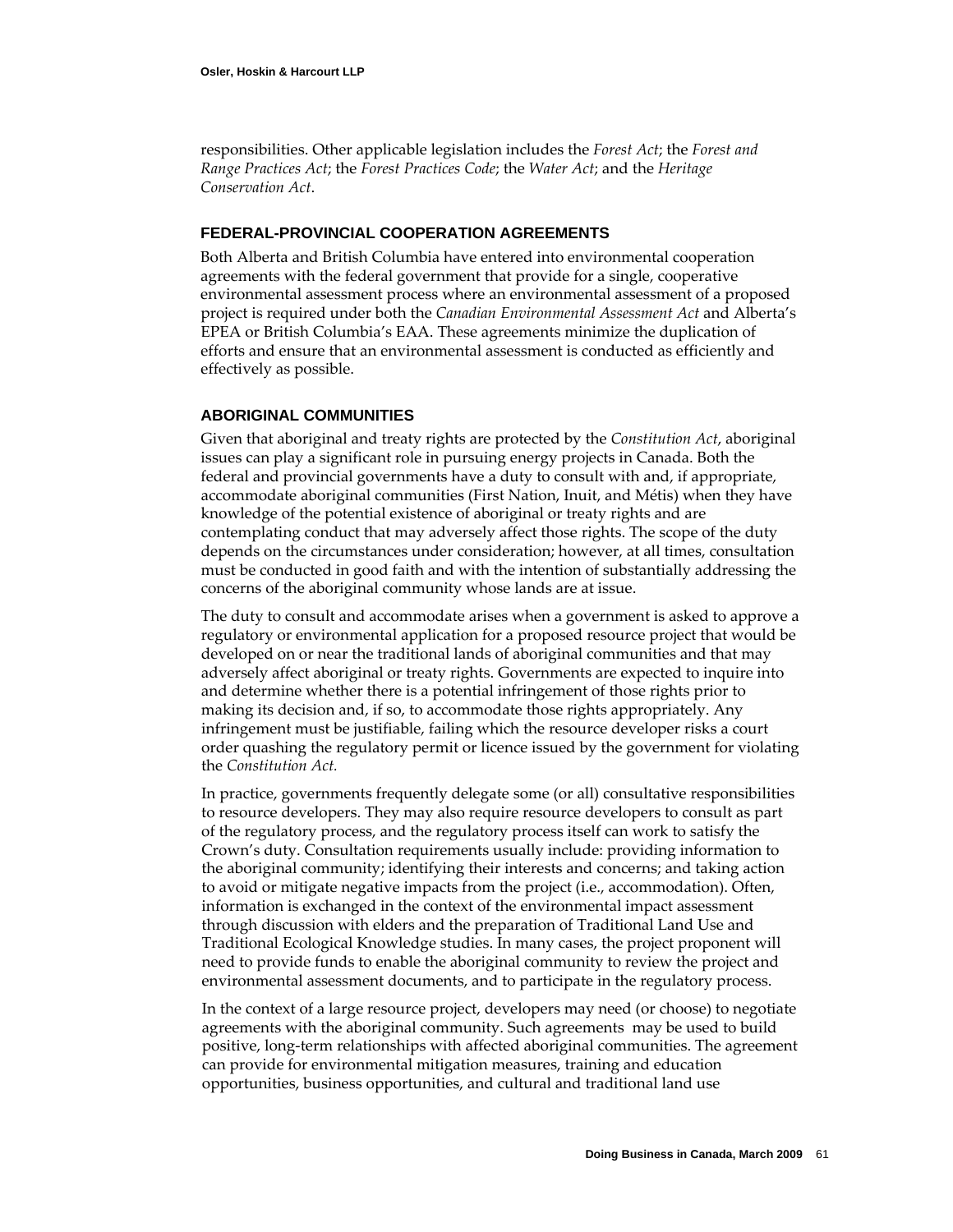responsibilities. Other applicable legislation includes the *Forest Act*; the *Forest and Range Practices Act*; the *Forest Practices Code*; the *Water Act*; and the *Heritage Conservation Act*.

### FEDERAL-PROVINCIAL COOPERATION AGREEMENTS

Both Alberta and British Columbia have entered into environmental cooperation agreements with the federal government that provide for a single, cooperative environmental assessment process where an environmental assessment of a proposed project is required under both the *Canadian Environmental Assessment Act* and Alberta's EPEA or British Columbia's EAA. These agreements minimize the duplication of efforts and ensure that an environmental assessment is conducted as efficiently and effectively as possible.

### ABORIGINAL COMMUNITIES

Given that aboriginal and treaty rights are protected by the *Constitution Act*, aboriginal issues can play a significant role in pursuing energy projects in Canada. Both the federal and provincial governments have a duty to consult with and, if appropriate, accommodate aboriginal communities (First Nation, Inuit, and Métis) when they have knowledge of the potential existence of aboriginal or treaty rights and are contemplating conduct that may adversely affect those rights. The scope of the duty depends on the circumstances under consideration; however, at all times, consultation must be conducted in good faith and with the intention of substantially addressing the concerns of the aboriginal community whose lands are at issue.

The duty to consult and accommodate arises when a government is asked to approve a regulatory or environmental application for a proposed resource project that would be developed on or near the traditional lands of aboriginal communities and that may adversely affect aboriginal or treaty rights. Governments are expected to inquire into and determine whether there is a potential infringement of those rights prior to making its decision and, if so, to accommodate those rights appropriately. Any infringement must be justifiable, failing which the resource developer risks a court order quashing the regulatory permit or licence issued by the government for violating the *Constitution Act.*

In practice, governments frequently delegate some (or all) consultative responsibilities to resource developers. They may also require resource developers to consult as part of the regulatory process, and the regulatory process itself can work to satisfy the Crown's duty. Consultation requirements usually include: providing information to the aboriginal community; identifying their interests and concerns; and taking action to avoid or mitigate negative impacts from the project (i.e., accommodation). Often, information is exchanged in the context of the environmental impact assessment through discussion with elders and the preparation of Traditional Land Use and Traditional Ecological Knowledge studies. In many cases, the project proponent will need to provide funds to enable the aboriginal community to review the project and environmental assessment documents, and to participate in the regulatory process.

In the context of a large resource project, developers may need (or choose) to negotiate agreements with the aboriginal community. Such agreements may be used to build positive, long-term relationships with affected aboriginal communities. The agreement can provide for environmental mitigation measures, training and education opportunities, business opportunities, and cultural and traditional land use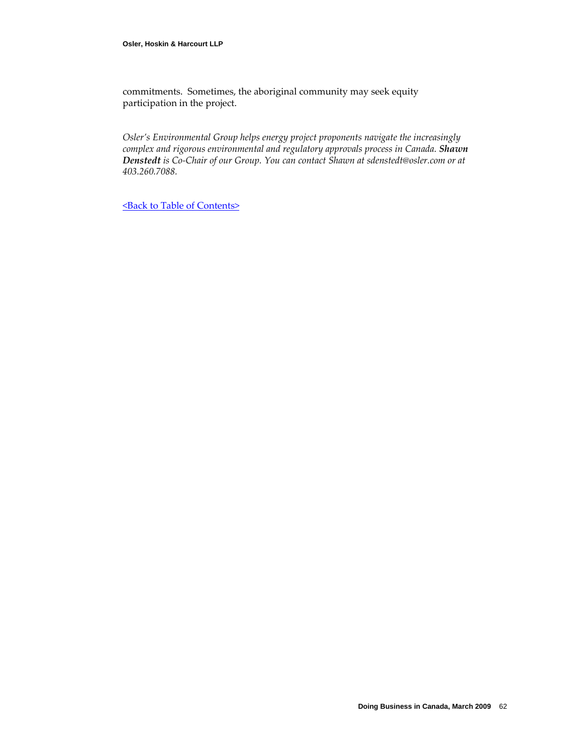commitments. Sometimes, the aboriginal community may seek equity participation in the project.

*Osler's Environmental Group helps energy project proponents navigate the increasingly complex and rigorous environmental and regulatory approvals process in Canada.* ***Shawn Denstedt*** *is Co-Chair of our Group. You can contact Shawn at sdenstedt@osler.com or at 403.260.7088.*

<Back to Table of Contents>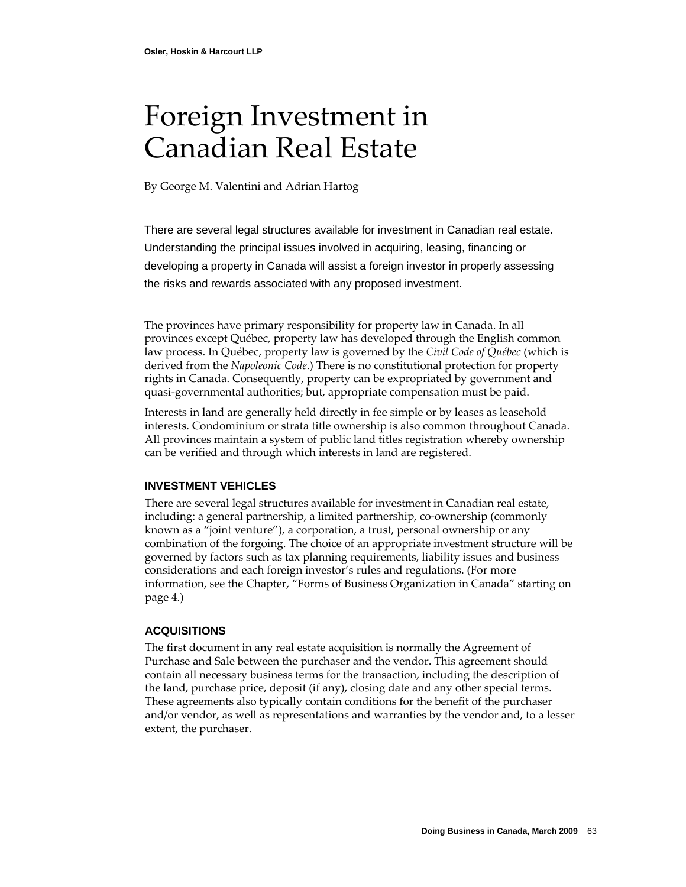# Foreign Investment in Canadian Real Estate

By George M. Valentini and Adrian Hartog

There are several legal structures available for investment in Canadian real estate. Understanding the principal issues involved in acquiring, leasing, financing or developing a property in Canada will assist a foreign investor in properly assessing the risks and rewards associated with any proposed investment.

The provinces have primary responsibility for property law in Canada. In all provinces except Québec, property law has developed through the English common law process. In Québec, property law is governed by the *Civil Code of Québec* (which is derived from the *Napoleonic Code*.) There is no constitutional protection for property rights in Canada. Consequently, property can be expropriated by government and quasi-governmental authorities; but, appropriate compensation must be paid.

Interests in land are generally held directly in fee simple or by leases as leasehold interests. Condominium or strata title ownership is also common throughout Canada. All provinces maintain a system of public land titles registration whereby ownership can be verified and through which interests in land are registered.

## INVESTMENT VEHICLES

There are several legal structures available for investment in Canadian real estate, including: a general partnership, a limited partnership, co-ownership (commonly known as a "joint venture"), a corporation, a trust, personal ownership or any combination of the forgoing. The choice of an appropriate investment structure will be governed by factors such as tax planning requirements, liability issues and business considerations and each foreign investor's rules and regulations. (For more information, see the Chapter, "Forms of Business Organization in Canada" starting on page 4.)

## ACQUISITIONS

The first document in any real estate acquisition is normally the Agreement of Purchase and Sale between the purchaser and the vendor. This agreement should contain all necessary business terms for the transaction, including the description of the land, purchase price, deposit (if any), closing date and any other special terms. These agreements also typically contain conditions for the benefit of the purchaser and/or vendor, as well as representations and warranties by the vendor and, to a lesser extent, the purchaser.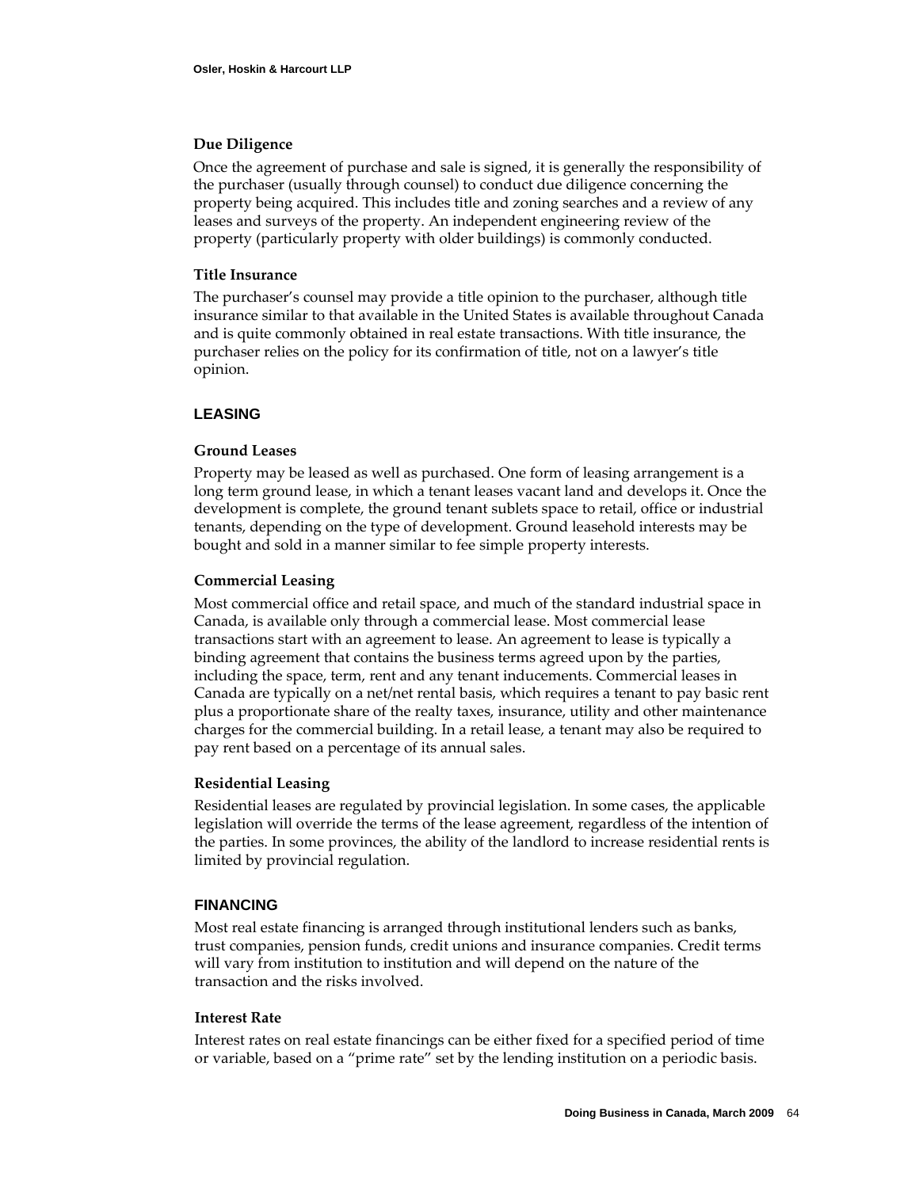### Due Diligence

Once the agreement of purchase and sale is signed, it is generally the responsibility of the purchaser (usually through counsel) to conduct due diligence concerning the property being acquired. This includes title and zoning searches and a review of any leases and surveys of the property. An independent engineering review of the property (particularly property with older buildings) is commonly conducted.

### Title Insurance

The purchaser's counsel may provide a title opinion to the purchaser, although title insurance similar to that available in the United States is available throughout Canada and is quite commonly obtained in real estate transactions. With title insurance, the purchaser relies on the policy for its confirmation of title, not on a lawyer's title opinion.

## LEASING

### Ground Leases

Property may be leased as well as purchased. One form of leasing arrangement is a long term ground lease, in which a tenant leases vacant land and develops it. Once the development is complete, the ground tenant sublets space to retail, office or industrial tenants, depending on the type of development. Ground leasehold interests may be bought and sold in a manner similar to fee simple property interests.

### Commercial Leasing

Most commercial office and retail space, and much of the standard industrial space in Canada, is available only through a commercial lease. Most commercial lease transactions start with an agreement to lease. An agreement to lease is typically a binding agreement that contains the business terms agreed upon by the parties, including the space, term, rent and any tenant inducements. Commercial leases in Canada are typically on a net/net rental basis, which requires a tenant to pay basic rent plus a proportionate share of the realty taxes, insurance, utility and other maintenance charges for the commercial building. In a retail lease, a tenant may also be required to pay rent based on a percentage of its annual sales.

### Residential Leasing

Residential leases are regulated by provincial legislation. In some cases, the applicable legislation will override the terms of the lease agreement, regardless of the intention of the parties. In some provinces, the ability of the landlord to increase residential rents is limited by provincial regulation.

## FINANCING

Most real estate financing is arranged through institutional lenders such as banks, trust companies, pension funds, credit unions and insurance companies. Credit terms will vary from institution to institution and will depend on the nature of the transaction and the risks involved.

### Interest Rate

Interest rates on real estate financings can be either fixed for a specified period of time or variable, based on a "prime rate" set by the lending institution on a periodic basis.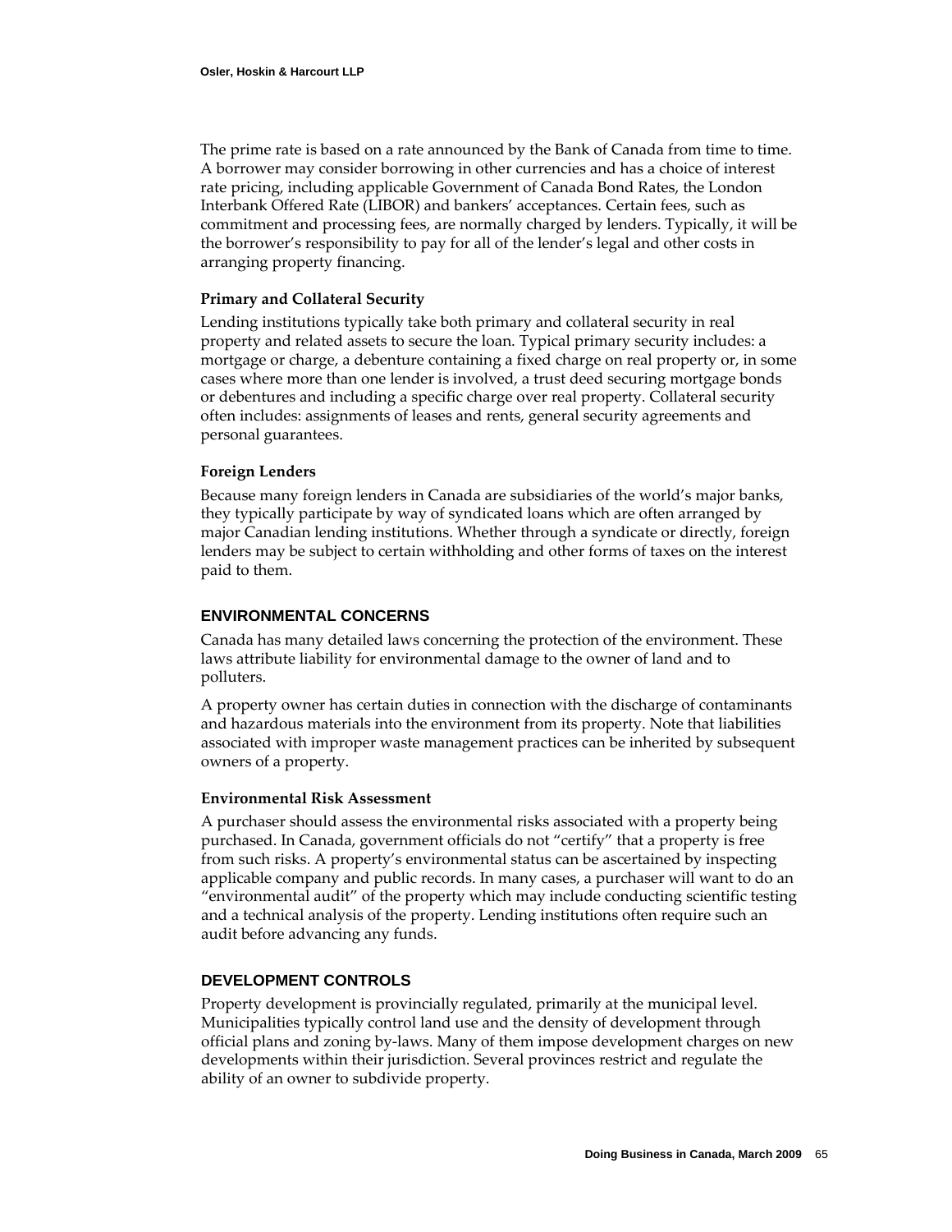The prime rate is based on a rate announced by the Bank of Canada from time to time. A borrower may consider borrowing in other currencies and has a choice of interest rate pricing, including applicable Government of Canada Bond Rates, the London Interbank Offered Rate (LIBOR) and bankers' acceptances. Certain fees, such as commitment and processing fees, are normally charged by lenders. Typically, it will be the borrower's responsibility to pay for all of the lender's legal and other costs in arranging property financing.

### Primary and Collateral Security

Lending institutions typically take both primary and collateral security in real property and related assets to secure the loan. Typical primary security includes: a mortgage or charge, a debenture containing a fixed charge on real property or, in some cases where more than one lender is involved, a trust deed securing mortgage bonds or debentures and including a specific charge over real property. Collateral security often includes: assignments of leases and rents, general security agreements and personal guarantees.

### Foreign Lenders

Because many foreign lenders in Canada are subsidiaries of the world's major banks, they typically participate by way of syndicated loans which are often arranged by major Canadian lending institutions. Whether through a syndicate or directly, foreign lenders may be subject to certain withholding and other forms of taxes on the interest paid to them.

## ENVIRONMENTAL CONCERNS

Canada has many detailed laws concerning the protection of the environment. These laws attribute liability for environmental damage to the owner of land and to polluters.

A property owner has certain duties in connection with the discharge of contaminants and hazardous materials into the environment from its property. Note that liabilities associated with improper waste management practices can be inherited by subsequent owners of a property.

### Environmental Risk Assessment

A purchaser should assess the environmental risks associated with a property being purchased. In Canada, government officials do not "certify" that a property is free from such risks. A property's environmental status can be ascertained by inspecting applicable company and public records. In many cases, a purchaser will want to do an "environmental audit" of the property which may include conducting scientific testing and a technical analysis of the property. Lending institutions often require such an audit before advancing any funds.

## DEVELOPMENT CONTROLS

Property development is provincially regulated, primarily at the municipal level. Municipalities typically control land use and the density of development through official plans and zoning by-laws. Many of them impose development charges on new developments within their jurisdiction. Several provinces restrict and regulate the ability of an owner to subdivide property.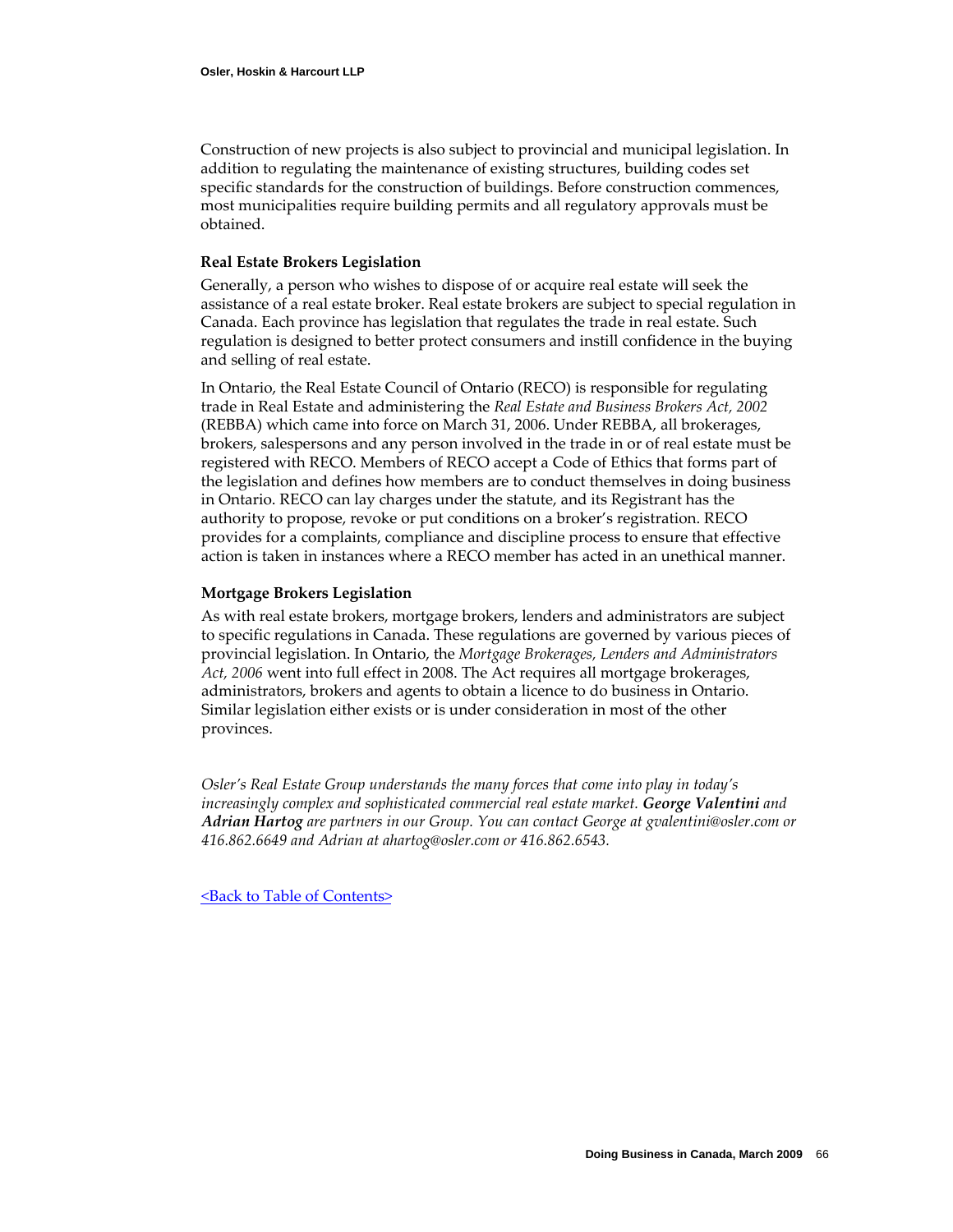Construction of new projects is also subject to provincial and municipal legislation. In addition to regulating the maintenance of existing structures, building codes set specific standards for the construction of buildings. Before construction commences, most municipalities require building permits and all regulatory approvals must be obtained.

### Real Estate Brokers Legislation

Generally, a person who wishes to dispose of or acquire real estate will seek the assistance of a real estate broker. Real estate brokers are subject to special regulation in Canada. Each province has legislation that regulates the trade in real estate. Such regulation is designed to better protect consumers and instill confidence in the buying and selling of real estate.

In Ontario, the Real Estate Council of Ontario (RECO) is responsible for regulating trade in Real Estate and administering the *Real Estate and Business Brokers Act, 2002* (REBBA) which came into force on March 31, 2006. Under REBBA, all brokerages, brokers, salespersons and any person involved in the trade in or of real estate must be registered with RECO. Members of RECO accept a Code of Ethics that forms part of the legislation and defines how members are to conduct themselves in doing business in Ontario. RECO can lay charges under the statute, and its Registrant has the authority to propose, revoke or put conditions on a broker's registration. RECO provides for a complaints, compliance and discipline process to ensure that effective action is taken in instances where a RECO member has acted in an unethical manner.

### Mortgage Brokers Legislation

As with real estate brokers, mortgage brokers, lenders and administrators are subject to specific regulations in Canada. These regulations are governed by various pieces of provincial legislation. In Ontario, the *Mortgage Brokerages, Lenders and Administrators Act, 2006* went into full effect in 2008. The Act requires all mortgage brokerages, administrators, brokers and agents to obtain a licence to do business in Ontario. Similar legislation either exists or is under consideration in most of the other provinces.

*Osler's Real Estate Group understands the many forces that come into play in today's increasingly complex and sophisticated commercial real estate market.* ***George Valentini*** *and* ***Adrian Hartog*** *are partners in our Group. You can contact George at gvalentini@osler.com or 416.862.6649 and Adrian at ahartog@osler.com or 416.862.6543.*

<Back to Table of Contents>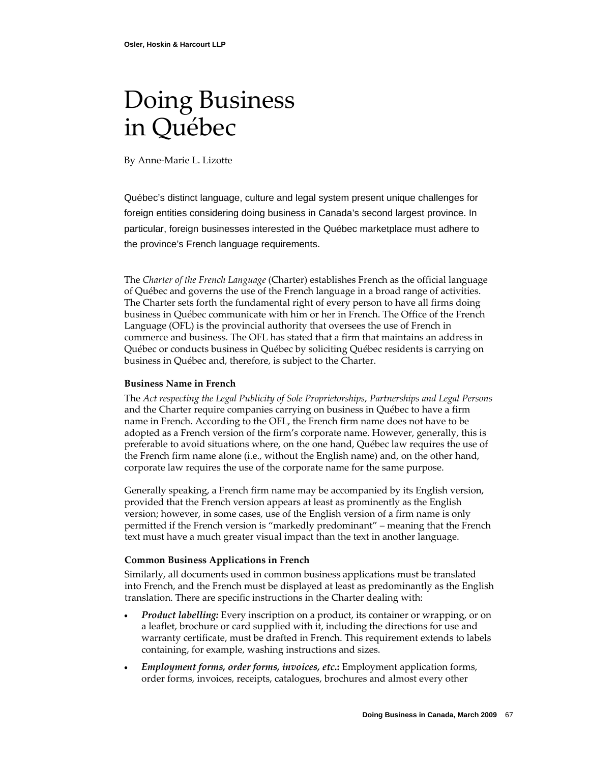# Doing Business in Québec

By Anne-Marie L. Lizotte

Québec's distinct language, culture and legal system present unique challenges for foreign entities considering doing business in Canada's second largest province. In particular, foreign businesses interested in the Québec marketplace must adhere to the province's French language requirements.

The *Charter of the French Language* (Charter) establishes French as the official language of Québec and governs the use of the French language in a broad range of activities. The Charter sets forth the fundamental right of every person to have all firms doing business in Québec communicate with him or her in French. The Office of the French Language (OFL) is the provincial authority that oversees the use of French in commerce and business. The OFL has stated that a firm that maintains an address in Québec or conducts business in Québec by soliciting Québec residents is carrying on business in Québec and, therefore, is subject to the Charter.

### Business Name in French

The *Act respecting the Legal Publicity of Sole Proprietorships, Partnerships and Legal Persons* and the Charter require companies carrying on business in Québec to have a firm name in French. According to the OFL, the French firm name does not have to be adopted as a French version of the firm's corporate name. However, generally, this is preferable to avoid situations where, on the one hand, Québec law requires the use of the French firm name alone (i.e., without the English name) and, on the other hand, corporate law requires the use of the corporate name for the same purpose.

Generally speaking, a French firm name may be accompanied by its English version, provided that the French version appears at least as prominently as the English version; however, in some cases, use of the English version of a firm name is only permitted if the French version is "markedly predominant" – meaning that the French text must have a much greater visual impact than the text in another language.

### Common Business Applications in French

Similarly, all documents used in common business applications must be translated into French, and the French must be displayed at least as predominantly as the English translation. There are specific instructions in the Charter dealing with:

- ***Product labelling:*** Every inscription on a product, its container or wrapping, or on a leaflet, brochure or card supplied with it, including the directions for use and warranty certificate, must be drafted in French. This requirement extends to labels containing, for example, washing instructions and sizes.
- ***Employment forms, order forms, invoices, etc.*:** Employment application forms, order forms, invoices, receipts, catalogues, brochures and almost every other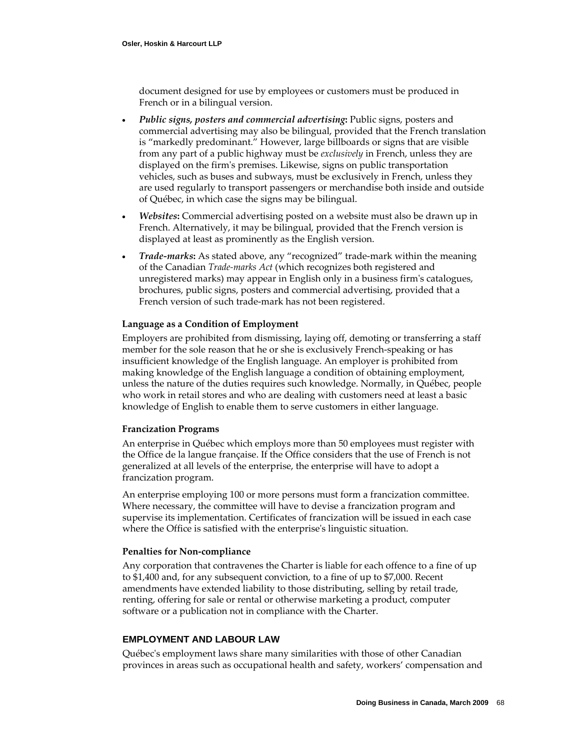document designed for use by employees or customers must be produced in French or in a bilingual version.

- ***Public signs, posters and commercial advertising*:** Public signs, posters and commercial advertising may also be bilingual, provided that the French translation is "markedly predominant." However, large billboards or signs that are visible from any part of a public highway must be *exclusively* in French, unless they are displayed on the firm's premises. Likewise, signs on public transportation vehicles, such as buses and subways, must be exclusively in French, unless they are used regularly to transport passengers or merchandise both inside and outside of Québec, in which case the signs may be bilingual.
- ***Websites*:** Commercial advertising posted on a website must also be drawn up in French. Alternatively, it may be bilingual, provided that the French version is displayed at least as prominently as the English version.
- ***Trade-marks*:** As stated above, any "recognized" trade-mark within the meaning of the Canadian *Trade-marks Act* (which recognizes both registered and unregistered marks) may appear in English only in a business firm's catalogues, brochures, public signs, posters and commercial advertising, provided that a French version of such trade-mark has not been registered.

#### Language as a Condition of Employment

Employers are prohibited from dismissing, laying off, demoting or transferring a staff member for the sole reason that he or she is exclusively French-speaking or has insufficient knowledge of the English language. An employer is prohibited from making knowledge of the English language a condition of obtaining employment, unless the nature of the duties requires such knowledge. Normally, in Québec, people who work in retail stores and who are dealing with customers need at least a basic knowledge of English to enable them to serve customers in either language.

#### Francization Programs

An enterprise in Québec which employs more than 50 employees must register with the Office de la langue française. If the Office considers that the use of French is not generalized at all levels of the enterprise, the enterprise will have to adopt a francization program.

An enterprise employing 100 or more persons must form a francization committee. Where necessary, the committee will have to devise a francization program and supervise its implementation. Certificates of francization will be issued in each case where the Office is satisfied with the enterprise's linguistic situation.

#### Penalties for Non-compliance

Any corporation that contravenes the Charter is liable for each offence to a fine of up to $1,400 and, for any subsequent conviction, to a fine of up to $7,000. Recent amendments have extended liability to those distributing, selling by retail trade, renting, offering for sale or rental or otherwise marketing a product, computer software or a publication not in compliance with the Charter.

### EMPLOYMENT AND LABOUR LAW

Québec's employment laws share many similarities with those of other Canadian provinces in areas such as occupational health and safety, workers' compensation and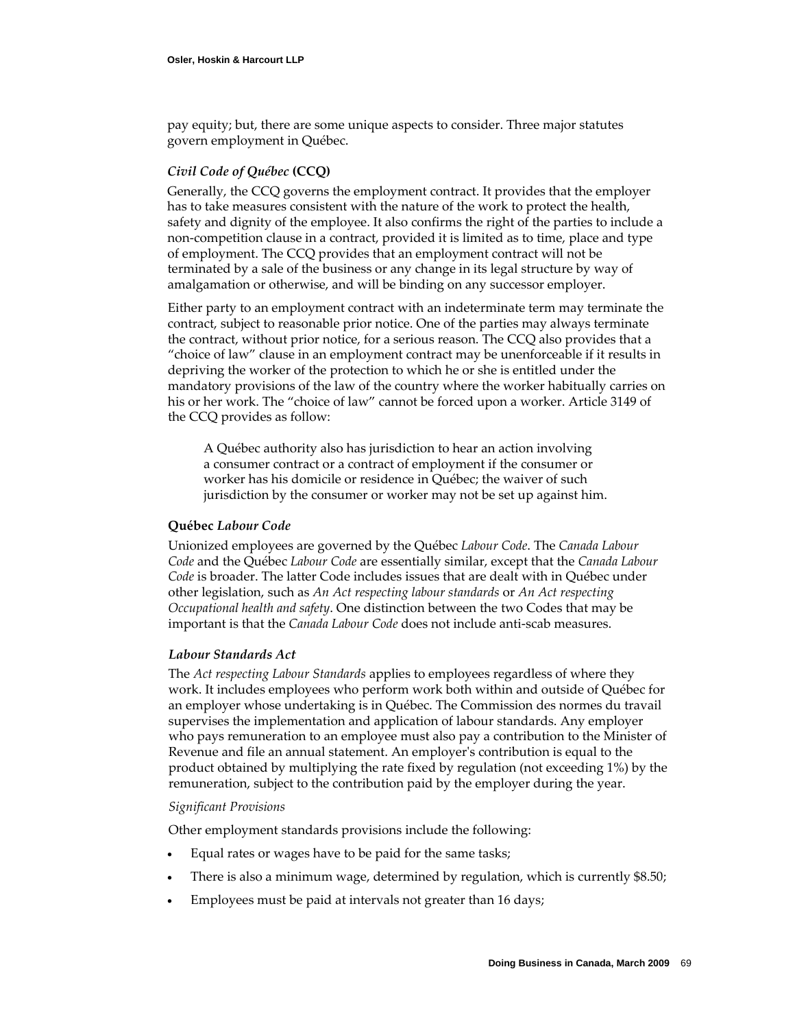pay equity; but, there are some unique aspects to consider. Three major statutes govern employment in Québec.

### *Civil Code of Québec* (CCQ)

Generally, the CCQ governs the employment contract. It provides that the employer has to take measures consistent with the nature of the work to protect the health, safety and dignity of the employee. It also confirms the right of the parties to include a non-competition clause in a contract, provided it is limited as to time, place and type of employment. The CCQ provides that an employment contract will not be terminated by a sale of the business or any change in its legal structure by way of amalgamation or otherwise, and will be binding on any successor employer.

Either party to an employment contract with an indeterminate term may terminate the contract, subject to reasonable prior notice. One of the parties may always terminate the contract, without prior notice, for a serious reason. The CCQ also provides that a "choice of law" clause in an employment contract may be unenforceable if it results in depriving the worker of the protection to which he or she is entitled under the mandatory provisions of the law of the country where the worker habitually carries on his or her work. The "choice of law" cannot be forced upon a worker. Article 3149 of the CCQ provides as follow:

> A Québec authority also has jurisdiction to hear an action involving a consumer contract or a contract of employment if the consumer or worker has his domicile or residence in Québec; the waiver of such jurisdiction by the consumer or worker may not be set up against him.

### Québec *Labour Code*

Unionized employees are governed by the Québec *Labour Code*. The *Canada Labour Code* and the Québec *Labour Code* are essentially similar, except that the *Canada Labour Code* is broader. The latter Code includes issues that are dealt with in Québec under other legislation, such as *An Act respecting labour standards* or *An Act respecting Occupational health and safety*. One distinction between the two Codes that may be important is that the *Canada Labour Code* does not include anti-scab measures.

### *Labour Standards Act*

The *Act respecting Labour Standards* applies to employees regardless of where they work. It includes employees who perform work both within and outside of Québec for an employer whose undertaking is in Québec. The Commission des normes du travail supervises the implementation and application of labour standards. Any employer who pays remuneration to an employee must also pay a contribution to the Minister of Revenue and file an annual statement. An employer's contribution is equal to the product obtained by multiplying the rate fixed by regulation (not exceeding 1%) by the remuneration, subject to the contribution paid by the employer during the year.

#### *Significant Provisions*

Other employment standards provisions include the following:

- Equal rates or wages have to be paid for the same tasks;
- There is also a minimum wage, determined by regulation, which is currently $8.50;
- Employees must be paid at intervals not greater than 16 days;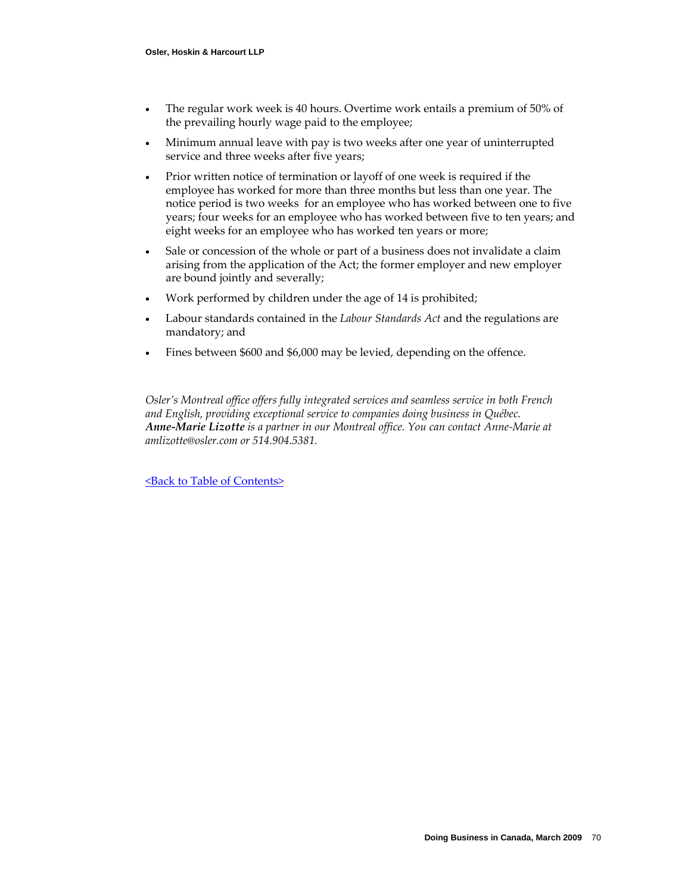- The regular work week is 40 hours. Overtime work entails a premium of 50% of the prevailing hourly wage paid to the employee;
- Minimum annual leave with pay is two weeks after one year of uninterrupted service and three weeks after five years;
- Prior written notice of termination or layoff of one week is required if the employee has worked for more than three months but less than one year. The notice period is two weeks for an employee who has worked between one to five years; four weeks for an employee who has worked between five to ten years; and eight weeks for an employee who has worked ten years or more;
- Sale or concession of the whole or part of a business does not invalidate a claim arising from the application of the Act; the former employer and new employer are bound jointly and severally;
- Work performed by children under the age of 14 is prohibited;
- Labour standards contained in the *Labour Standards Act* and the regulations are mandatory; and
- Fines between $600 and $6,000 may be levied, depending on the offence.

*Osler's Montreal office offers fully integrated services and seamless service in both French and English, providing exceptional service to companies doing business in Québec.* ***Anne-Marie Lizotte*** *is a partner in our Montreal office. You can contact Anne-Marie at amlizotte@osler.com or 514.904.5381.*

<Back to Table of Contents>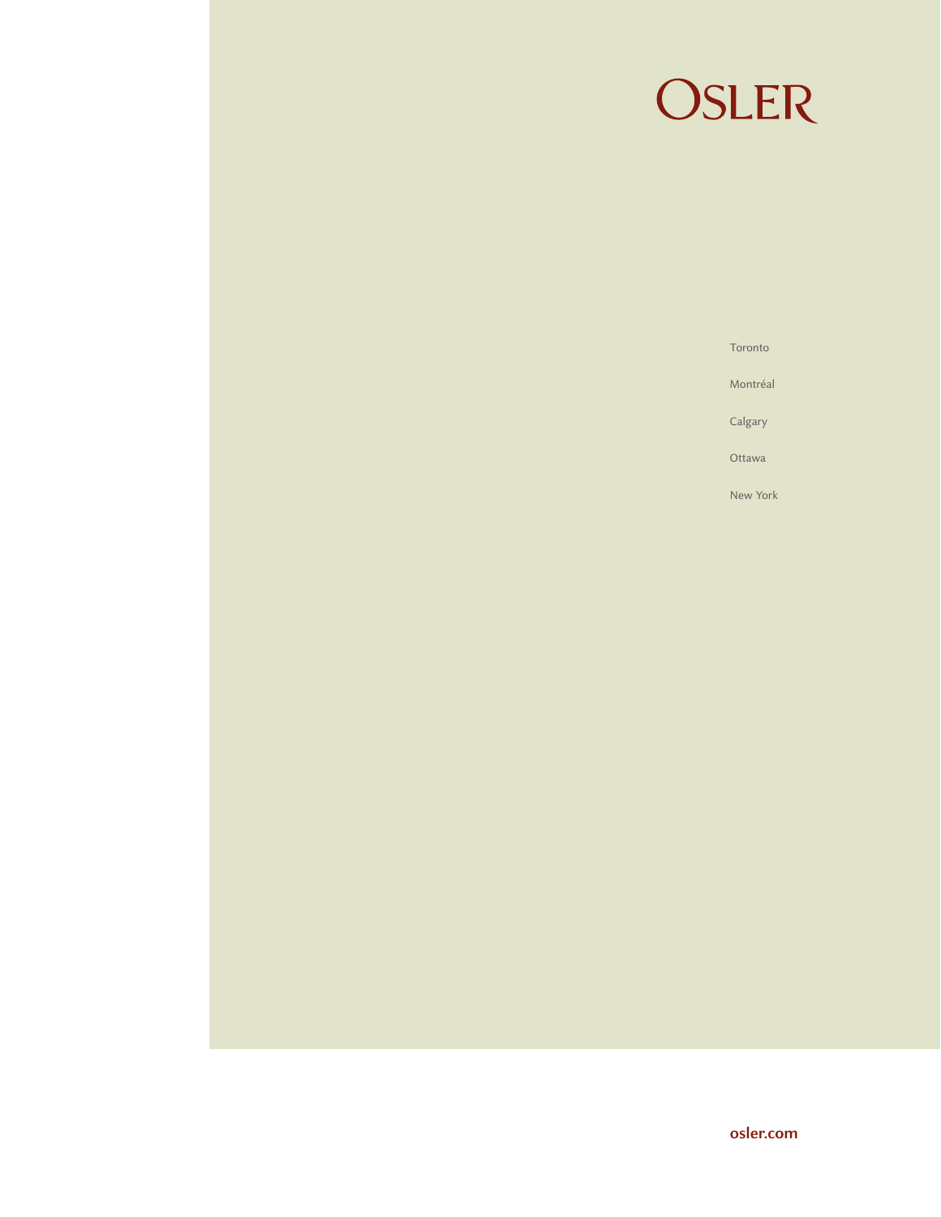# OSLER

Toronto

Montréal

Calgary

Ottawa

New York

osler.com